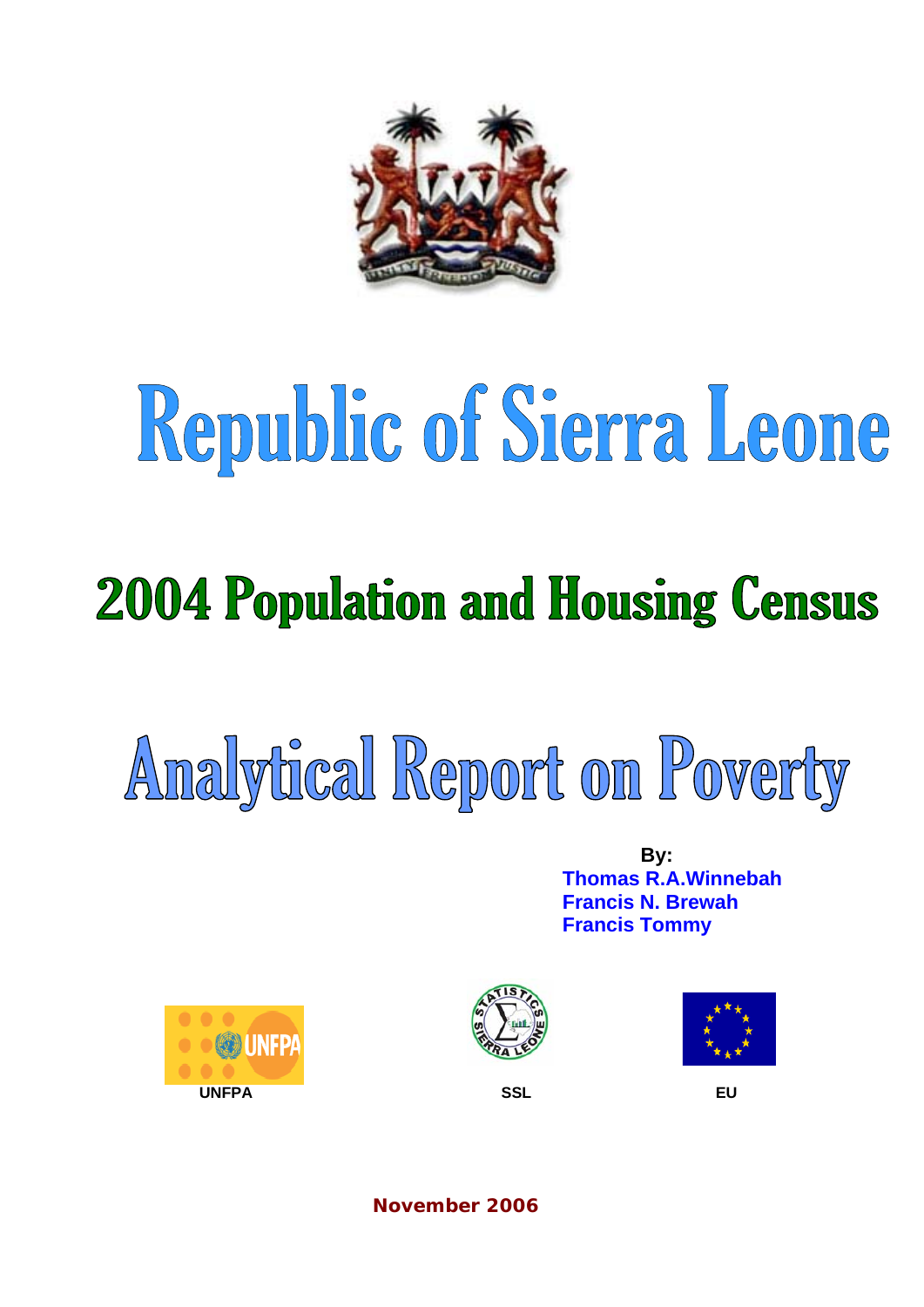# Republic of Sierra Leone

## 2004 Population and Housing Census

# Analytical Report on Poverty

**By:**
**Thomas R.A.Winnebah**
**Francis N. Brewah**
**Francis Tommy**

UNFPA SSL EU

**November 2006**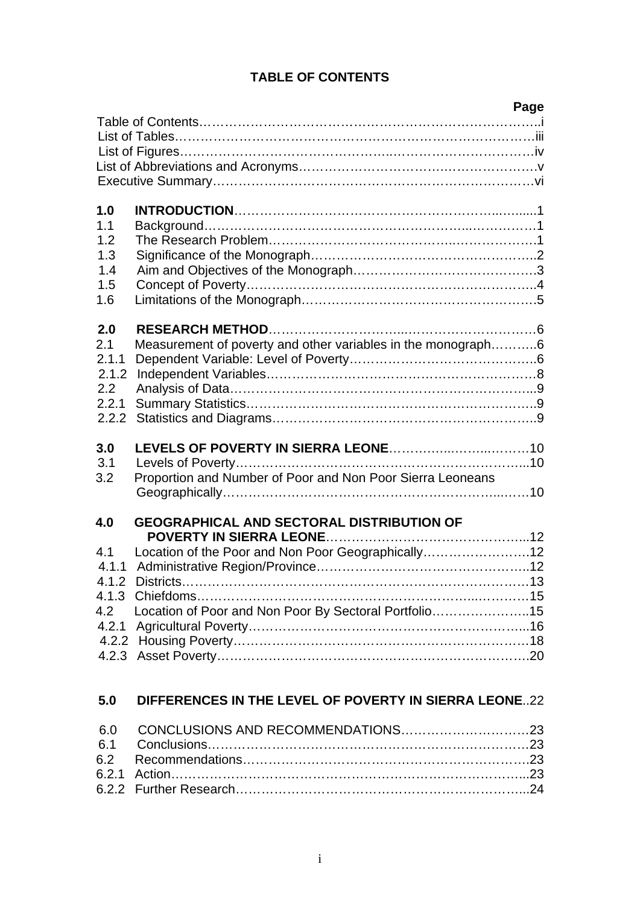# TABLE OF CONTENTS

| | | Page |
|---|---|---|
| | Table of Contents | i |
| | List of Tables | iii |
| | List of Figures | iv |
| | List of Abbreviations and Acronyms | v |
| | Executive Summary | vi |
| **1.0** | **INTRODUCTION** | 1 |
| 1.1 | Background | 1 |
| 1.2 | The Research Problem | 1 |
| 1.3 | Significance of the Monograph | 2 |
| 1.4 | Aim and Objectives of the Monograph | 3 |
| 1.5 | Concept of Poverty | 4 |
| 1.6 | Limitations of the Monograph | 5 |
| **2.0** | **RESEARCH METHOD** | 6 |
| 2.1 | Measurement of poverty and other variables in the monograph | 6 |
| 2.1.1 | Dependent Variable: Level of Poverty | 6 |
| 2.1.2 | Independent Variables | 8 |
| 2.2 | Analysis of Data | 9 |
| 2.2.1 | Summary Statistics | 9 |
| 2.2.2 | Statistics and Diagrams | 9 |
| **3.0** | **LEVELS OF POVERTY IN SIERRA LEONE** | 10 |
| 3.1 | Levels of Poverty | 10 |
| 3.2 | Proportion and Number of Poor and Non Poor Sierra Leoneans Geographically | 10 |
| **4.0** | **GEOGRAPHICAL AND SECTORAL DISTRIBUTION OF POVERTY IN SIERRA LEONE** | 12 |
| 4.1 | Location of the Poor and Non Poor Geographically | 12 |
| 4.1.1 | Administrative Region/Province | 12 |
| 4.1.2 | Districts | 13 |
| 4.1.3 | Chiefdoms | 15 |
| 4.2 | Location of Poor and Non Poor By Sectoral Portfolio | 15 |
| 4.2.1 | Agricultural Poverty | 16 |
| 4.2.2 | Housing Poverty | 18 |
| 4.2.3 | Asset Poverty | 20 |
| **5.0** | **DIFFERENCES IN THE LEVEL OF POVERTY IN SIERRA LEONE** | 22 |
| 6.0 | CONCLUSIONS AND RECOMMENDATIONS | 23 |
| 6.1 | Conclusions | 23 |
| 6.2 | Recommendations | 23 |
| 6.2.1 | Action | 23 |
| 6.2.2 | Further Research | 24 |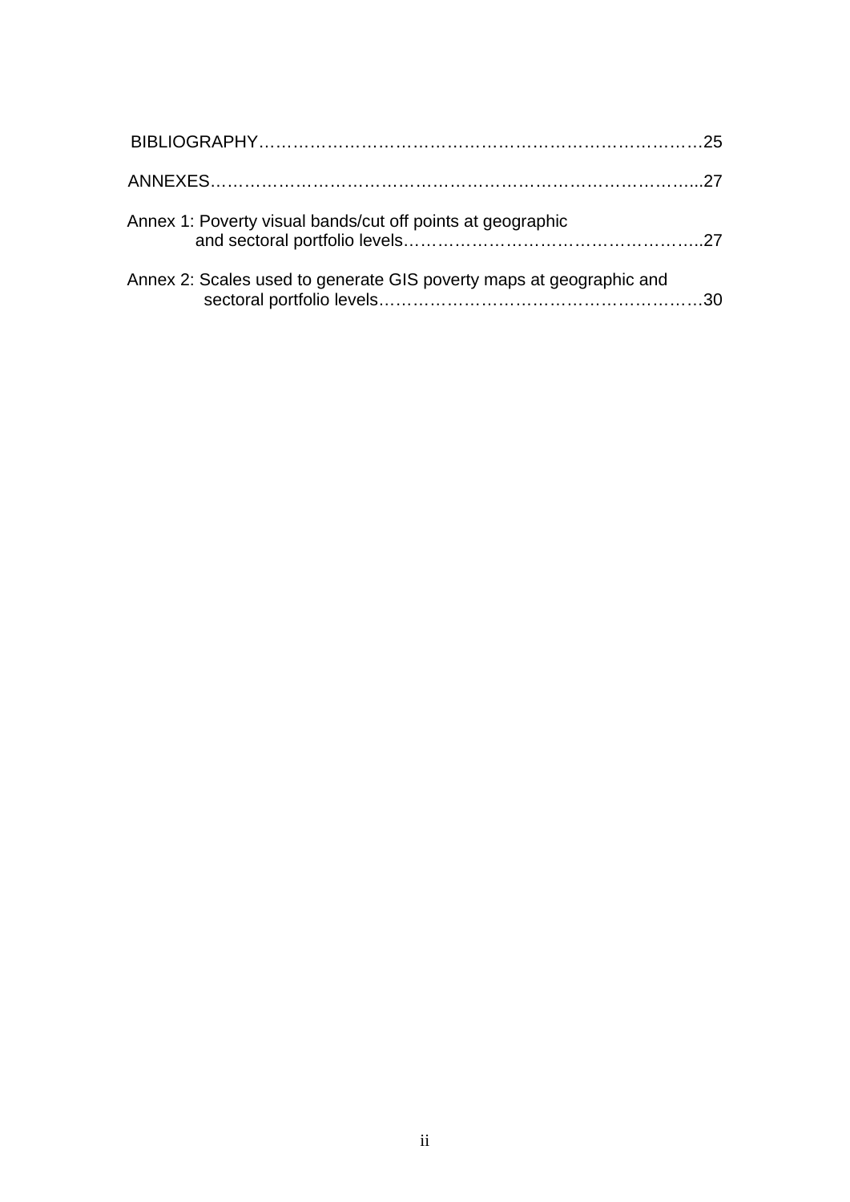BIBLIOGRAPHY……………………………………………………………………………25

ANNEXES…………………………………………………………………………….....27

Annex 1: Poverty visual bands/cut off points at geographic and sectoral portfolio levels……………………………………………..27

Annex 2: Scales used to generate GIS poverty maps at geographic and sectoral portfolio levels…………………………………………………30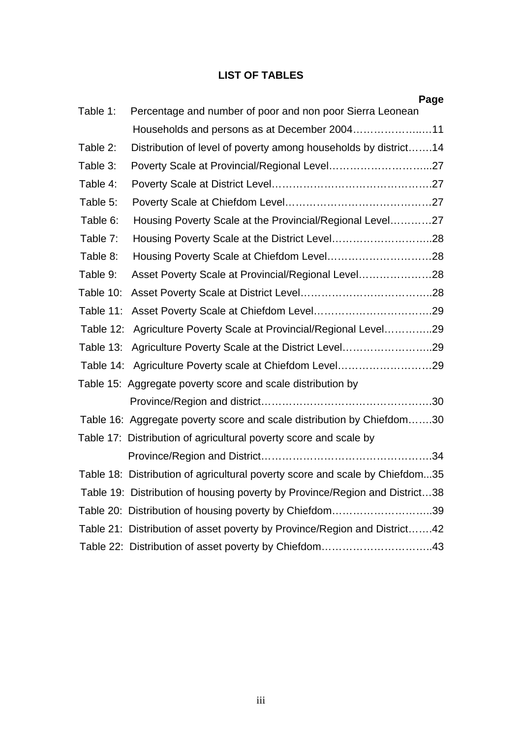## LIST OF TABLES

| | | Page |
|---|---|---|
| Table 1: | Percentage and number of poor and non poor Sierra Leonean Households and persons as at December 2004 | 11 |
| Table 2: | Distribution of level of poverty among households by district | 14 |
| Table 3: | Poverty Scale at Provincial/Regional Level | 27 |
| Table 4: | Poverty Scale at District Level | 27 |
| Table 5: | Poverty Scale at Chiefdom Level | 27 |
| Table 6: | Housing Poverty Scale at the Provincial/Regional Level | 27 |
| Table 7: | Housing Poverty Scale at the District Level | 28 |
| Table 8: | Housing Poverty Scale at Chiefdom Level | 28 |
| Table 9: | Asset Poverty Scale at Provincial/Regional Level | 28 |
| Table 10: | Asset Poverty Scale at District Level | 28 |
| Table 11: | Asset Poverty Scale at Chiefdom Level | 29 |
| Table 12: | Agriculture Poverty Scale at Provincial/Regional Level | 29 |
| Table 13: | Agriculture Poverty Scale at the District Level | 29 |
| Table 14: | Agriculture Poverty scale at Chiefdom Level | 29 |
| Table 15: | Aggregate poverty score and scale distribution by Province/Region and district | 30 |
| Table 16: | Aggregate poverty score and scale distribution by Chiefdom | 30 |
| Table 17: | Distribution of agricultural poverty score and scale by Province/Region and District | 34 |
| Table 18: | Distribution of agricultural poverty score and scale by Chiefdom | 35 |
| Table 19: | Distribution of housing poverty by Province/Region and District | 38 |
| Table 20: | Distribution of housing poverty by Chiefdom | 39 |
| Table 21: | Distribution of asset poverty by Province/Region and District | 42 |
| Table 22: | Distribution of asset poverty by Chiefdom | 43 |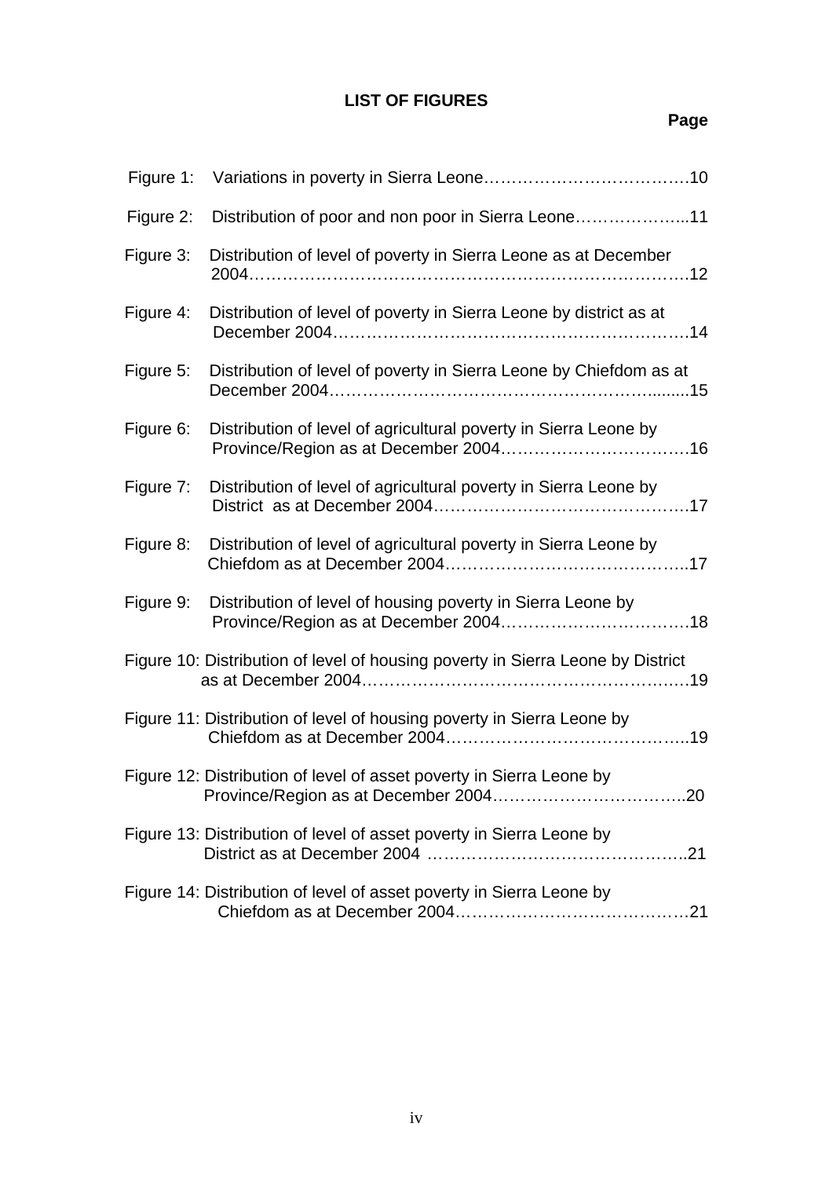## LIST OF FIGURES

**Page**

Figure 1: Variations in poverty in Sierra Leone……………………………….10

Figure 2: Distribution of poor and non poor in Sierra Leone………………...11

Figure 3: Distribution of level of poverty in Sierra Leone as at December 2004……………………………………………………………………12

Figure 4: Distribution of level of poverty in Sierra Leone by district as at December 2004……………………………………………………….14

Figure 5: Distribution of level of poverty in Sierra Leone by Chiefdom as at December 2004…………………………………………………........15

Figure 6: Distribution of level of agricultural poverty in Sierra Leone by Province/Region as at December 2004…………………………….16

Figure 7: Distribution of level of agricultural poverty in Sierra Leone by District as at December 2004……………………………………….17

Figure 8: Distribution of level of agricultural poverty in Sierra Leone by Chiefdom as at December 2004……………………………………..17

Figure 9: Distribution of level of housing poverty in Sierra Leone by Province/Region as at December 2004…………………………….18

Figure 10: Distribution of level of housing poverty in Sierra Leone by District as at December 2004……………………………………………………19

Figure 11: Distribution of level of housing poverty in Sierra Leone by Chiefdom as at December 2004……………………………………..19

Figure 12: Distribution of level of asset poverty in Sierra Leone by Province/Region as at December 2004……………………………..20

Figure 13: Distribution of level of asset poverty in Sierra Leone by District as at December 2004 ………………………………………..21

Figure 14: Distribution of level of asset poverty in Sierra Leone by Chiefdom as at December 2004……………………………………21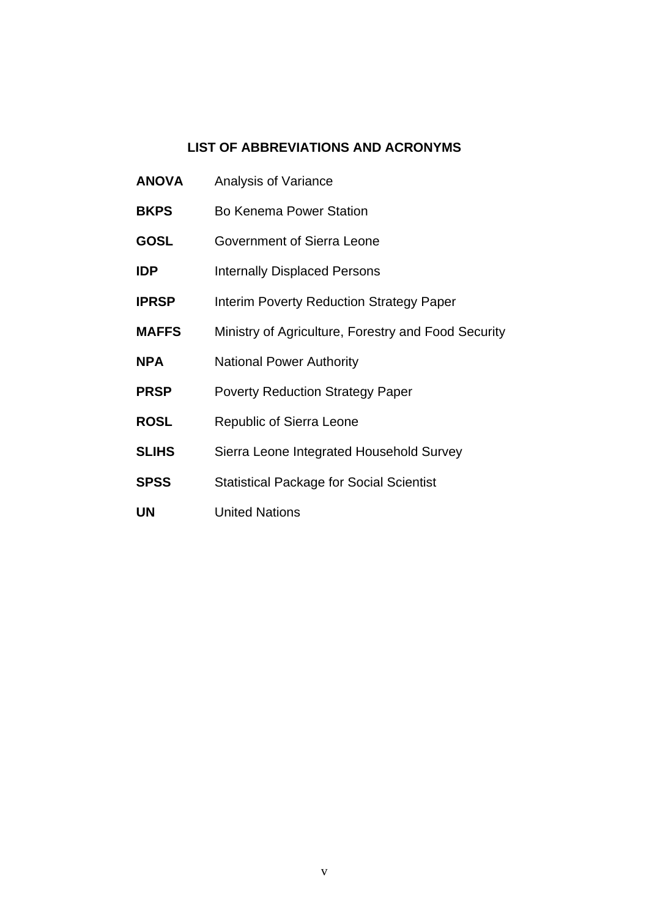## LIST OF ABBREVIATIONS AND ACRONYMS

| | |
|---|---|
| **ANOVA** | Analysis of Variance |
| **BKPS** | Bo Kenema Power Station |
| **GOSL** | Government of Sierra Leone |
| **IDP** | Internally Displaced Persons |
| **IPRSP** | Interim Poverty Reduction Strategy Paper |
| **MAFFS** | Ministry of Agriculture, Forestry and Food Security |
| **NPA** | National Power Authority |
| **PRSP** | Poverty Reduction Strategy Paper |
| **ROSL** | Republic of Sierra Leone |
| **SLIHS** | Sierra Leone Integrated Household Survey |
| **SPSS** | Statistical Package for Social Scientist |
| **UN** | United Nations |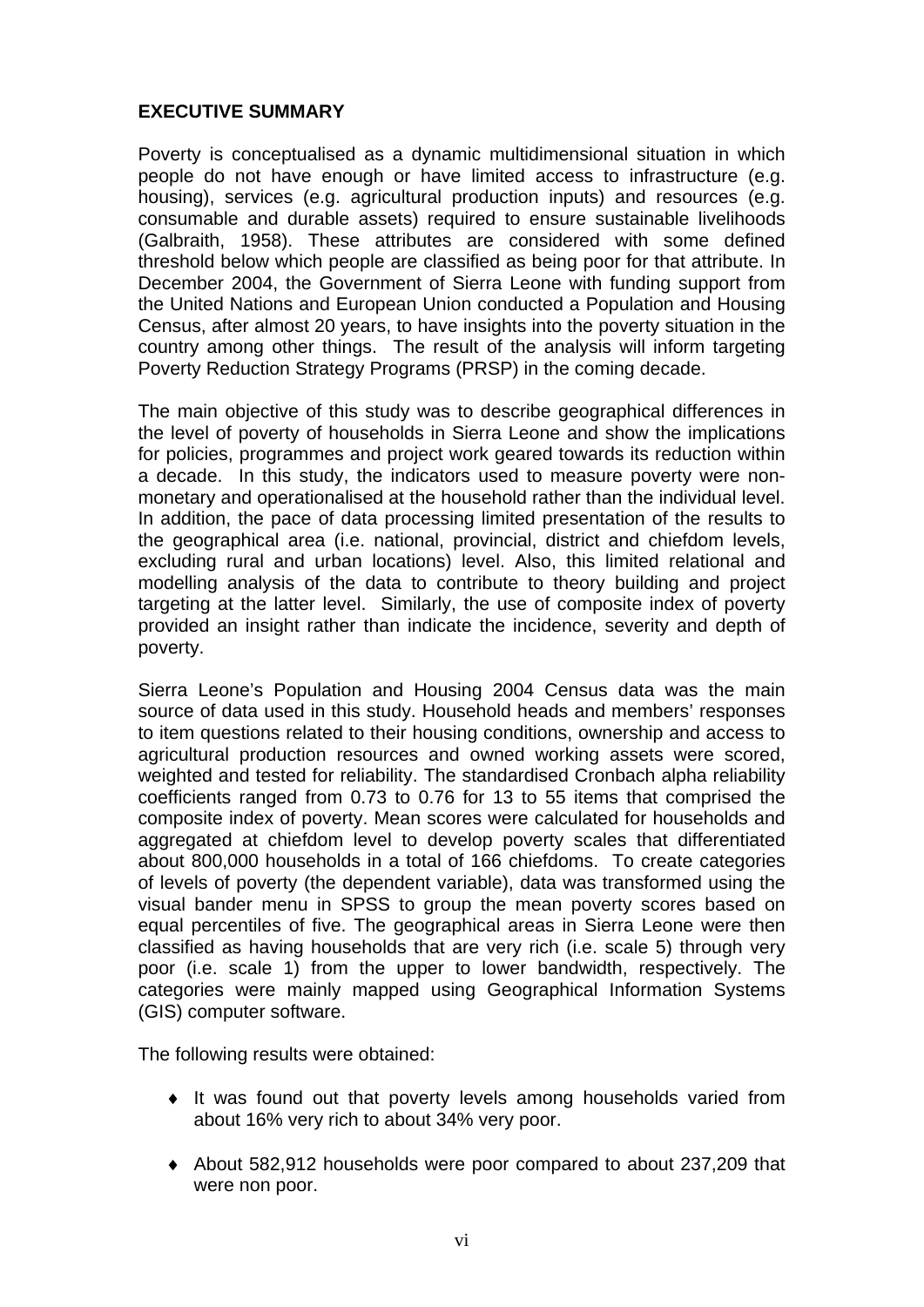## EXECUTIVE SUMMARY

Poverty is conceptualised as a dynamic multidimensional situation in which people do not have enough or have limited access to infrastructure (e.g. housing), services (e.g. agricultural production inputs) and resources (e.g. consumable and durable assets) required to ensure sustainable livelihoods (Galbraith, 1958). These attributes are considered with some defined threshold below which people are classified as being poor for that attribute. In December 2004, the Government of Sierra Leone with funding support from the United Nations and European Union conducted a Population and Housing Census, after almost 20 years, to have insights into the poverty situation in the country among other things. The result of the analysis will inform targeting Poverty Reduction Strategy Programs (PRSP) in the coming decade.

The main objective of this study was to describe geographical differences in the level of poverty of households in Sierra Leone and show the implications for policies, programmes and project work geared towards its reduction within a decade. In this study, the indicators used to measure poverty were non-monetary and operationalised at the household rather than the individual level. In addition, the pace of data processing limited presentation of the results to the geographical area (i.e. national, provincial, district and chiefdom levels, excluding rural and urban locations) level. Also, this limited relational and modelling analysis of the data to contribute to theory building and project targeting at the latter level. Similarly, the use of composite index of poverty provided an insight rather than indicate the incidence, severity and depth of poverty.

Sierra Leone's Population and Housing 2004 Census data was the main source of data used in this study. Household heads and members' responses to item questions related to their housing conditions, ownership and access to agricultural production resources and owned working assets were scored, weighted and tested for reliability. The standardised Cronbach alpha reliability coefficients ranged from 0.73 to 0.76 for 13 to 55 items that comprised the composite index of poverty. Mean scores were calculated for households and aggregated at chiefdom level to develop poverty scales that differentiated about 800,000 households in a total of 166 chiefdoms. To create categories of levels of poverty (the dependent variable), data was transformed using the visual bander menu in SPSS to group the mean poverty scores based on equal percentiles of five. The geographical areas in Sierra Leone were then classified as having households that are very rich (i.e. scale 5) through very poor (i.e. scale 1) from the upper to lower bandwidth, respectively. The categories were mainly mapped using Geographical Information Systems (GIS) computer software.

The following results were obtained:

- It was found out that poverty levels among households varied from about 16% very rich to about 34% very poor.
- About 582,912 households were poor compared to about 237,209 that were non poor.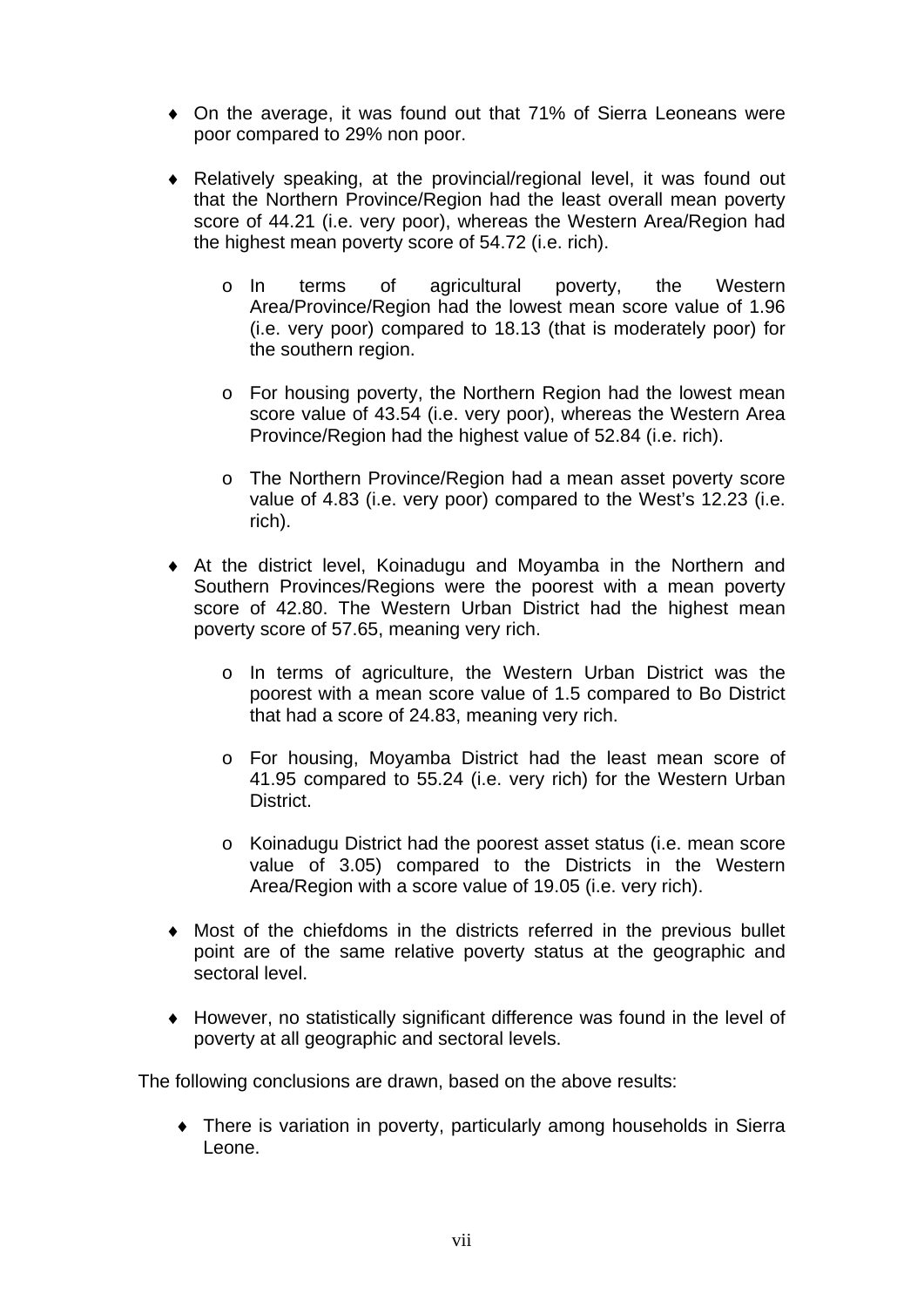- On the average, it was found out that 71% of Sierra Leoneans were poor compared to 29% non poor.

- Relatively speaking, at the provincial/regional level, it was found out that the Northern Province/Region had the least overall mean poverty score of 44.21 (i.e. very poor), whereas the Western Area/Region had the highest mean poverty score of 54.72 (i.e. rich).

  - In terms of agricultural poverty, the Western Area/Province/Region had the lowest mean score value of 1.96 (i.e. very poor) compared to 18.13 (that is moderately poor) for the southern region.

  - For housing poverty, the Northern Region had the lowest mean score value of 43.54 (i.e. very poor), whereas the Western Area Province/Region had the highest value of 52.84 (i.e. rich).

  - The Northern Province/Region had a mean asset poverty score value of 4.83 (i.e. very poor) compared to the West's 12.23 (i.e. rich).

- At the district level, Koinadugu and Moyamba in the Northern and Southern Provinces/Regions were the poorest with a mean poverty score of 42.80. The Western Urban District had the highest mean poverty score of 57.65, meaning very rich.

  - In terms of agriculture, the Western Urban District was the poorest with a mean score value of 1.5 compared to Bo District that had a score of 24.83, meaning very rich.

  - For housing, Moyamba District had the least mean score of 41.95 compared to 55.24 (i.e. very rich) for the Western Urban District.

  - Koinadugu District had the poorest asset status (i.e. mean score value of 3.05) compared to the Districts in the Western Area/Region with a score value of 19.05 (i.e. very rich).

- Most of the chiefdoms in the districts referred in the previous bullet point are of the same relative poverty status at the geographic and sectoral level.

- However, no statistically significant difference was found in the level of poverty at all geographic and sectoral levels.

The following conclusions are drawn, based on the above results:

- There is variation in poverty, particularly among households in Sierra Leone.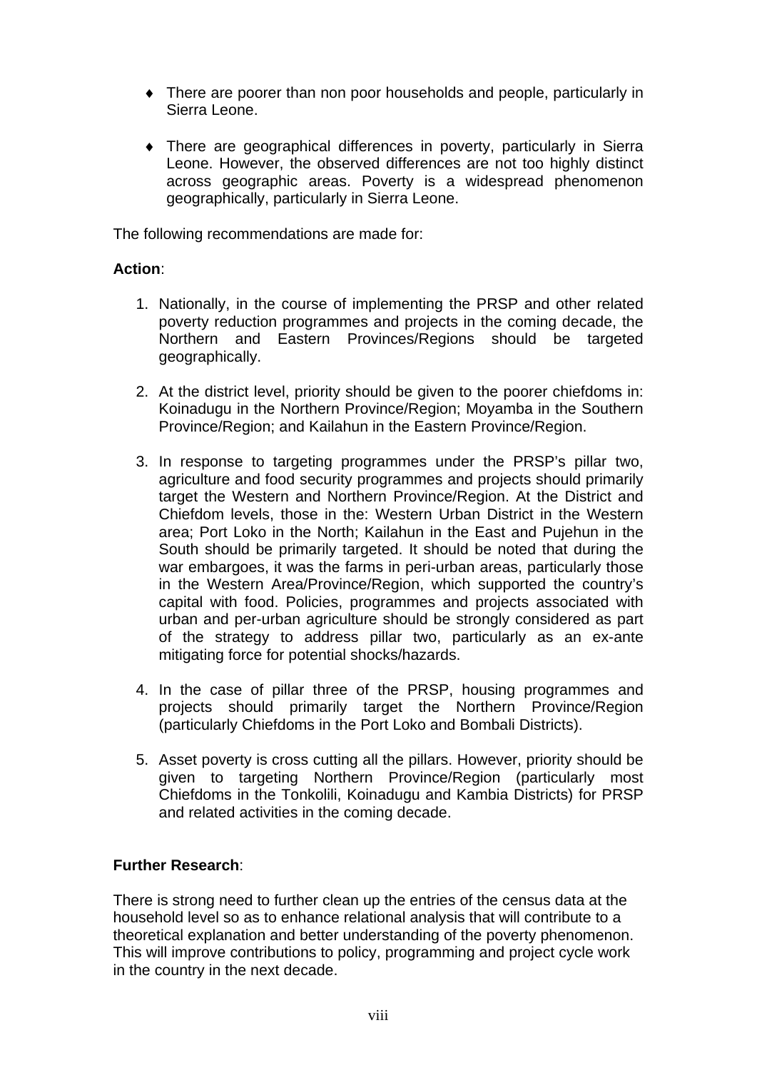- There are poorer than non poor households and people, particularly in Sierra Leone.

- There are geographical differences in poverty, particularly in Sierra Leone. However, the observed differences are not too highly distinct across geographic areas. Poverty is a widespread phenomenon geographically, particularly in Sierra Leone.

The following recommendations are made for:

**Action**:

1. Nationally, in the course of implementing the PRSP and other related poverty reduction programmes and projects in the coming decade, the Northern and Eastern Provinces/Regions should be targeted geographically.

2. At the district level, priority should be given to the poorer chiefdoms in: Koinadugu in the Northern Province/Region; Moyamba in the Southern Province/Region; and Kailahun in the Eastern Province/Region.

3. In response to targeting programmes under the PRSP's pillar two, agriculture and food security programmes and projects should primarily target the Western and Northern Province/Region. At the District and Chiefdom levels, those in the: Western Urban District in the Western area; Port Loko in the North; Kailahun in the East and Pujehun in the South should be primarily targeted. It should be noted that during the war embargoes, it was the farms in peri-urban areas, particularly those in the Western Area/Province/Region, which supported the country's capital with food. Policies, programmes and projects associated with urban and per-urban agriculture should be strongly considered as part of the strategy to address pillar two, particularly as an ex-ante mitigating force for potential shocks/hazards.

4. In the case of pillar three of the PRSP, housing programmes and projects should primarily target the Northern Province/Region (particularly Chiefdoms in the Port Loko and Bombali Districts).

5. Asset poverty is cross cutting all the pillars. However, priority should be given to targeting Northern Province/Region (particularly most Chiefdoms in the Tonkolili, Koinadugu and Kambia Districts) for PRSP and related activities in the coming decade.

**Further Research**:

There is strong need to further clean up the entries of the census data at the household level so as to enhance relational analysis that will contribute to a theoretical explanation and better understanding of the poverty phenomenon. This will improve contributions to policy, programming and project cycle work in the country in the next decade.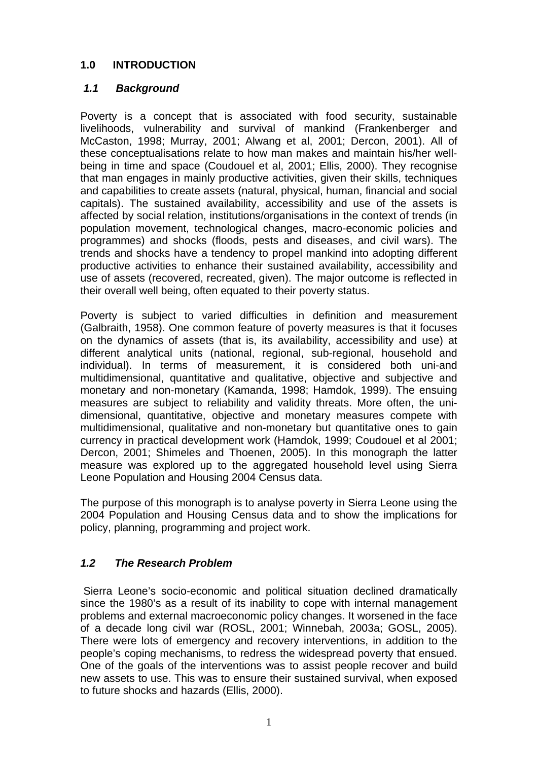# 1.0 INTRODUCTION

## *1.1 Background*

Poverty is a concept that is associated with food security, sustainable livelihoods, vulnerability and survival of mankind (Frankenberger and McCaston, 1998; Murray, 2001; Alwang et al, 2001; Dercon, 2001). All of these conceptualisations relate to how man makes and maintain his/her well-being in time and space (Coudouel et al, 2001; Ellis, 2000). They recognise that man engages in mainly productive activities, given their skills, techniques and capabilities to create assets (natural, physical, human, financial and social capitals). The sustained availability, accessibility and use of the assets is affected by social relation, institutions/organisations in the context of trends (in population movement, technological changes, macro-economic policies and programmes) and shocks (floods, pests and diseases, and civil wars). The trends and shocks have a tendency to propel mankind into adopting different productive activities to enhance their sustained availability, accessibility and use of assets (recovered, recreated, given). The major outcome is reflected in their overall well being, often equated to their poverty status.

Poverty is subject to varied difficulties in definition and measurement (Galbraith, 1958). One common feature of poverty measures is that it focuses on the dynamics of assets (that is, its availability, accessibility and use) at different analytical units (national, regional, sub-regional, household and individual). In terms of measurement, it is considered both uni-and multidimensional, quantitative and qualitative, objective and subjective and monetary and non-monetary (Kamanda, 1998; Hamdok, 1999). The ensuing measures are subject to reliability and validity threats. More often, the uni-dimensional, quantitative, objective and monetary measures compete with multidimensional, qualitative and non-monetary but quantitative ones to gain currency in practical development work (Hamdok, 1999; Coudouel et al 2001; Dercon, 2001; Shimeles and Thoenen, 2005). In this monograph the latter measure was explored up to the aggregated household level using Sierra Leone Population and Housing 2004 Census data.

The purpose of this monograph is to analyse poverty in Sierra Leone using the 2004 Population and Housing Census data and to show the implications for policy, planning, programming and project work.

## *1.2 The Research Problem*

Sierra Leone's socio-economic and political situation declined dramatically since the 1980's as a result of its inability to cope with internal management problems and external macroeconomic policy changes. It worsened in the face of a decade long civil war (ROSL, 2001; Winnebah, 2003a; GOSL, 2005). There were lots of emergency and recovery interventions, in addition to the people's coping mechanisms, to redress the widespread poverty that ensued. One of the goals of the interventions was to assist people recover and build new assets to use. This was to ensure their sustained survival, when exposed to future shocks and hazards (Ellis, 2000).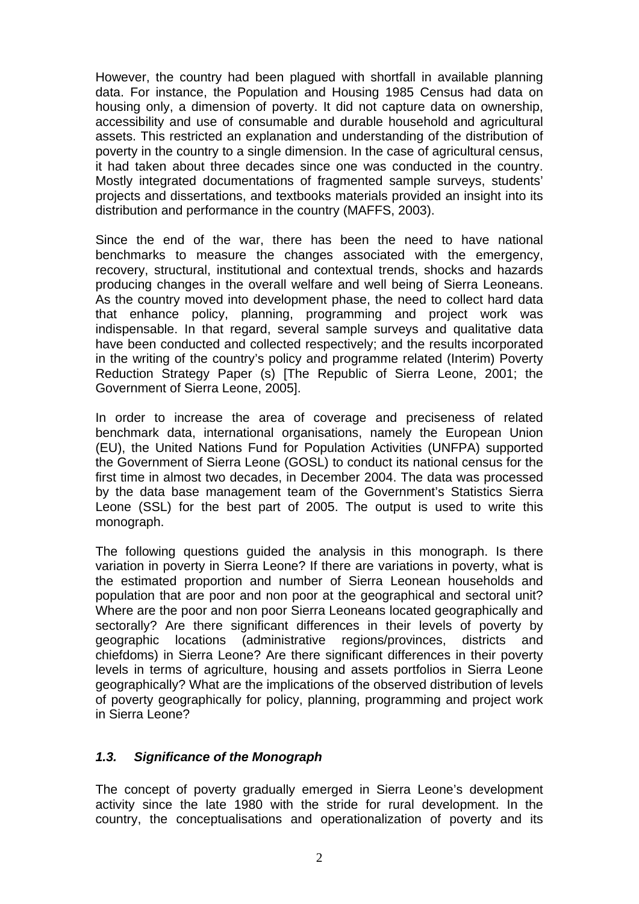However, the country had been plagued with shortfall in available planning data. For instance, the Population and Housing 1985 Census had data on housing only, a dimension of poverty. It did not capture data on ownership, accessibility and use of consumable and durable household and agricultural assets. This restricted an explanation and understanding of the distribution of poverty in the country to a single dimension. In the case of agricultural census, it had taken about three decades since one was conducted in the country. Mostly integrated documentations of fragmented sample surveys, students' projects and dissertations, and textbooks materials provided an insight into its distribution and performance in the country (MAFFS, 2003).

Since the end of the war, there has been the need to have national benchmarks to measure the changes associated with the emergency, recovery, structural, institutional and contextual trends, shocks and hazards producing changes in the overall welfare and well being of Sierra Leoneans. As the country moved into development phase, the need to collect hard data that enhance policy, planning, programming and project work was indispensable. In that regard, several sample surveys and qualitative data have been conducted and collected respectively; and the results incorporated in the writing of the country's policy and programme related (Interim) Poverty Reduction Strategy Paper (s) [The Republic of Sierra Leone, 2001; the Government of Sierra Leone, 2005].

In order to increase the area of coverage and preciseness of related benchmark data, international organisations, namely the European Union (EU), the United Nations Fund for Population Activities (UNFPA) supported the Government of Sierra Leone (GOSL) to conduct its national census for the first time in almost two decades, in December 2004. The data was processed by the data base management team of the Government's Statistics Sierra Leone (SSL) for the best part of 2005. The output is used to write this monograph.

The following questions guided the analysis in this monograph. Is there variation in poverty in Sierra Leone? If there are variations in poverty, what is the estimated proportion and number of Sierra Leonean households and population that are poor and non poor at the geographical and sectoral unit? Where are the poor and non poor Sierra Leoneans located geographically and sectorally? Are there significant differences in their levels of poverty by geographic locations (administrative regions/provinces, districts and chiefdoms) in Sierra Leone? Are there significant differences in their poverty levels in terms of agriculture, housing and assets portfolios in Sierra Leone geographically? What are the implications of the observed distribution of levels of poverty geographically for policy, planning, programming and project work in Sierra Leone?

### *1.3. Significance of the Monograph*

The concept of poverty gradually emerged in Sierra Leone's development activity since the late 1980 with the stride for rural development. In the country, the conceptualisations and operationalization of poverty and its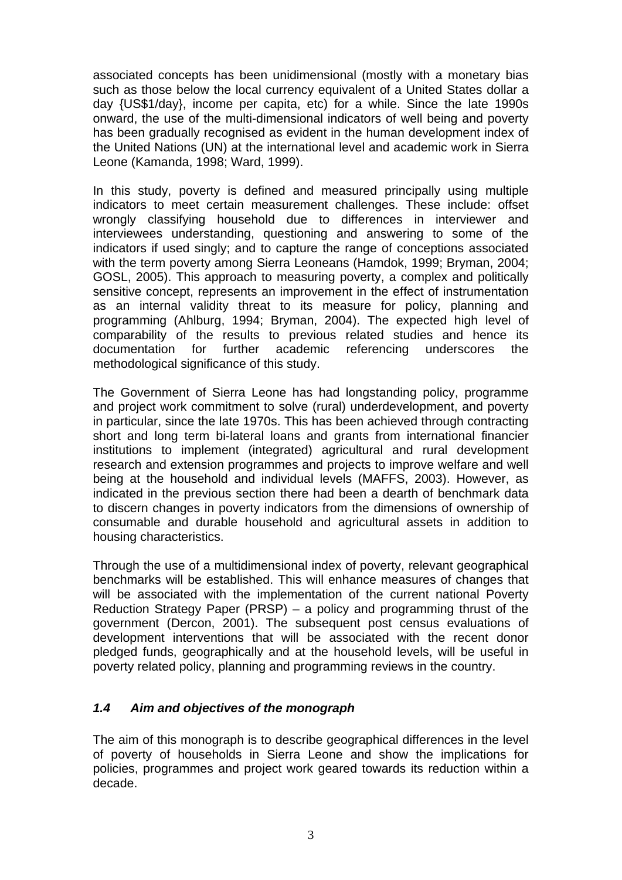associated concepts has been unidimensional (mostly with a monetary bias such as those below the local currency equivalent of a United States dollar a day {US$1/day}, income per capita, etc) for a while. Since the late 1990s onward, the use of the multi-dimensional indicators of well being and poverty has been gradually recognised as evident in the human development index of the United Nations (UN) at the international level and academic work in Sierra Leone (Kamanda, 1998; Ward, 1999).

In this study, poverty is defined and measured principally using multiple indicators to meet certain measurement challenges. These include: offset wrongly classifying household due to differences in interviewer and interviewees understanding, questioning and answering to some of the indicators if used singly; and to capture the range of conceptions associated with the term poverty among Sierra Leoneans (Hamdok, 1999; Bryman, 2004; GOSL, 2005). This approach to measuring poverty, a complex and politically sensitive concept, represents an improvement in the effect of instrumentation as an internal validity threat to its measure for policy, planning and programming (Ahlburg, 1994; Bryman, 2004). The expected high level of comparability of the results to previous related studies and hence its documentation for further academic referencing underscores the methodological significance of this study.

The Government of Sierra Leone has had longstanding policy, programme and project work commitment to solve (rural) underdevelopment, and poverty in particular, since the late 1970s. This has been achieved through contracting short and long term bi-lateral loans and grants from international financier institutions to implement (integrated) agricultural and rural development research and extension programmes and projects to improve welfare and well being at the household and individual levels (MAFFS, 2003). However, as indicated in the previous section there had been a dearth of benchmark data to discern changes in poverty indicators from the dimensions of ownership of consumable and durable household and agricultural assets in addition to housing characteristics.

Through the use of a multidimensional index of poverty, relevant geographical benchmarks will be established. This will enhance measures of changes that will be associated with the implementation of the current national Poverty Reduction Strategy Paper (PRSP) – a policy and programming thrust of the government (Dercon, 2001). The subsequent post census evaluations of development interventions that will be associated with the recent donor pledged funds, geographically and at the household levels, will be useful in poverty related policy, planning and programming reviews in the country.

### *1.4 Aim and objectives of the monograph*

The aim of this monograph is to describe geographical differences in the level of poverty of households in Sierra Leone and show the implications for policies, programmes and project work geared towards its reduction within a decade.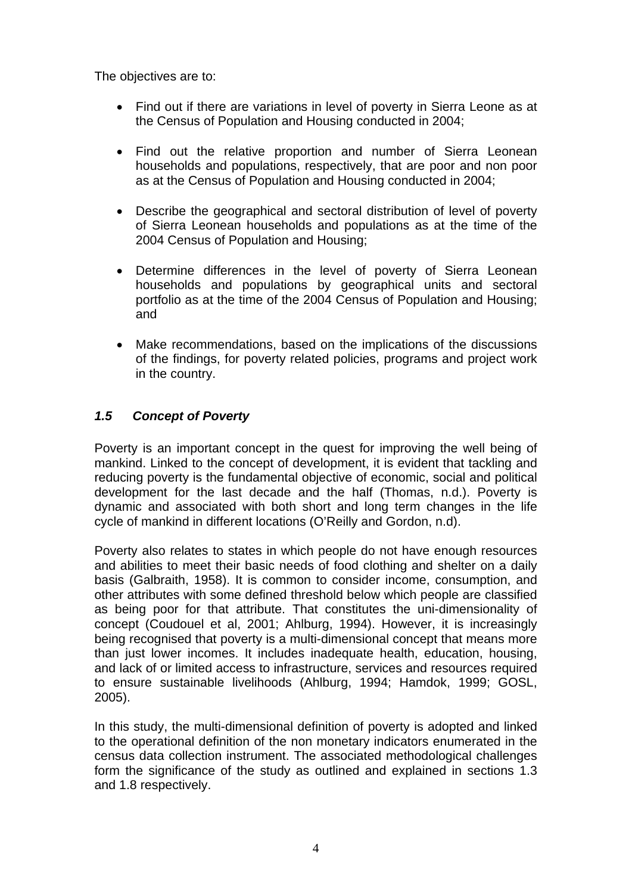The objectives are to:

- Find out if there are variations in level of poverty in Sierra Leone as at the Census of Population and Housing conducted in 2004;
- Find out the relative proportion and number of Sierra Leonean households and populations, respectively, that are poor and non poor as at the Census of Population and Housing conducted in 2004;
- Describe the geographical and sectoral distribution of level of poverty of Sierra Leonean households and populations as at the time of the 2004 Census of Population and Housing;
- Determine differences in the level of poverty of Sierra Leonean households and populations by geographical units and sectoral portfolio as at the time of the 2004 Census of Population and Housing; and
- Make recommendations, based on the implications of the discussions of the findings, for poverty related policies, programs and project work in the country.

### *1.5 Concept of Poverty*

Poverty is an important concept in the quest for improving the well being of mankind. Linked to the concept of development, it is evident that tackling and reducing poverty is the fundamental objective of economic, social and political development for the last decade and the half (Thomas, n.d.). Poverty is dynamic and associated with both short and long term changes in the life cycle of mankind in different locations (O'Reilly and Gordon, n.d).

Poverty also relates to states in which people do not have enough resources and abilities to meet their basic needs of food clothing and shelter on a daily basis (Galbraith, 1958). It is common to consider income, consumption, and other attributes with some defined threshold below which people are classified as being poor for that attribute. That constitutes the uni-dimensionality of concept (Coudouel et al, 2001; Ahlburg, 1994). However, it is increasingly being recognised that poverty is a multi-dimensional concept that means more than just lower incomes. It includes inadequate health, education, housing, and lack of or limited access to infrastructure, services and resources required to ensure sustainable livelihoods (Ahlburg, 1994; Hamdok, 1999; GOSL, 2005).

In this study, the multi-dimensional definition of poverty is adopted and linked to the operational definition of the non monetary indicators enumerated in the census data collection instrument. The associated methodological challenges form the significance of the study as outlined and explained in sections 1.3 and 1.8 respectively.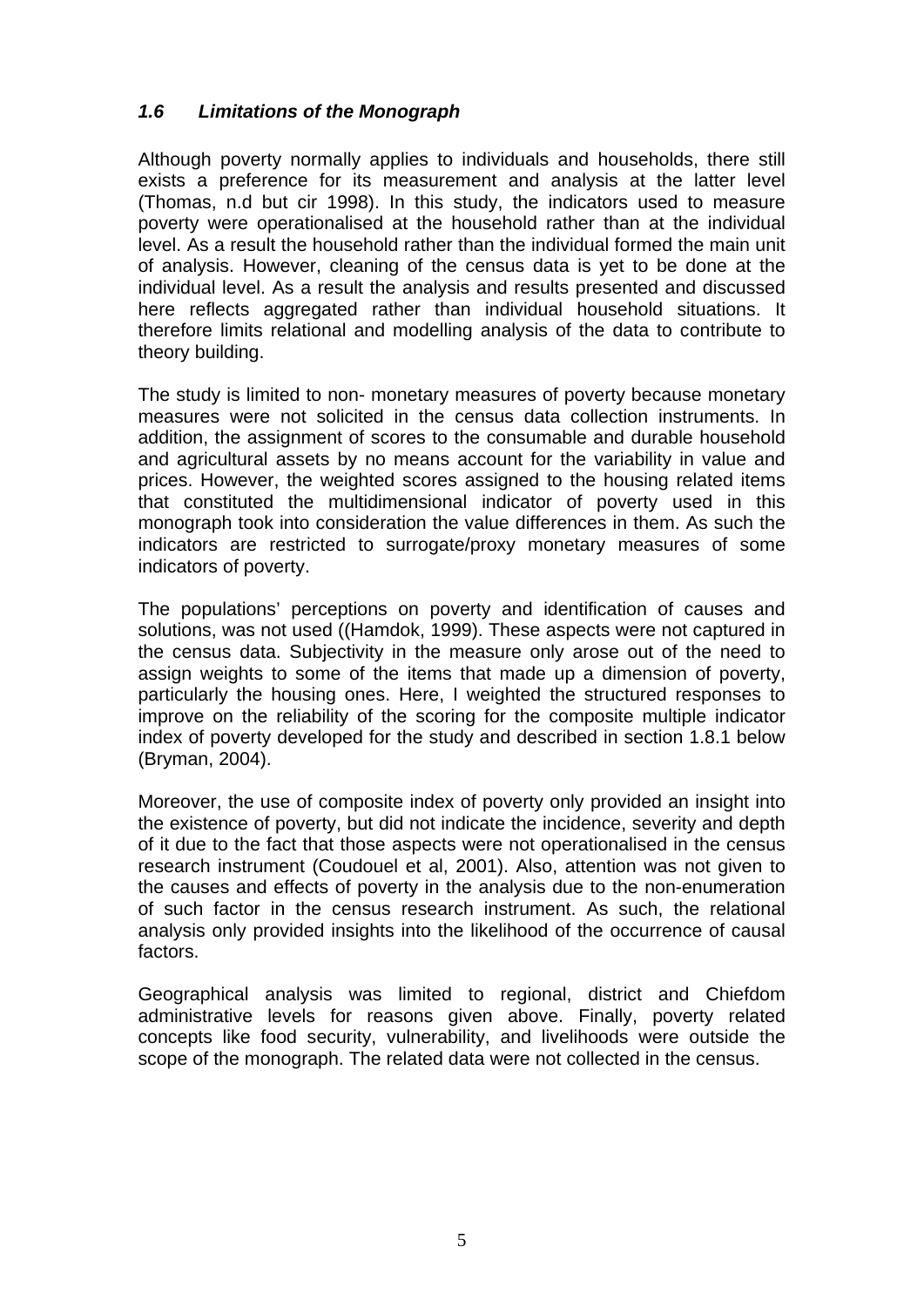### *1.6 Limitations of the Monograph*

Although poverty normally applies to individuals and households, there still exists a preference for its measurement and analysis at the latter level (Thomas, n.d but cir 1998). In this study, the indicators used to measure poverty were operationalised at the household rather than at the individual level. As a result the household rather than the individual formed the main unit of analysis. However, cleaning of the census data is yet to be done at the individual level. As a result the analysis and results presented and discussed here reflects aggregated rather than individual household situations. It therefore limits relational and modelling analysis of the data to contribute to theory building.

The study is limited to non- monetary measures of poverty because monetary measures were not solicited in the census data collection instruments. In addition, the assignment of scores to the consumable and durable household and agricultural assets by no means account for the variability in value and prices. However, the weighted scores assigned to the housing related items that constituted the multidimensional indicator of poverty used in this monograph took into consideration the value differences in them. As such the indicators are restricted to surrogate/proxy monetary measures of some indicators of poverty.

The populations' perceptions on poverty and identification of causes and solutions, was not used ((Hamdok, 1999). These aspects were not captured in the census data. Subjectivity in the measure only arose out of the need to assign weights to some of the items that made up a dimension of poverty, particularly the housing ones. Here, I weighted the structured responses to improve on the reliability of the scoring for the composite multiple indicator index of poverty developed for the study and described in section 1.8.1 below (Bryman, 2004).

Moreover, the use of composite index of poverty only provided an insight into the existence of poverty, but did not indicate the incidence, severity and depth of it due to the fact that those aspects were not operationalised in the census research instrument (Coudouel et al, 2001). Also, attention was not given to the causes and effects of poverty in the analysis due to the non-enumeration of such factor in the census research instrument. As such, the relational analysis only provided insights into the likelihood of the occurrence of causal factors.

Geographical analysis was limited to regional, district and Chiefdom administrative levels for reasons given above. Finally, poverty related concepts like food security, vulnerability, and livelihoods were outside the scope of the monograph. The related data were not collected in the census.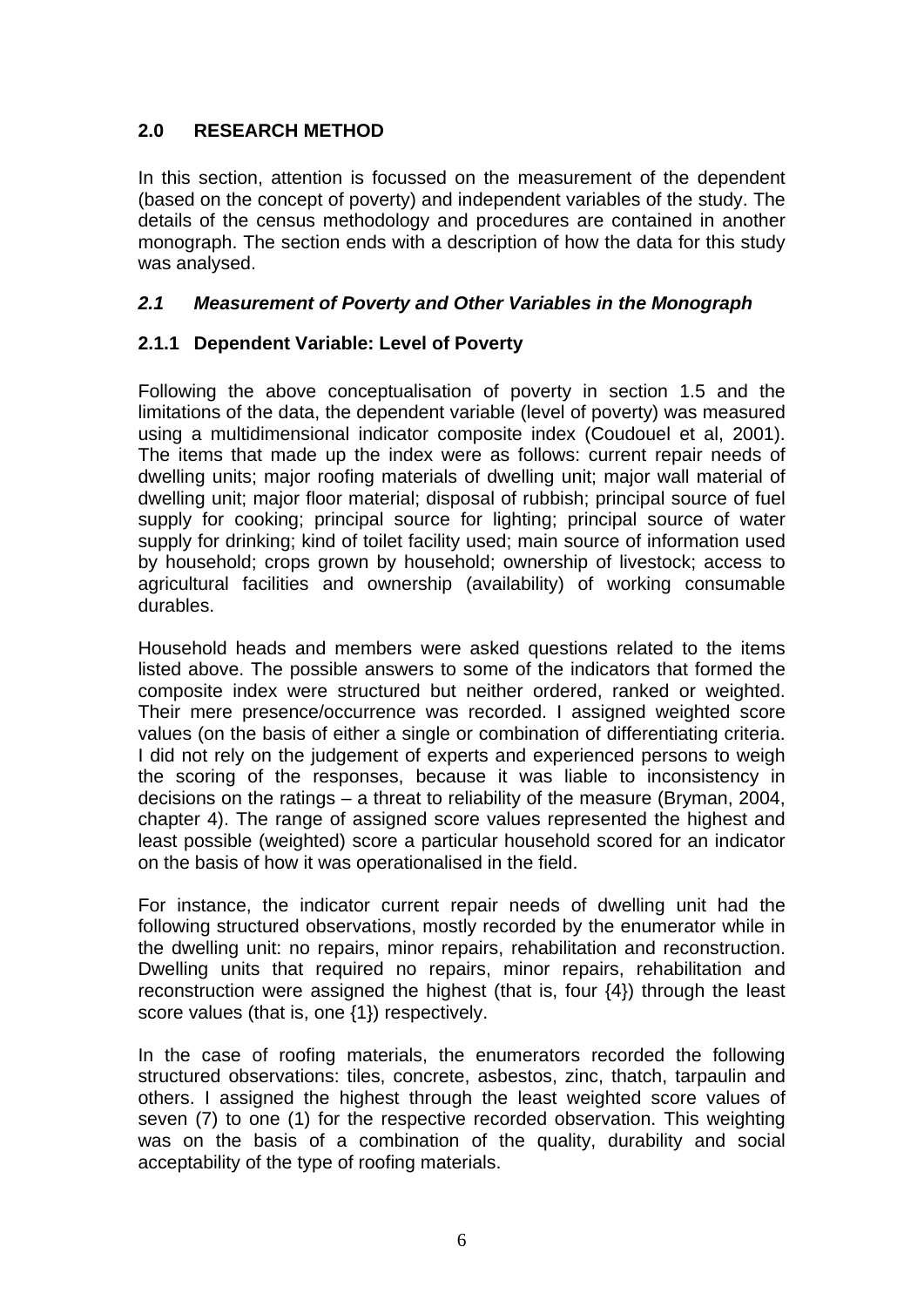## 2.0 RESEARCH METHOD

In this section, attention is focussed on the measurement of the dependent (based on the concept of poverty) and independent variables of the study. The details of the census methodology and procedures are contained in another monograph. The section ends with a description of how the data for this study was analysed.

### *2.1 Measurement of Poverty and Other Variables in the Monograph*

#### 2.1.1 Dependent Variable: Level of Poverty

Following the above conceptualisation of poverty in section 1.5 and the limitations of the data, the dependent variable (level of poverty) was measured using a multidimensional indicator composite index (Coudouel et al, 2001). The items that made up the index were as follows: current repair needs of dwelling units; major roofing materials of dwelling unit; major wall material of dwelling unit; major floor material; disposal of rubbish; principal source of fuel supply for cooking; principal source for lighting; principal source of water supply for drinking; kind of toilet facility used; main source of information used by household; crops grown by household; ownership of livestock; access to agricultural facilities and ownership (availability) of working consumable durables.

Household heads and members were asked questions related to the items listed above. The possible answers to some of the indicators that formed the composite index were structured but neither ordered, ranked or weighted. Their mere presence/occurrence was recorded. I assigned weighted score values (on the basis of either a single or combination of differentiating criteria. I did not rely on the judgement of experts and experienced persons to weigh the scoring of the responses, because it was liable to inconsistency in decisions on the ratings – a threat to reliability of the measure (Bryman, 2004, chapter 4). The range of assigned score values represented the highest and least possible (weighted) score a particular household scored for an indicator on the basis of how it was operationalised in the field.

For instance, the indicator current repair needs of dwelling unit had the following structured observations, mostly recorded by the enumerator while in the dwelling unit: no repairs, minor repairs, rehabilitation and reconstruction. Dwelling units that required no repairs, minor repairs, rehabilitation and reconstruction were assigned the highest (that is, four {4}) through the least score values (that is, one {1}) respectively.

In the case of roofing materials, the enumerators recorded the following structured observations: tiles, concrete, asbestos, zinc, thatch, tarpaulin and others. I assigned the highest through the least weighted score values of seven (7) to one (1) for the respective recorded observation. This weighting was on the basis of a combination of the quality, durability and social acceptability of the type of roofing materials.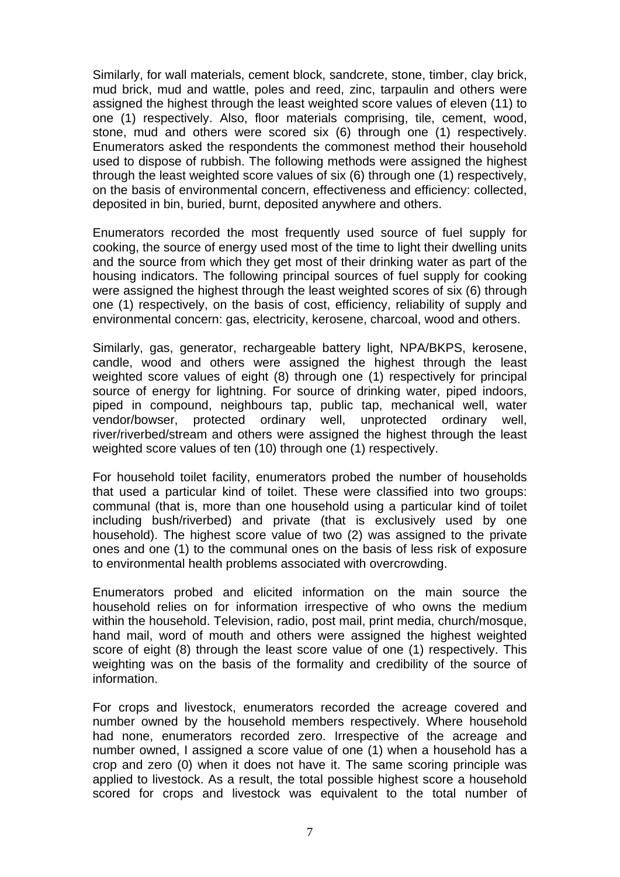Similarly, for wall materials, cement block, sandcrete, stone, timber, clay brick, mud brick, mud and wattle, poles and reed, zinc, tarpaulin and others were assigned the highest through the least weighted score values of eleven (11) to one (1) respectively. Also, floor materials comprising, tile, cement, wood, stone, mud and others were scored six (6) through one (1) respectively. Enumerators asked the respondents the commonest method their household used to dispose of rubbish. The following methods were assigned the highest through the least weighted score values of six (6) through one (1) respectively, on the basis of environmental concern, effectiveness and efficiency: collected, deposited in bin, buried, burnt, deposited anywhere and others.

Enumerators recorded the most frequently used source of fuel supply for cooking, the source of energy used most of the time to light their dwelling units and the source from which they get most of their drinking water as part of the housing indicators. The following principal sources of fuel supply for cooking were assigned the highest through the least weighted scores of six (6) through one (1) respectively, on the basis of cost, efficiency, reliability of supply and environmental concern: gas, electricity, kerosene, charcoal, wood and others.

Similarly, gas, generator, rechargeable battery light, NPA/BKPS, kerosene, candle, wood and others were assigned the highest through the least weighted score values of eight (8) through one (1) respectively for principal source of energy for lightning. For source of drinking water, piped indoors, piped in compound, neighbours tap, public tap, mechanical well, water vendor/bowser, protected ordinary well, unprotected ordinary well, river/riverbed/stream and others were assigned the highest through the least weighted score values of ten (10) through one (1) respectively.

For household toilet facility, enumerators probed the number of households that used a particular kind of toilet. These were classified into two groups: communal (that is, more than one household using a particular kind of toilet including bush/riverbed) and private (that is exclusively used by one household). The highest score value of two (2) was assigned to the private ones and one (1) to the communal ones on the basis of less risk of exposure to environmental health problems associated with overcrowding.

Enumerators probed and elicited information on the main source the household relies on for information irrespective of who owns the medium within the household. Television, radio, post mail, print media, church/mosque, hand mail, word of mouth and others were assigned the highest weighted score of eight (8) through the least score value of one (1) respectively. This weighting was on the basis of the formality and credibility of the source of information.

For crops and livestock, enumerators recorded the acreage covered and number owned by the household members respectively. Where household had none, enumerators recorded zero. Irrespective of the acreage and number owned, I assigned a score value of one (1) when a household has a crop and zero (0) when it does not have it. The same scoring principle was applied to livestock. As a result, the total possible highest score a household scored for crops and livestock was equivalent to the total number of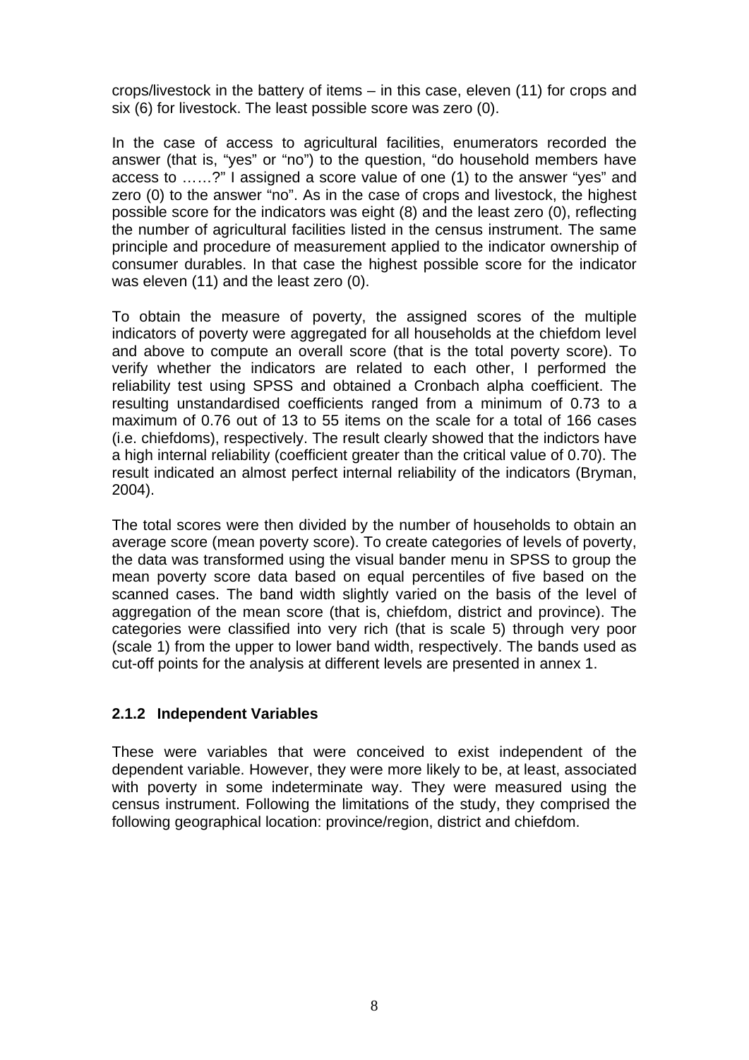crops/livestock in the battery of items – in this case, eleven (11) for crops and six (6) for livestock. The least possible score was zero (0).

In the case of access to agricultural facilities, enumerators recorded the answer (that is, "yes" or "no") to the question, "do household members have access to ……?" I assigned a score value of one (1) to the answer "yes" and zero (0) to the answer "no". As in the case of crops and livestock, the highest possible score for the indicators was eight (8) and the least zero (0), reflecting the number of agricultural facilities listed in the census instrument. The same principle and procedure of measurement applied to the indicator ownership of consumer durables. In that case the highest possible score for the indicator was eleven (11) and the least zero (0).

To obtain the measure of poverty, the assigned scores of the multiple indicators of poverty were aggregated for all households at the chiefdom level and above to compute an overall score (that is the total poverty score). To verify whether the indicators are related to each other, I performed the reliability test using SPSS and obtained a Cronbach alpha coefficient. The resulting unstandardised coefficients ranged from a minimum of 0.73 to a maximum of 0.76 out of 13 to 55 items on the scale for a total of 166 cases (i.e. chiefdoms), respectively. The result clearly showed that the indictors have a high internal reliability (coefficient greater than the critical value of 0.70). The result indicated an almost perfect internal reliability of the indicators (Bryman, 2004).

The total scores were then divided by the number of households to obtain an average score (mean poverty score). To create categories of levels of poverty, the data was transformed using the visual bander menu in SPSS to group the mean poverty score data based on equal percentiles of five based on the scanned cases. The band width slightly varied on the basis of the level of aggregation of the mean score (that is, chiefdom, district and province). The categories were classified into very rich (that is scale 5) through very poor (scale 1) from the upper to lower band width, respectively. The bands used as cut-off points for the analysis at different levels are presented in annex 1.

### 2.1.2 Independent Variables

These were variables that were conceived to exist independent of the dependent variable. However, they were more likely to be, at least, associated with poverty in some indeterminate way. They were measured using the census instrument. Following the limitations of the study, they comprised the following geographical location: province/region, district and chiefdom.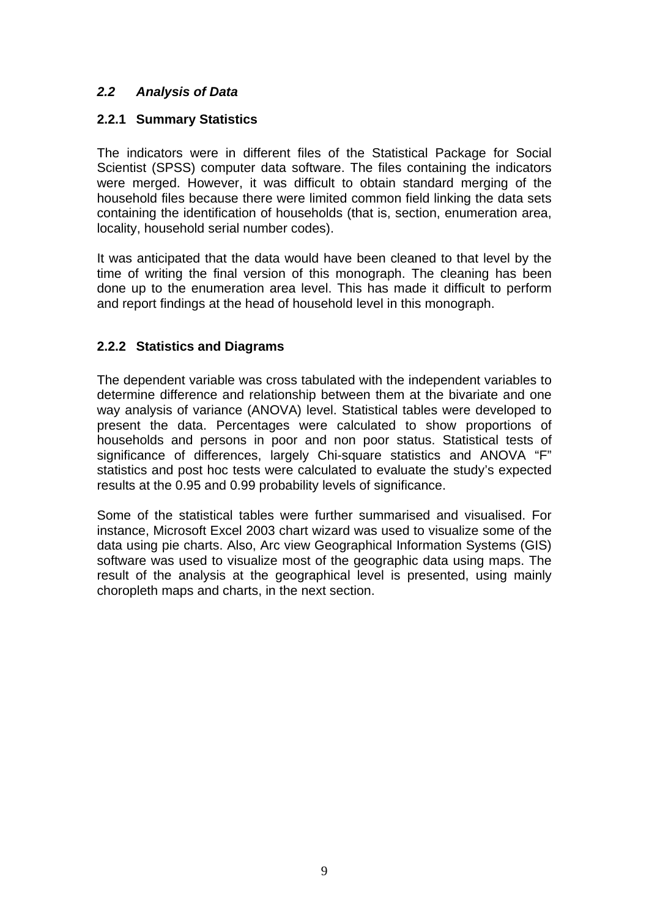## *2.2 Analysis of Data*

### 2.2.1 Summary Statistics

The indicators were in different files of the Statistical Package for Social Scientist (SPSS) computer data software. The files containing the indicators were merged. However, it was difficult to obtain standard merging of the household files because there were limited common field linking the data sets containing the identification of households (that is, section, enumeration area, locality, household serial number codes).

It was anticipated that the data would have been cleaned to that level by the time of writing the final version of this monograph. The cleaning has been done up to the enumeration area level. This has made it difficult to perform and report findings at the head of household level in this monograph.

### 2.2.2 Statistics and Diagrams

The dependent variable was cross tabulated with the independent variables to determine difference and relationship between them at the bivariate and one way analysis of variance (ANOVA) level. Statistical tables were developed to present the data. Percentages were calculated to show proportions of households and persons in poor and non poor status. Statistical tests of significance of differences, largely Chi-square statistics and ANOVA "F" statistics and post hoc tests were calculated to evaluate the study's expected results at the 0.95 and 0.99 probability levels of significance.

Some of the statistical tables were further summarised and visualised. For instance, Microsoft Excel 2003 chart wizard was used to visualize some of the data using pie charts. Also, Arc view Geographical Information Systems (GIS) software was used to visualize most of the geographic data using maps. The result of the analysis at the geographical level is presented, using mainly choropleth maps and charts, in the next section.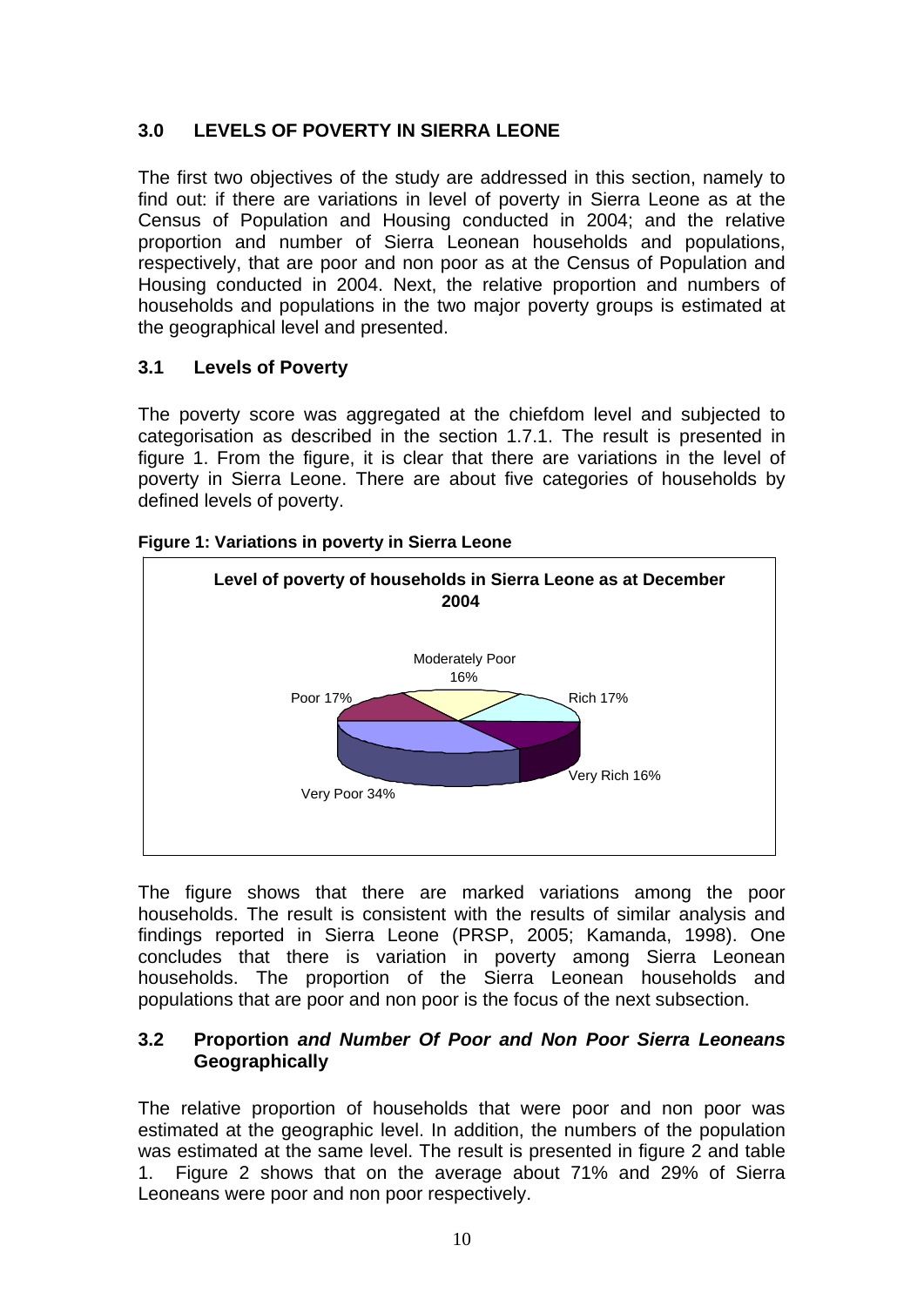## 3.0 LEVELS OF POVERTY IN SIERRA LEONE

The first two objectives of the study are addressed in this section, namely to find out: if there are variations in level of poverty in Sierra Leone as at the Census of Population and Housing conducted in 2004; and the relative proportion and number of Sierra Leonean households and populations, respectively, that are poor and non poor as at the Census of Population and Housing conducted in 2004. Next, the relative proportion and numbers of households and populations in the two major poverty groups is estimated at the geographical level and presented.

### 3.1 Levels of Poverty

The poverty score was aggregated at the chiefdom level and subjected to categorisation as described in the section 1.7.1. The result is presented in figure 1. From the figure, it is clear that there are variations in the level of poverty in Sierra Leone. There are about five categories of households by defined levels of poverty.

**Figure 1: Variations in poverty in Sierra Leone**

**Level of poverty of households in Sierra Leone as at December 2004**

Moderately Poor 16%

Poor 17%

Rich 17%

Very Rich 16%

Very Poor 34%

The figure shows that there are marked variations among the poor households. The result is consistent with the results of similar analysis and findings reported in Sierra Leone (PRSP, 2005; Kamanda, 1998). One concludes that there is variation in poverty among Sierra Leonean households. The proportion of the Sierra Leonean households and populations that are poor and non poor is the focus of the next subsection.

### 3.2 Proportion *and Number Of Poor and Non Poor Sierra Leoneans* Geographically

The relative proportion of households that were poor and non poor was estimated at the geographic level. In addition, the numbers of the population was estimated at the same level. The result is presented in figure 2 and table 1. Figure 2 shows that on the average about 71% and 29% of Sierra Leoneans were poor and non poor respectively.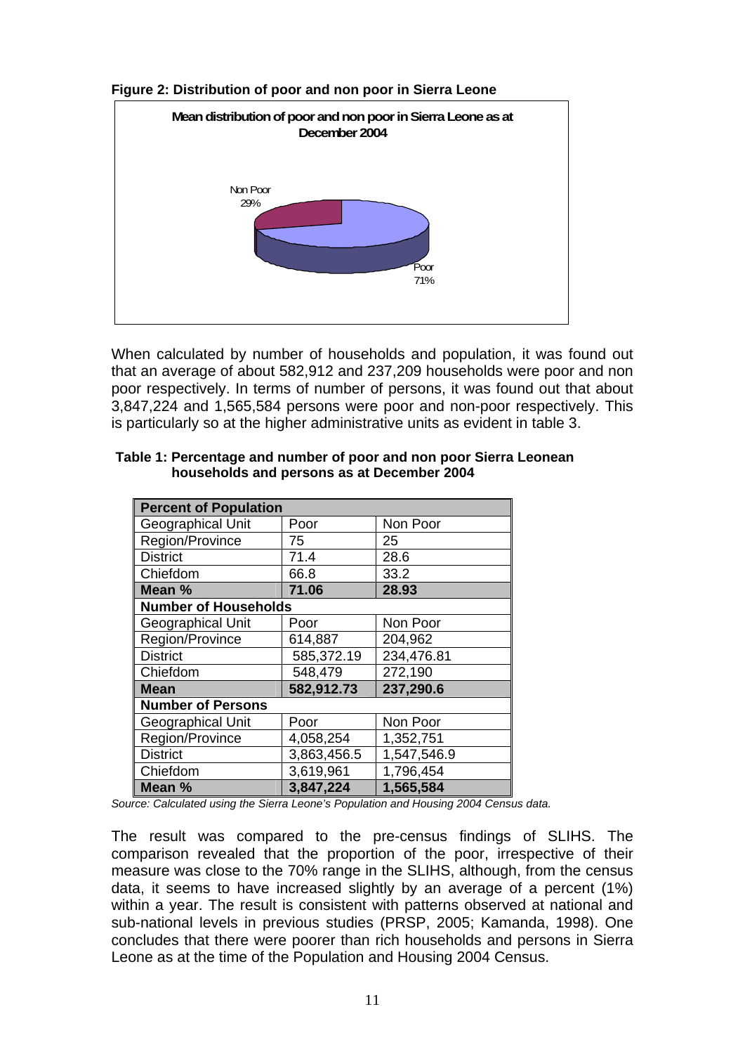**Figure 2: Distribution of poor and non poor in Sierra Leone**

When calculated by number of households and population, it was found out that an average of about 582,912 and 237,209 households were poor and non poor respectively. In terms of number of persons, it was found out that about 3,847,224 and 1,565,584 persons were poor and non-poor respectively. This is particularly so at the higher administrative units as evident in table 3.

**Table 1: Percentage and number of poor and non poor Sierra Leonean households and persons as at December 2004**

| **Percent of Population** | | |
|---|---|---|
| Geographical Unit | Poor | Non Poor |
| Region/Province | 75 | 25 |
| District | 71.4 | 28.6 |
| Chiefdom | 66.8 | 33.2 |
| **Mean %** | **71.06** | **28.93** |
| **Number of Households** | | |
| Geographical Unit | Poor | Non Poor |
| Region/Province | 614,887 | 204,962 |
| District | 585,372.19 | 234,476.81 |
| Chiefdom | 548,479 | 272,190 |
| **Mean** | **582,912.73** | **237,290.6** |
| **Number of Persons** | | |
| Geographical Unit | Poor | Non Poor |
| Region/Province | 4,058,254 | 1,352,751 |
| District | 3,863,456.5 | 1,547,546.9 |
| Chiefdom | 3,619,961 | 1,796,454 |
| **Mean %** | **3,847,224** | **1,565,584** |

*Source: Calculated using the Sierra Leone's Population and Housing 2004 Census data.*

The result was compared to the pre-census findings of SLIHS. The comparison revealed that the proportion of the poor, irrespective of their measure was close to the 70% range in the SLIHS, although, from the census data, it seems to have increased slightly by an average of a percent (1%) within a year. The result is consistent with patterns observed at national and sub-national levels in previous studies (PRSP, 2005; Kamanda, 1998). One concludes that there were poorer than rich households and persons in Sierra Leone as at the time of the Population and Housing 2004 Census.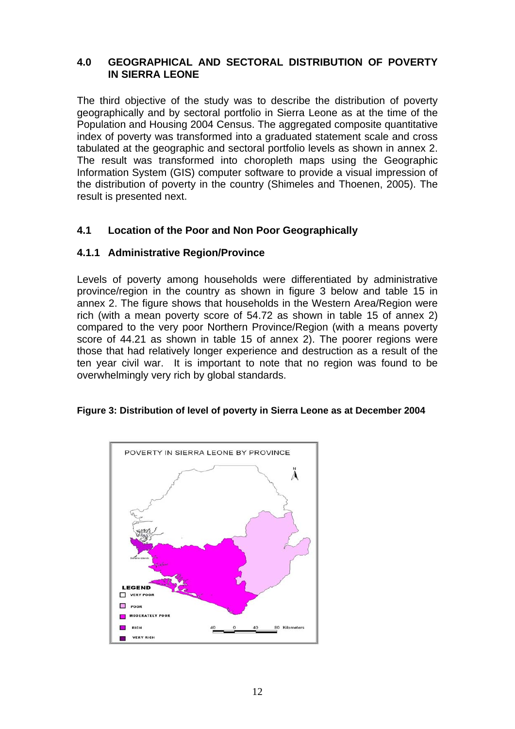## 4.0 GEOGRAPHICAL AND SECTORAL DISTRIBUTION OF POVERTY IN SIERRA LEONE

The third objective of the study was to describe the distribution of poverty geographically and by sectoral portfolio in Sierra Leone as at the time of the Population and Housing 2004 Census. The aggregated composite quantitative index of poverty was transformed into a graduated statement scale and cross tabulated at the geographic and sectoral portfolio levels as shown in annex 2. The result was transformed into choropleth maps using the Geographic Information System (GIS) computer software to provide a visual impression of the distribution of poverty in the country (Shimeles and Thoenen, 2005). The result is presented next.

### 4.1 Location of the Poor and Non Poor Geographically

#### 4.1.1 Administrative Region/Province

Levels of poverty among households were differentiated by administrative province/region in the country as shown in figure 3 below and table 15 in annex 2. The figure shows that households in the Western Area/Region were rich (with a mean poverty score of 54.72 as shown in table 15 of annex 2) compared to the very poor Northern Province/Region (with a means poverty score of 44.21 as shown in table 15 of annex 2). The poorer regions were those that had relatively longer experience and destruction as a result of the ten year civil war. It is important to note that no region was found to be overwhelmingly very rich by global standards.

**Figure 3: Distribution of level of poverty in Sierra Leone as at December 2004**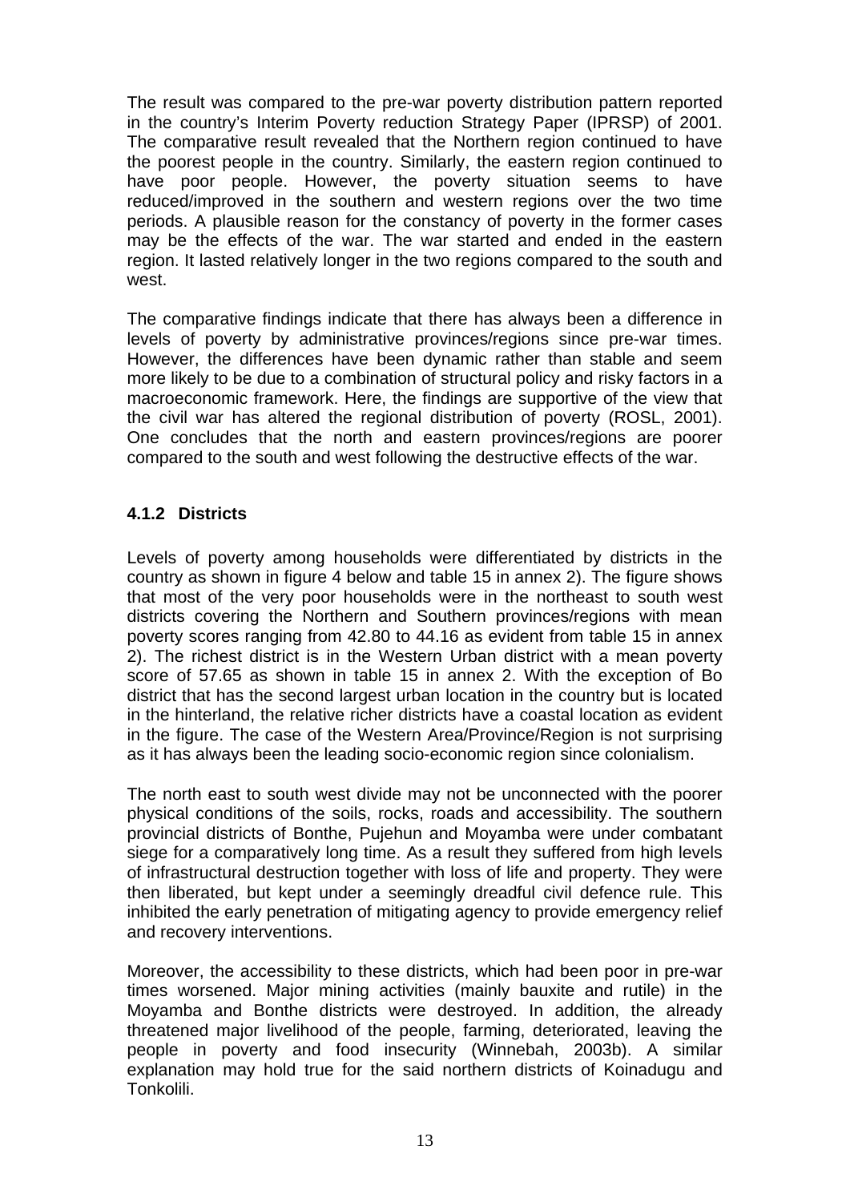The result was compared to the pre-war poverty distribution pattern reported in the country's Interim Poverty reduction Strategy Paper (IPRSP) of 2001. The comparative result revealed that the Northern region continued to have the poorest people in the country. Similarly, the eastern region continued to have poor people. However, the poverty situation seems to have reduced/improved in the southern and western regions over the two time periods. A plausible reason for the constancy of poverty in the former cases may be the effects of the war. The war started and ended in the eastern region. It lasted relatively longer in the two regions compared to the south and west.

The comparative findings indicate that there has always been a difference in levels of poverty by administrative provinces/regions since pre-war times. However, the differences have been dynamic rather than stable and seem more likely to be due to a combination of structural policy and risky factors in a macroeconomic framework. Here, the findings are supportive of the view that the civil war has altered the regional distribution of poverty (ROSL, 2001). One concludes that the north and eastern provinces/regions are poorer compared to the south and west following the destructive effects of the war.

### 4.1.2 Districts

Levels of poverty among households were differentiated by districts in the country as shown in figure 4 below and table 15 in annex 2). The figure shows that most of the very poor households were in the northeast to south west districts covering the Northern and Southern provinces/regions with mean poverty scores ranging from 42.80 to 44.16 as evident from table 15 in annex 2). The richest district is in the Western Urban district with a mean poverty score of 57.65 as shown in table 15 in annex 2. With the exception of Bo district that has the second largest urban location in the country but is located in the hinterland, the relative richer districts have a coastal location as evident in the figure. The case of the Western Area/Province/Region is not surprising as it has always been the leading socio-economic region since colonialism.

The north east to south west divide may not be unconnected with the poorer physical conditions of the soils, rocks, roads and accessibility. The southern provincial districts of Bonthe, Pujehun and Moyamba were under combatant siege for a comparatively long time. As a result they suffered from high levels of infrastructural destruction together with loss of life and property. They were then liberated, but kept under a seemingly dreadful civil defence rule. This inhibited the early penetration of mitigating agency to provide emergency relief and recovery interventions.

Moreover, the accessibility to these districts, which had been poor in pre-war times worsened. Major mining activities (mainly bauxite and rutile) in the Moyamba and Bonthe districts were destroyed. In addition, the already threatened major livelihood of the people, farming, deteriorated, leaving the people in poverty and food insecurity (Winnebah, 2003b). A similar explanation may hold true for the said northern districts of Koinadugu and Tonkolili.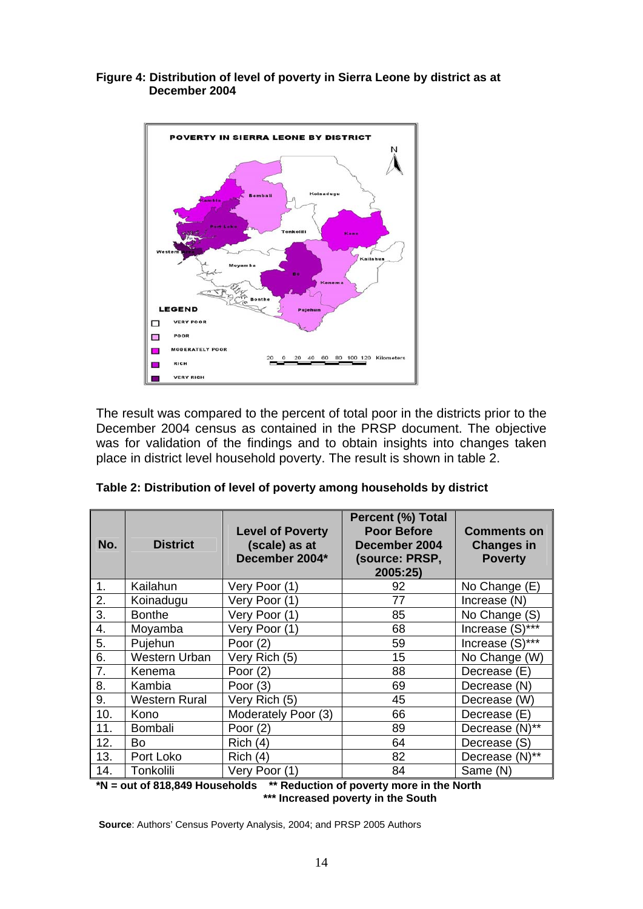**Figure 4: Distribution of level of poverty in Sierra Leone by district as at December 2004**

The result was compared to the percent of total poor in the districts prior to the December 2004 census as contained in the PRSP document. The objective was for validation of the findings and to obtain insights into changes taken place in district level household poverty. The result is shown in table 2.

**Table 2: Distribution of level of poverty among households by district**

| No. | District | Level of Poverty (scale) as at December 2004* | Percent (%) Total Poor Before December 2004 (source: PRSP, 2005:25) | Comments on Changes in Poverty |
|---|---|---|---|---|
| 1. | Kailahun | Very Poor (1) | 92 | No Change (E) |
| 2. | Koinadugu | Very Poor (1) | 77 | Increase (N) |
| 3. | Bonthe | Very Poor (1) | 85 | No Change (S) |
| 4. | Moyamba | Very Poor (1) | 68 | Increase (S)*** |
| 5. | Pujehun | Poor (2) | 59 | Increase (S)*** |
| 6. | Western Urban | Very Rich (5) | 15 | No Change (W) |
| 7. | Kenema | Poor (2) | 88 | Decrease (E) |
| 8. | Kambia | Poor (3) | 69 | Decrease (N) |
| 9. | Western Rural | Very Rich (5) | 45 | Decrease (W) |
| 10. | Kono | Moderately Poor (3) | 66 | Decrease (E) |
| 11. | Bombali | Poor (2) | 89 | Decrease (N)** |
| 12. | Bo | Rich (4) | 64 | Decrease (S) |
| 13. | Port Loko | Rich (4) | 82 | Decrease (N)** |
| 14. | Tonkolili | Very Poor (1) | 84 | Same (N) |

**\*N = out of 818,849 Households** **\*\* Reduction of poverty more in the North**
**\*\*\* Increased poverty in the South**

**Source**: Authors' Census Poverty Analysis, 2004; and PRSP 2005 Authors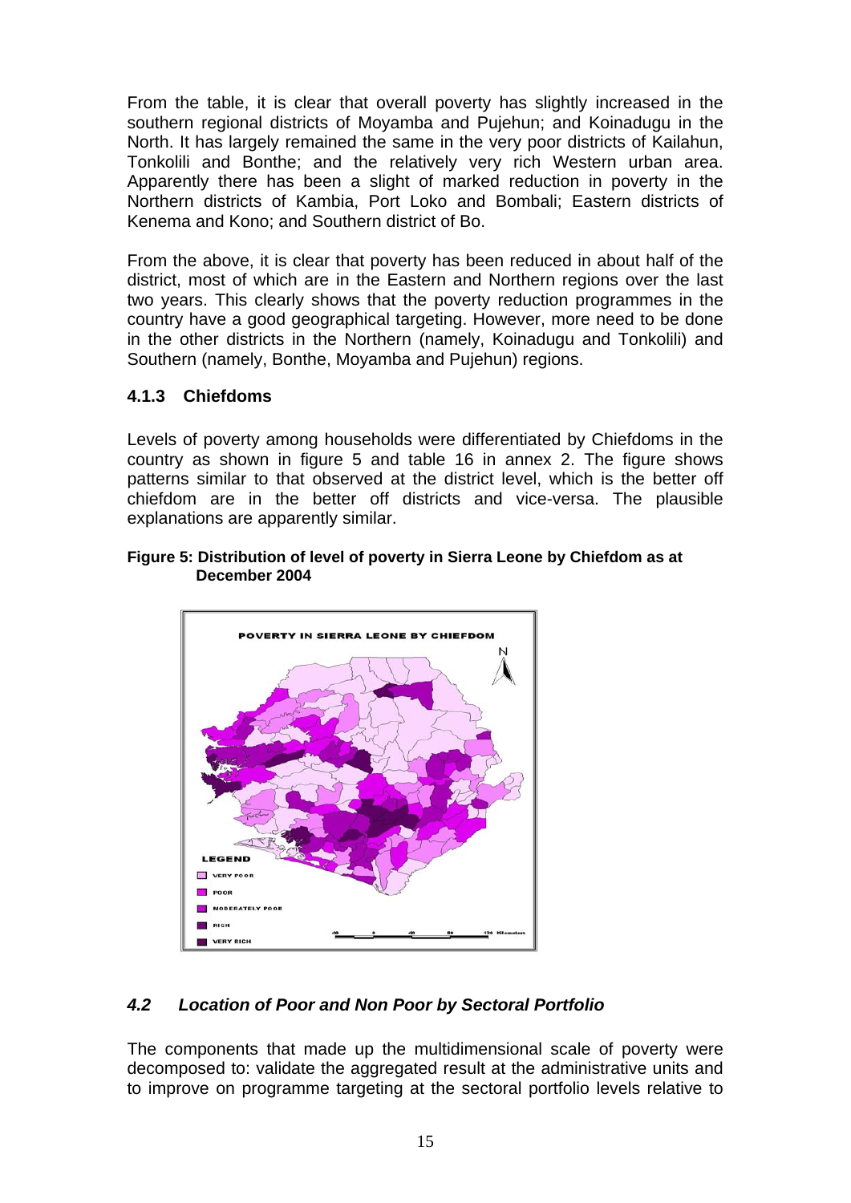From the table, it is clear that overall poverty has slightly increased in the southern regional districts of Moyamba and Pujehun; and Koinadugu in the North. It has largely remained the same in the very poor districts of Kailahun, Tonkolili and Bonthe; and the relatively very rich Western urban area. Apparently there has been a slight of marked reduction in poverty in the Northern districts of Kambia, Port Loko and Bombali; Eastern districts of Kenema and Kono; and Southern district of Bo.

From the above, it is clear that poverty has been reduced in about half of the district, most of which are in the Eastern and Northern regions over the last two years. This clearly shows that the poverty reduction programmes in the country have a good geographical targeting. However, more need to be done in the other districts in the Northern (namely, Koinadugu and Tonkolili) and Southern (namely, Bonthe, Moyamba and Pujehun) regions.

### 4.1.3 Chiefdoms

Levels of poverty among households were differentiated by Chiefdoms in the country as shown in figure 5 and table 16 in annex 2. The figure shows patterns similar to that observed at the district level, which is the better off chiefdom are in the better off districts and vice-versa. The plausible explanations are apparently similar.

**Figure 5: Distribution of level of poverty in Sierra Leone by Chiefdom as at December 2004**

## *4.2 Location of Poor and Non Poor by Sectoral Portfolio*

The components that made up the multidimensional scale of poverty were decomposed to: validate the aggregated result at the administrative units and to improve on programme targeting at the sectoral portfolio levels relative to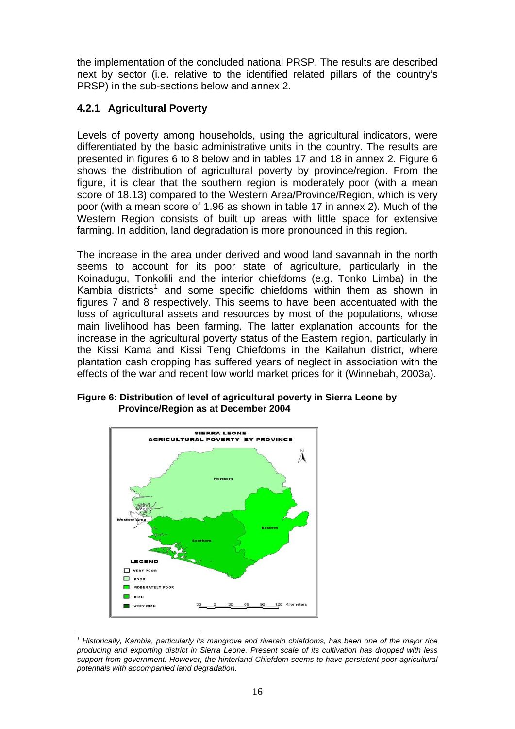the implementation of the concluded national PRSP. The results are described next by sector (i.e. relative to the identified related pillars of the country's PRSP) in the sub-sections below and annex 2.

### 4.2.1 Agricultural Poverty

Levels of poverty among households, using the agricultural indicators, were differentiated by the basic administrative units in the country. The results are presented in figures 6 to 8 below and in tables 17 and 18 in annex 2. Figure 6 shows the distribution of agricultural poverty by province/region. From the figure, it is clear that the southern region is moderately poor (with a mean score of 18.13) compared to the Western Area/Province/Region, which is very poor (with a mean score of 1.96 as shown in table 17 in annex 2). Much of the Western Region consists of built up areas with little space for extensive farming. In addition, land degradation is more pronounced in this region.

The increase in the area under derived and wood land savannah in the north seems to account for its poor state of agriculture, particularly in the Koinadugu, Tonkolili and the interior chiefdoms (e.g. Tonko Limba) in the Kambia districts[1] and some specific chiefdoms within them as shown in figures 7 and 8 respectively. This seems to have been accentuated with the loss of agricultural assets and resources by most of the populations, whose main livelihood has been farming. The latter explanation accounts for the increase in the agricultural poverty status of the Eastern region, particularly in the Kissi Kama and Kissi Teng Chiefdoms in the Kailahun district, where plantation cash cropping has suffered years of neglect in association with the effects of the war and recent low world market prices for it (Winnebah, 2003a).

**Figure 6: Distribution of level of agricultural poverty in Sierra Leone by Province/Region as at December 2004**

[1] *Historically, Kambia, particularly its mangrove and riverain chiefdoms, has been one of the major rice producing and exporting district in Sierra Leone. Present scale of its cultivation has dropped with less support from government. However, the hinterland Chiefdom seems to have persistent poor agricultural potentials with accompanied land degradation.*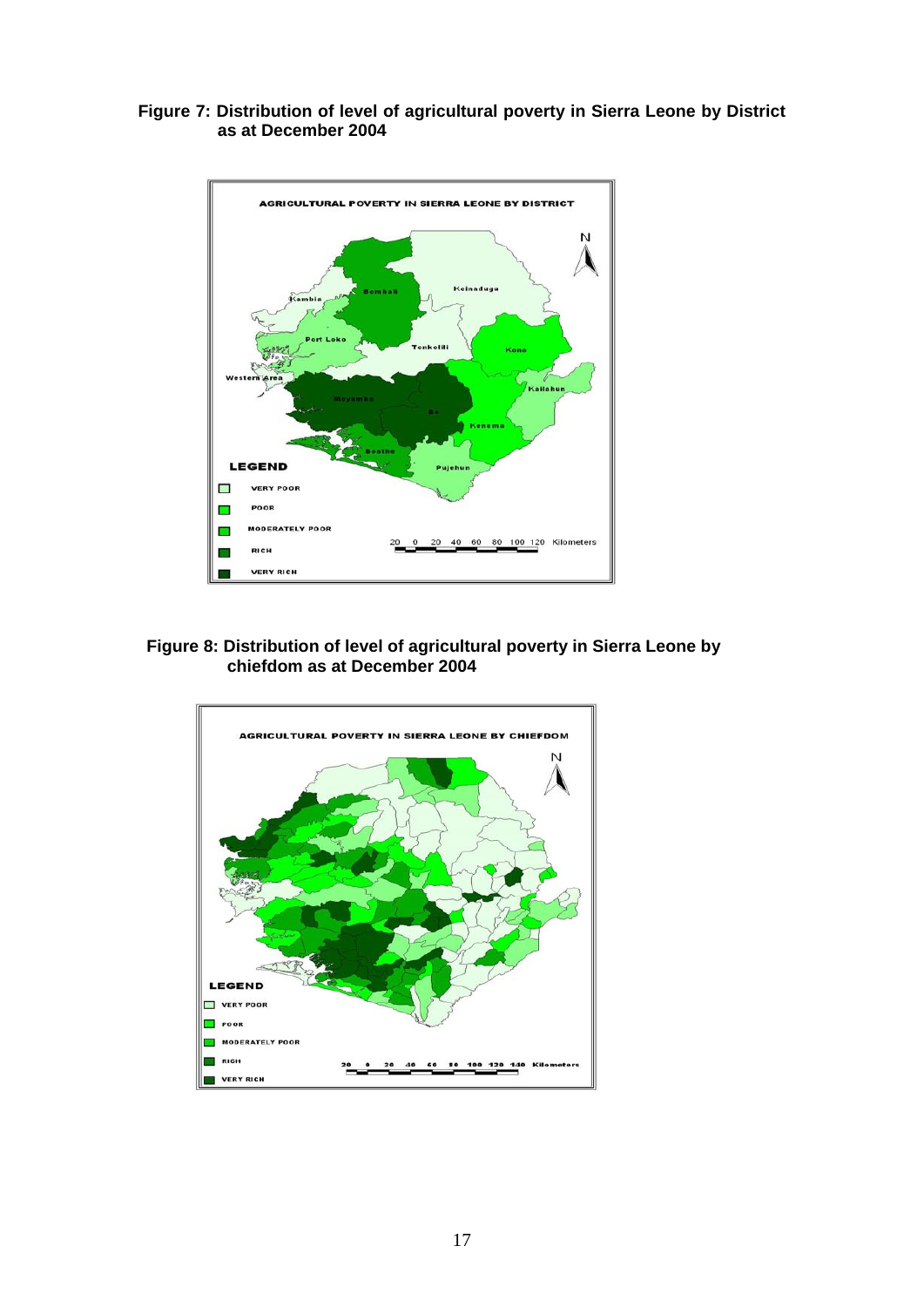**Figure 7: Distribution of level of agricultural poverty in Sierra Leone by District as at December 2004**

**Figure 8: Distribution of level of agricultural poverty in Sierra Leone by chiefdom as at December 2004**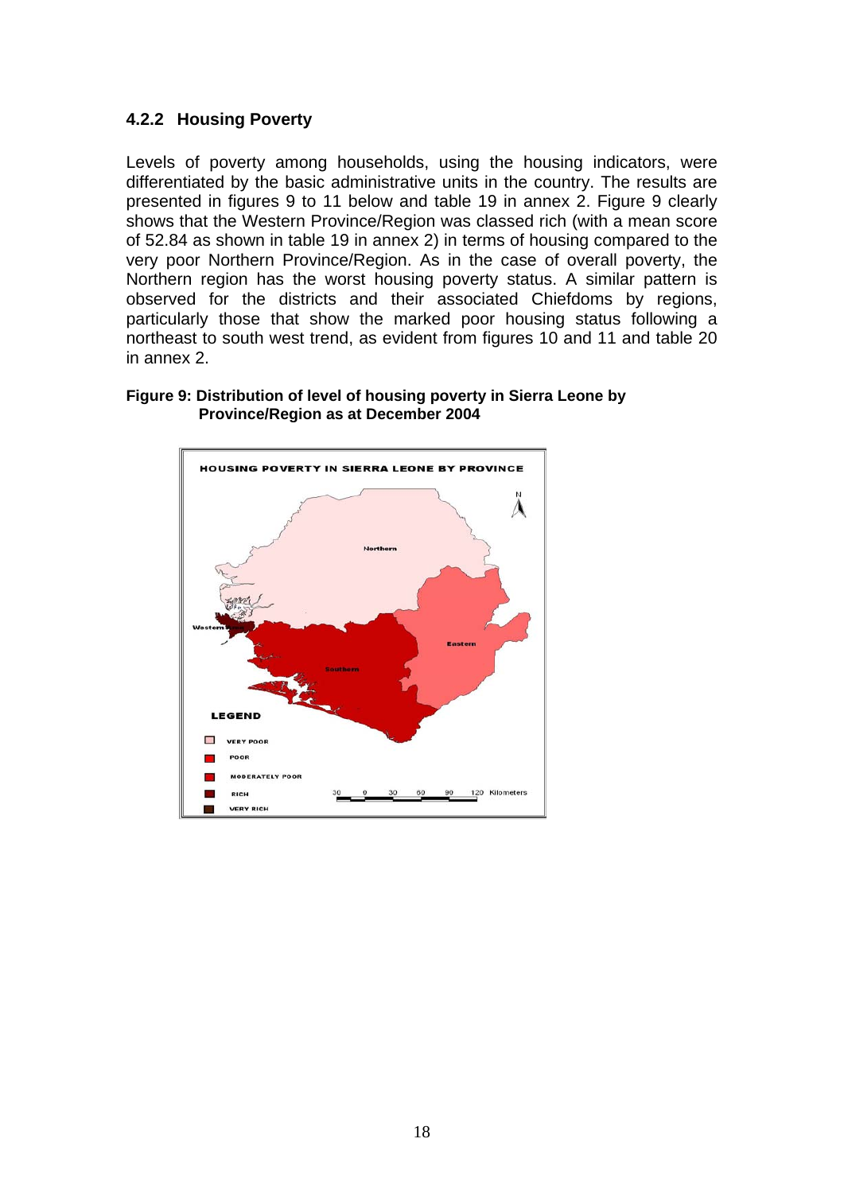### 4.2.2 Housing Poverty

Levels of poverty among households, using the housing indicators, were differentiated by the basic administrative units in the country. The results are presented in figures 9 to 11 below and table 19 in annex 2. Figure 9 clearly shows that the Western Province/Region was classed rich (with a mean score of 52.84 as shown in table 19 in annex 2) in terms of housing compared to the very poor Northern Province/Region. As in the case of overall poverty, the Northern region has the worst housing poverty status. A similar pattern is observed for the districts and their associated Chiefdoms by regions, particularly those that show the marked poor housing status following a northeast to south west trend, as evident from figures 10 and 11 and table 20 in annex 2.

**Figure 9: Distribution of level of housing poverty in Sierra Leone by Province/Region as at December 2004**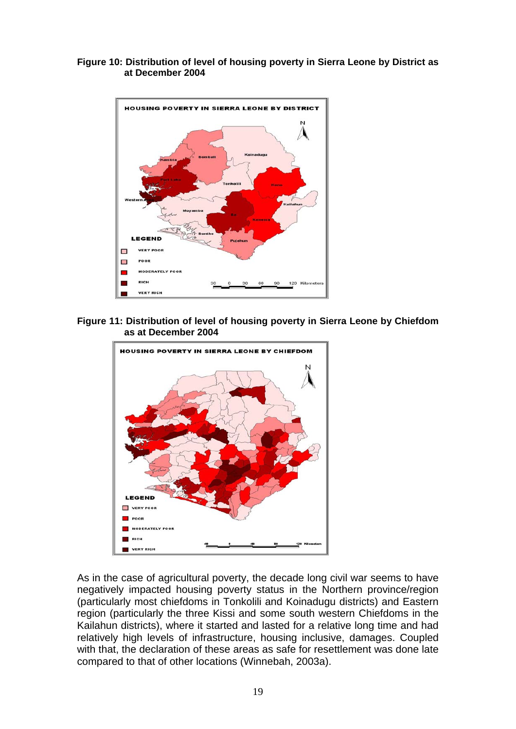**Figure 10: Distribution of level of housing poverty in Sierra Leone by District as at December 2004**

**Figure 11: Distribution of level of housing poverty in Sierra Leone by Chiefdom as at December 2004**

As in the case of agricultural poverty, the decade long civil war seems to have negatively impacted housing poverty status in the Northern province/region (particularly most chiefdoms in Tonkolili and Koinadugu districts) and Eastern region (particularly the three Kissi and some south western Chiefdoms in the Kailahun districts), where it started and lasted for a relative long time and had relatively high levels of infrastructure, housing inclusive, damages. Coupled with that, the declaration of these areas as safe for resettlement was done late compared to that of other locations (Winnebah, 2003a).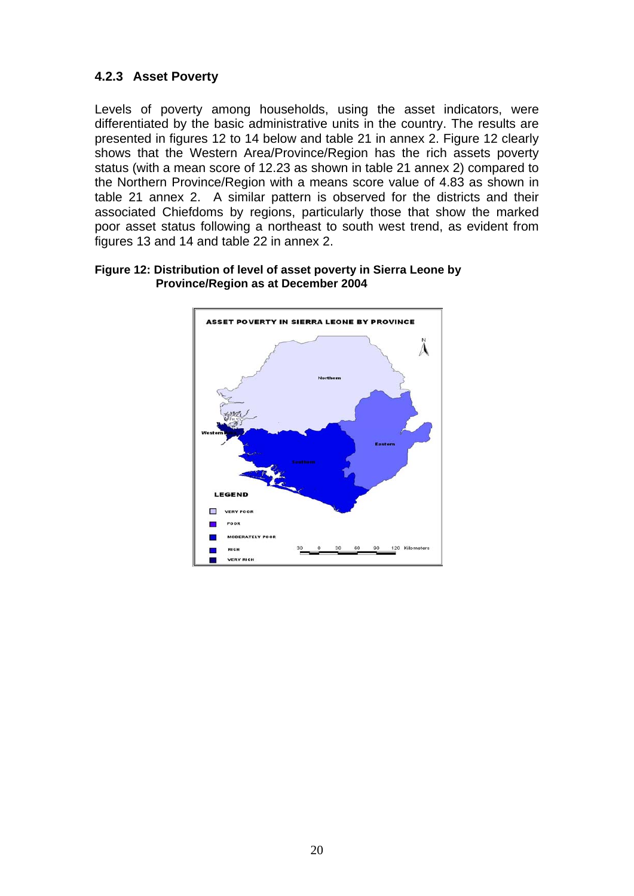### 4.2.3 Asset Poverty

Levels of poverty among households, using the asset indicators, were differentiated by the basic administrative units in the country. The results are presented in figures 12 to 14 below and table 21 in annex 2. Figure 12 clearly shows that the Western Area/Province/Region has the rich assets poverty status (with a mean score of 12.23 as shown in table 21 annex 2) compared to the Northern Province/Region with a means score value of 4.83 as shown in table 21 annex 2. A similar pattern is observed for the districts and their associated Chiefdoms by regions, particularly those that show the marked poor asset status following a northeast to south west trend, as evident from figures 13 and 14 and table 22 in annex 2.

**Figure 12: Distribution of level of asset poverty in Sierra Leone by Province/Region as at December 2004**

ASSET POVERTY IN SIERRA LEONE BY PROVINCE

Northern

Western

Eastern

Southern

LEGEND

- VERY POOR
- POOR
- MODERATELY POOR
- RICH
- VERY RICH

30 0 30 60 90 120 Kilometers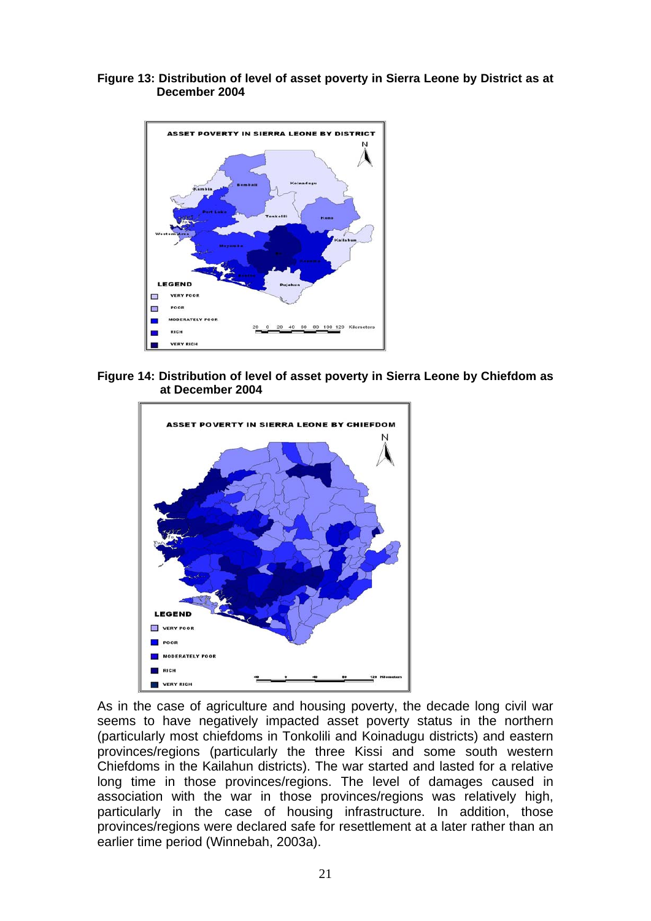**Figure 13: Distribution of level of asset poverty in Sierra Leone by District as at December 2004**

**Figure 14: Distribution of level of asset poverty in Sierra Leone by Chiefdom as at December 2004**

As in the case of agriculture and housing poverty, the decade long civil war seems to have negatively impacted asset poverty status in the northern (particularly most chiefdoms in Tonkolili and Koinadugu districts) and eastern provinces/regions (particularly the three Kissi and some south western Chiefdoms in the Kailahun districts). The war started and lasted for a relative long time in those provinces/regions. The level of damages caused in association with the war in those provinces/regions was relatively high, particularly in the case of housing infrastructure. In addition, those provinces/regions were declared safe for resettlement at a later rather than an earlier time period (Winnebah, 2003a).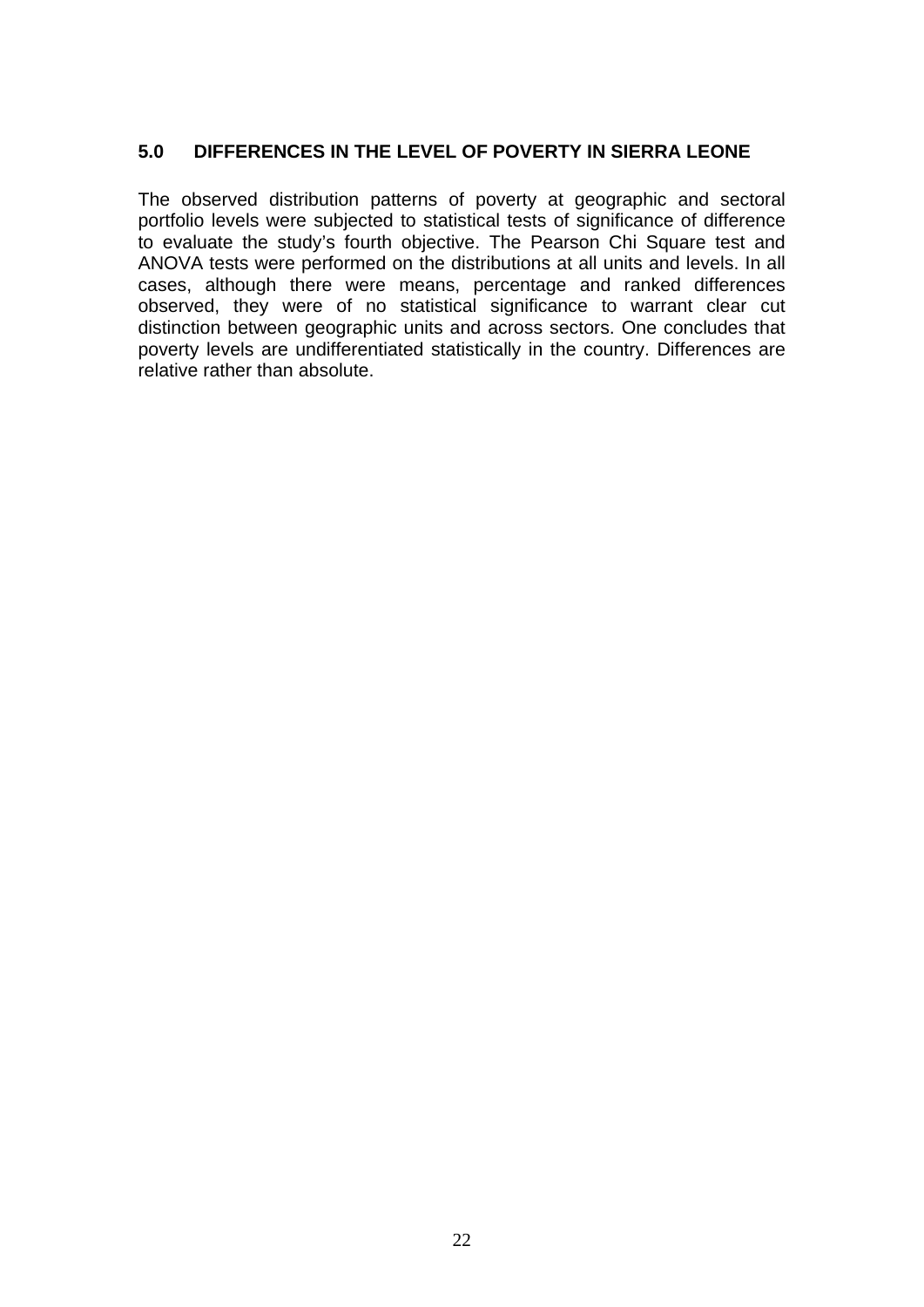## 5.0 DIFFERENCES IN THE LEVEL OF POVERTY IN SIERRA LEONE

The observed distribution patterns of poverty at geographic and sectoral portfolio levels were subjected to statistical tests of significance of difference to evaluate the study's fourth objective. The Pearson Chi Square test and ANOVA tests were performed on the distributions at all units and levels. In all cases, although there were means, percentage and ranked differences observed, they were of no statistical significance to warrant clear cut distinction between geographic units and across sectors. One concludes that poverty levels are undifferentiated statistically in the country. Differences are relative rather than absolute.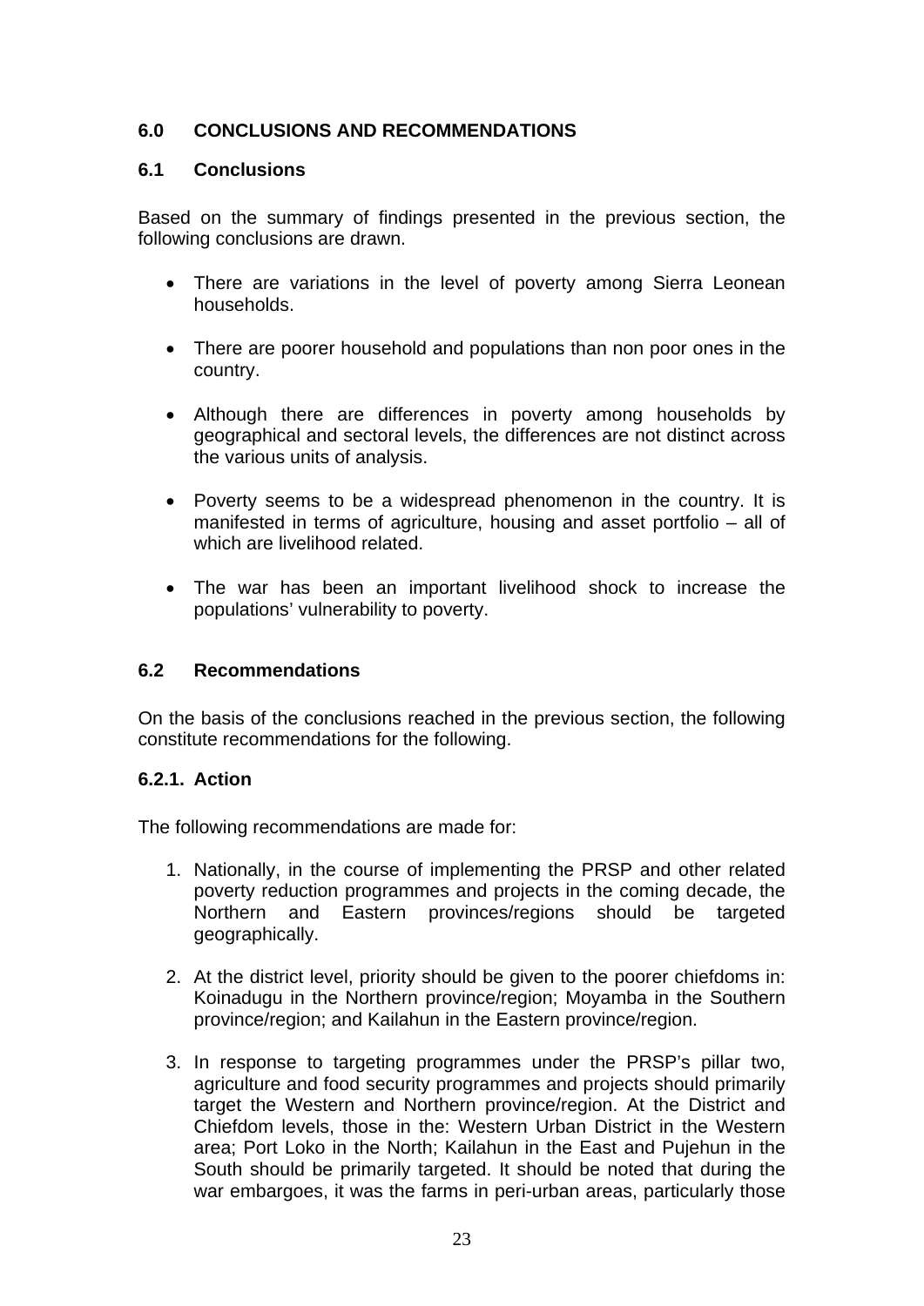## 6.0 CONCLUSIONS AND RECOMMENDATIONS

### 6.1 Conclusions

Based on the summary of findings presented in the previous section, the following conclusions are drawn.

- There are variations in the level of poverty among Sierra Leonean households.
- There are poorer household and populations than non poor ones in the country.
- Although there are differences in poverty among households by geographical and sectoral levels, the differences are not distinct across the various units of analysis.
- Poverty seems to be a widespread phenomenon in the country. It is manifested in terms of agriculture, housing and asset portfolio – all of which are livelihood related.
- The war has been an important livelihood shock to increase the populations' vulnerability to poverty.

### 6.2 Recommendations

On the basis of the conclusions reached in the previous section, the following constitute recommendations for the following.

#### 6.2.1. Action

The following recommendations are made for:

1. Nationally, in the course of implementing the PRSP and other related poverty reduction programmes and projects in the coming decade, the Northern and Eastern provinces/regions should be targeted geographically.
2. At the district level, priority should be given to the poorer chiefdoms in: Koinadugu in the Northern province/region; Moyamba in the Southern province/region; and Kailahun in the Eastern province/region.
3. In response to targeting programmes under the PRSP's pillar two, agriculture and food security programmes and projects should primarily target the Western and Northern province/region. At the District and Chiefdom levels, those in the: Western Urban District in the Western area; Port Loko in the North; Kailahun in the East and Pujehun in the South should be primarily targeted. It should be noted that during the war embargoes, it was the farms in peri-urban areas, particularly those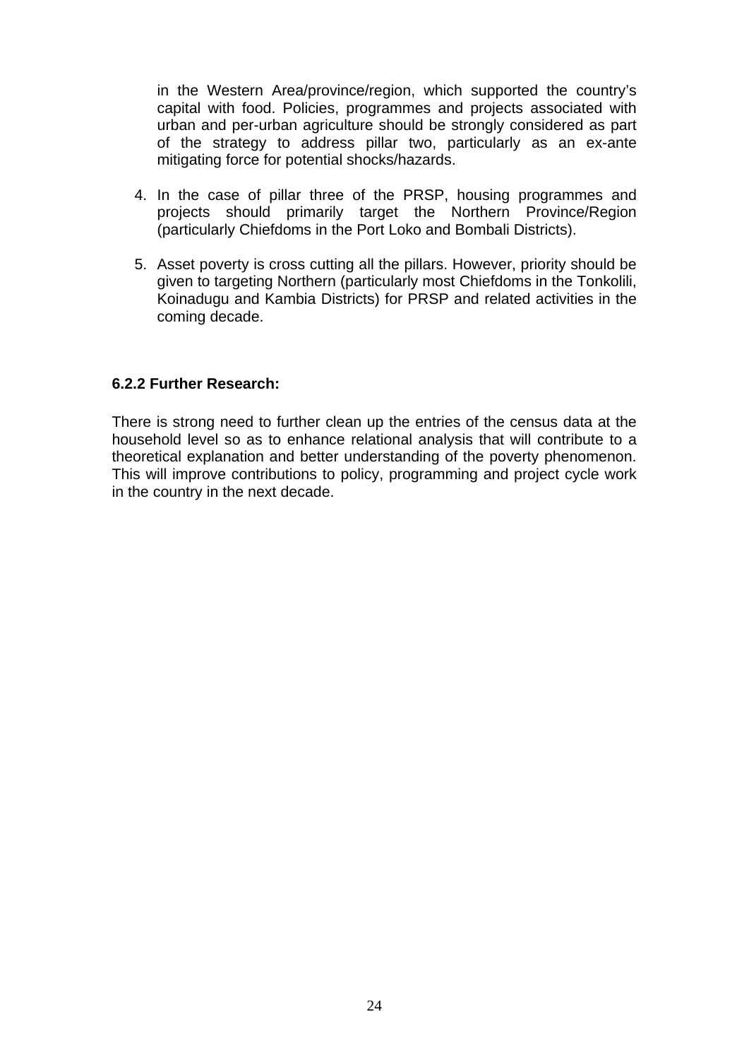in the Western Area/province/region, which supported the country's capital with food. Policies, programmes and projects associated with urban and per-urban agriculture should be strongly considered as part of the strategy to address pillar two, particularly as an ex-ante mitigating force for potential shocks/hazards.

4. In the case of pillar three of the PRSP, housing programmes and projects should primarily target the Northern Province/Region (particularly Chiefdoms in the Port Loko and Bombali Districts).

5. Asset poverty is cross cutting all the pillars. However, priority should be given to targeting Northern (particularly most Chiefdoms in the Tonkolili, Koinadugu and Kambia Districts) for PRSP and related activities in the coming decade.

### 6.2.2 Further Research:

There is strong need to further clean up the entries of the census data at the household level so as to enhance relational analysis that will contribute to a theoretical explanation and better understanding of the poverty phenomenon. This will improve contributions to policy, programming and project cycle work in the country in the next decade.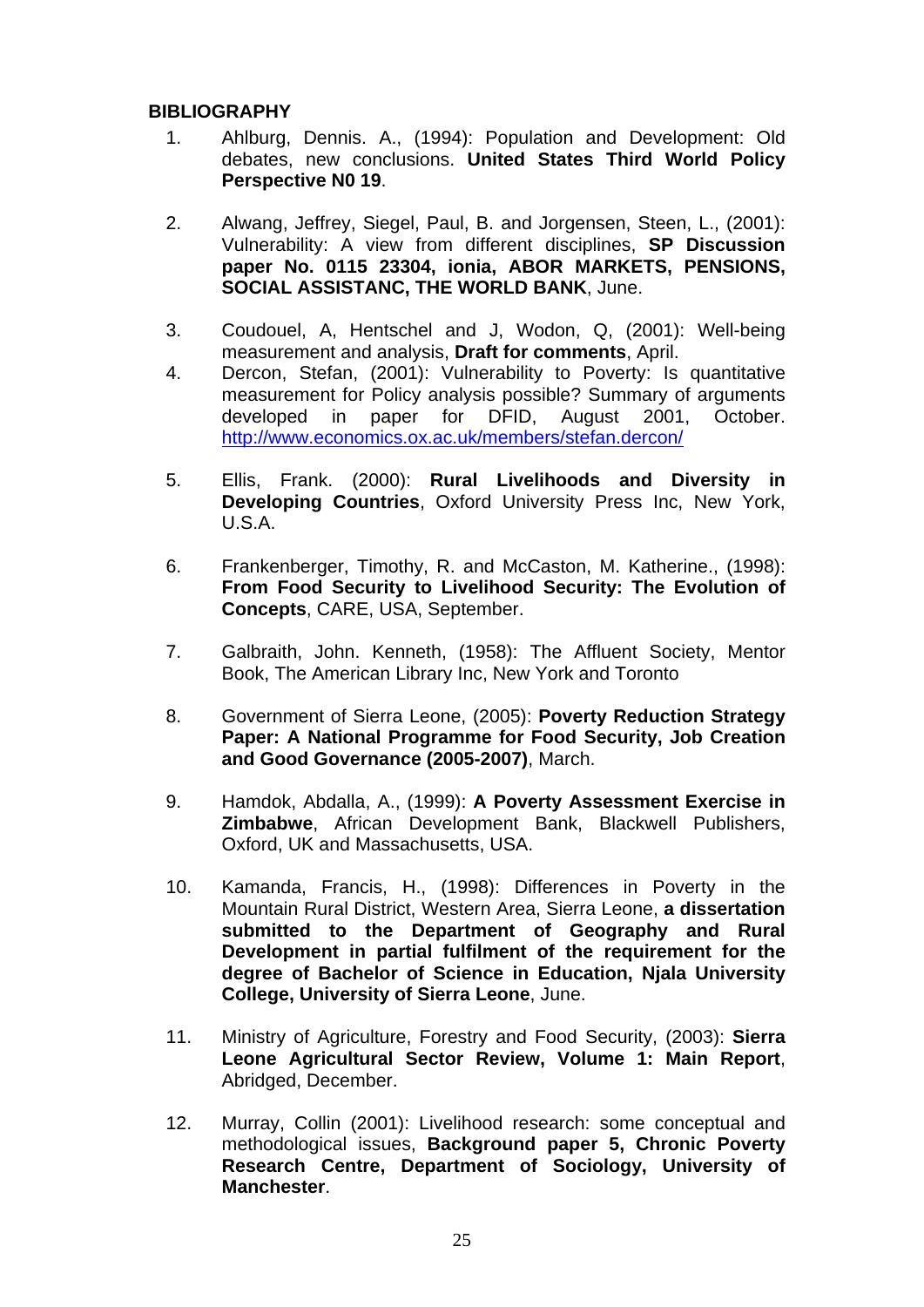**BIBLIOGRAPHY**

1. Ahlburg, Dennis. A., (1994): Population and Development: Old debates, new conclusions. **United States Third World Policy Perspective N0 19**.

2. Alwang, Jeffrey, Siegel, Paul, B. and Jorgensen, Steen, L., (2001): Vulnerability: A view from different disciplines, **SP Discussion paper No. 0115 23304, ionia, ABOR MARKETS, PENSIONS, SOCIAL ASSISTANC, THE WORLD BANK**, June.

3. Coudouel, A, Hentschel and J, Wodon, Q, (2001): Well-being measurement and analysis, **Draft for comments**, April.

4. Dercon, Stefan, (2001): Vulnerability to Poverty: Is quantitative measurement for Policy analysis possible? Summary of arguments developed in paper for DFID, August 2001, October. http://www.economics.ox.ac.uk/members/stefan.dercon/

5. Ellis, Frank. (2000): **Rural Livelihoods and Diversity in Developing Countries**, Oxford University Press Inc, New York, U.S.A.

6. Frankenberger, Timothy, R. and McCaston, M. Katherine., (1998): **From Food Security to Livelihood Security: The Evolution of Concepts**, CARE, USA, September.

7. Galbraith, John. Kenneth, (1958): The Affluent Society, Mentor Book, The American Library Inc, New York and Toronto

8. Government of Sierra Leone, (2005): **Poverty Reduction Strategy Paper: A National Programme for Food Security, Job Creation and Good Governance (2005-2007)**, March.

9. Hamdok, Abdalla, A., (1999): **A Poverty Assessment Exercise in Zimbabwe**, African Development Bank, Blackwell Publishers, Oxford, UK and Massachusetts, USA.

10. Kamanda, Francis, H., (1998): Differences in Poverty in the Mountain Rural District, Western Area, Sierra Leone, **a dissertation submitted to the Department of Geography and Rural Development in partial fulfilment of the requirement for the degree of Bachelor of Science in Education, Njala University College, University of Sierra Leone**, June.

11. Ministry of Agriculture, Forestry and Food Security, (2003): **Sierra Leone Agricultural Sector Review, Volume 1: Main Report**, Abridged, December.

12. Murray, Collin (2001): Livelihood research: some conceptual and methodological issues, **Background paper 5, Chronic Poverty Research Centre, Department of Sociology, University of Manchester**.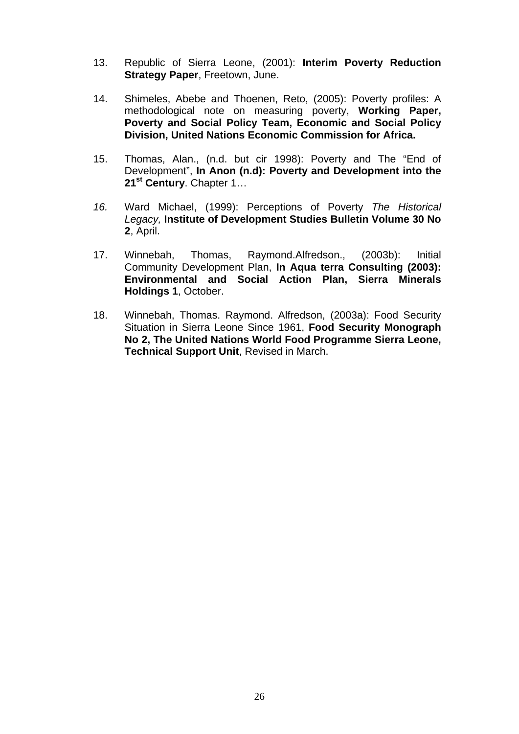13. Republic of Sierra Leone, (2001): **Interim Poverty Reduction Strategy Paper**, Freetown, June.

14. Shimeles, Abebe and Thoenen, Reto, (2005): Poverty profiles: A methodological note on measuring poverty, **Working Paper, Poverty and Social Policy Team, Economic and Social Policy Division, United Nations Economic Commission for Africa.**

15. Thomas, Alan., (n.d. but cir 1998): Poverty and The "End of Development", **In Anon (n.d): Poverty and Development into the 21st Century**. Chapter 1…

*16.* Ward Michael, (1999): Perceptions of Poverty *The Historical Legacy,* **Institute of Development Studies Bulletin Volume 30 No 2**, April.

17. Winnebah, Thomas, Raymond.Alfredson., (2003b): Initial Community Development Plan, **In Aqua terra Consulting (2003): Environmental and Social Action Plan, Sierra Minerals Holdings 1**, October.

18. Winnebah, Thomas. Raymond. Alfredson, (2003a): Food Security Situation in Sierra Leone Since 1961, **Food Security Monograph No 2, The United Nations World Food Programme Sierra Leone, Technical Support Unit**, Revised in March.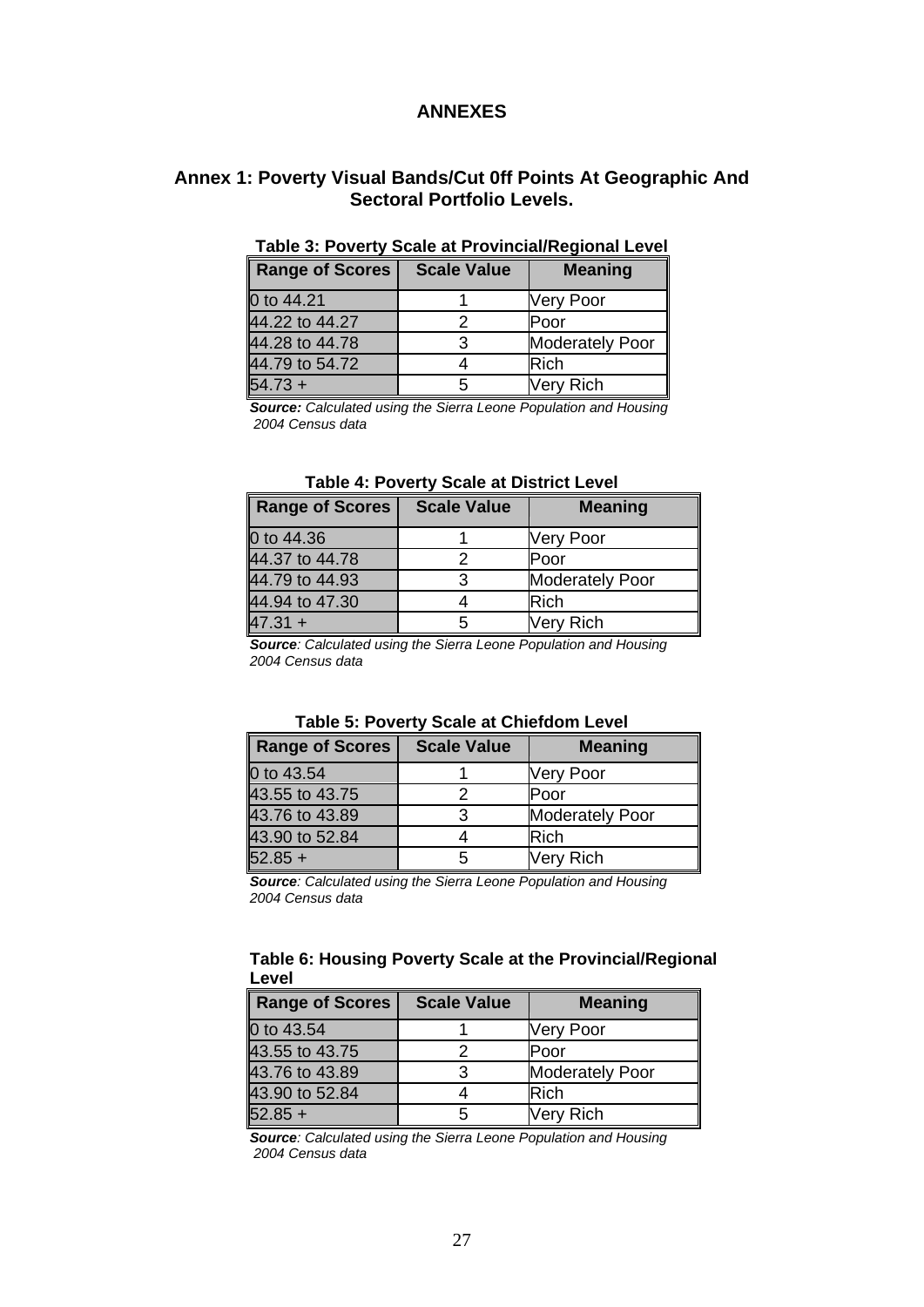# ANNEXES

## Annex 1: Poverty Visual Bands/Cut 0ff Points At Geographic And Sectoral Portfolio Levels.

**Table 3: Poverty Scale at Provincial/Regional Level**

| Range of Scores | Scale Value | Meaning |
|---|---|---|
| 0 to 44.21 | 1 | Very Poor |
| 44.22 to 44.27 | 2 | Poor |
| 44.28 to 44.78 | 3 | Moderately Poor |
| 44.79 to 54.72 | 4 | Rich |
| 54.73 + | 5 | Very Rich |

***Source:*** *Calculated using the Sierra Leone Population and Housing 2004 Census data*

**Table 4: Poverty Scale at District Level**

| Range of Scores | Scale Value | Meaning |
|---|---|---|
| 0 to 44.36 | 1 | Very Poor |
| 44.37 to 44.78 | 2 | Poor |
| 44.79 to 44.93 | 3 | Moderately Poor |
| 44.94 to 47.30 | 4 | Rich |
| 47.31 + | 5 | Very Rich |

***Source****: Calculated using the Sierra Leone Population and Housing 2004 Census data*

**Table 5: Poverty Scale at Chiefdom Level**

| Range of Scores | Scale Value | Meaning |
|---|---|---|
| 0 to 43.54 | 1 | Very Poor |
| 43.55 to 43.75 | 2 | Poor |
| 43.76 to 43.89 | 3 | Moderately Poor |
| 43.90 to 52.84 | 4 | Rich |
| 52.85 + | 5 | Very Rich |

***Source****: Calculated using the Sierra Leone Population and Housing 2004 Census data*

**Table 6: Housing Poverty Scale at the Provincial/Regional Level**

| Range of Scores | Scale Value | Meaning |
|---|---|---|
| 0 to 43.54 | 1 | Very Poor |
| 43.55 to 43.75 | 2 | Poor |
| 43.76 to 43.89 | 3 | Moderately Poor |
| 43.90 to 52.84 | 4 | Rich |
| 52.85 + | 5 | Very Rich |

***Source****: Calculated using the Sierra Leone Population and Housing 2004 Census data*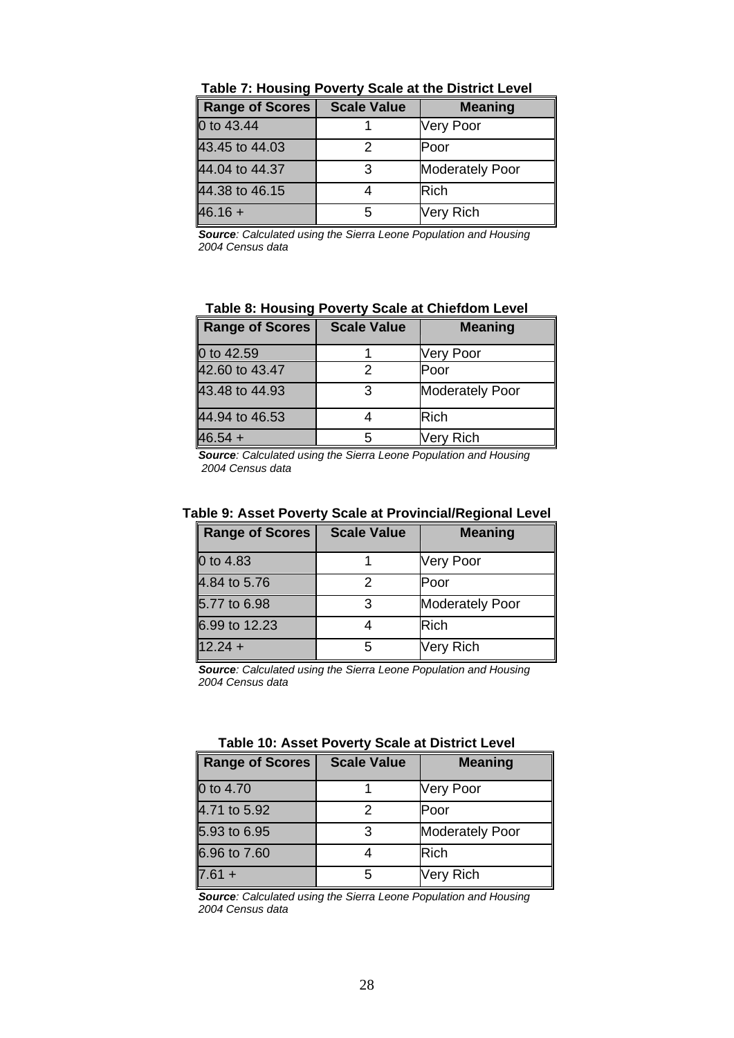**Table 7: Housing Poverty Scale at the District Level**

| Range of Scores | Scale Value | Meaning |
|---|---|---|
| 0 to 43.44 | 1 | Very Poor |
| 43.45 to 44.03 | 2 | Poor |
| 44.04 to 44.37 | 3 | Moderately Poor |
| 44.38 to 46.15 | 4 | Rich |
| 46.16 + | 5 | Very Rich |

***Source****: Calculated using the Sierra Leone Population and Housing 2004 Census data*

**Table 8: Housing Poverty Scale at Chiefdom Level**

| Range of Scores | Scale Value | Meaning |
|---|---|---|
| 0 to 42.59 | 1 | Very Poor |
| 42.60 to 43.47 | 2 | Poor |
| 43.48 to 44.93 | 3 | Moderately Poor |
| 44.94 to 46.53 | 4 | Rich |
| 46.54 + | 5 | Very Rich |

***Source****: Calculated using the Sierra Leone Population and Housing 2004 Census data*

**Table 9: Asset Poverty Scale at Provincial/Regional Level**

| Range of Scores | Scale Value | Meaning |
|---|---|---|
| 0 to 4.83 | 1 | Very Poor |
| 4.84 to 5.76 | 2 | Poor |
| 5.77 to 6.98 | 3 | Moderately Poor |
| 6.99 to 12.23 | 4 | Rich |
| 12.24 + | 5 | Very Rich |

***Source****: Calculated using the Sierra Leone Population and Housing 2004 Census data*

**Table 10: Asset Poverty Scale at District Level**

| Range of Scores | Scale Value | Meaning |
|---|---|---|
| 0 to 4.70 | 1 | Very Poor |
| 4.71 to 5.92 | 2 | Poor |
| 5.93 to 6.95 | 3 | Moderately Poor |
| 6.96 to 7.60 | 4 | Rich |
| 7.61 + | 5 | Very Rich |

***Source****: Calculated using the Sierra Leone Population and Housing 2004 Census data*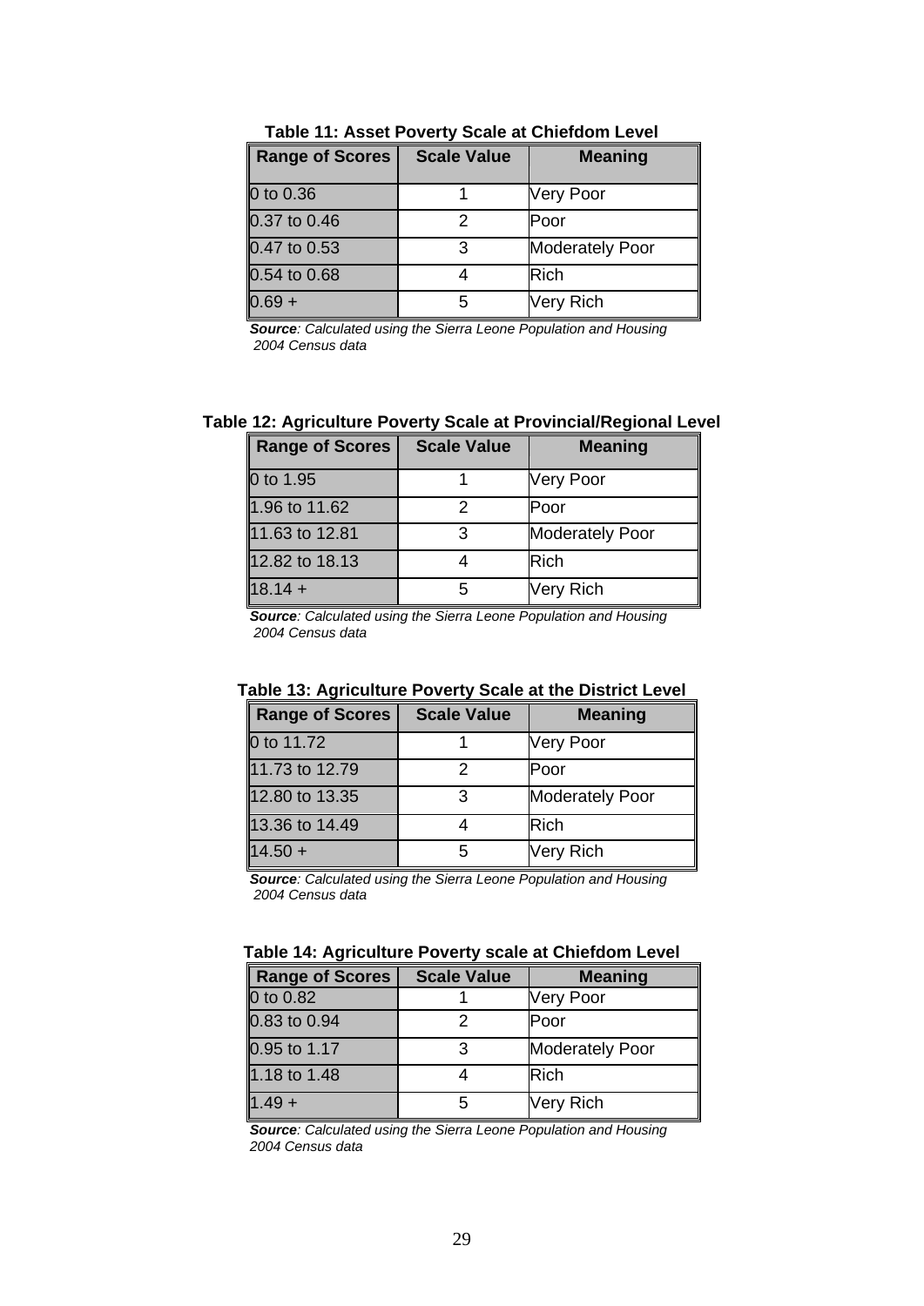**Table 11: Asset Poverty Scale at Chiefdom Level**

| Range of Scores | Scale Value | Meaning |
|---|---|---|
| 0 to 0.36 | 1 | Very Poor |
| 0.37 to 0.46 | 2 | Poor |
| 0.47 to 0.53 | 3 | Moderately Poor |
| 0.54 to 0.68 | 4 | Rich |
| 0.69 + | 5 | Very Rich |

***Source**: Calculated using the Sierra Leone Population and Housing 2004 Census data*

**Table 12: Agriculture Poverty Scale at Provincial/Regional Level**

| Range of Scores | Scale Value | Meaning |
|---|---|---|
| 0 to 1.95 | 1 | Very Poor |
| 1.96 to 11.62 | 2 | Poor |
| 11.63 to 12.81 | 3 | Moderately Poor |
| 12.82 to 18.13 | 4 | Rich |
| 18.14 + | 5 | Very Rich |

***Source**: Calculated using the Sierra Leone Population and Housing 2004 Census data*

**Table 13: Agriculture Poverty Scale at the District Level**

| Range of Scores | Scale Value | Meaning |
|---|---|---|
| 0 to 11.72 | 1 | Very Poor |
| 11.73 to 12.79 | 2 | Poor |
| 12.80 to 13.35 | 3 | Moderately Poor |
| 13.36 to 14.49 | 4 | Rich |
| 14.50 + | 5 | Very Rich |

***Source**: Calculated using the Sierra Leone Population and Housing 2004 Census data*

**Table 14: Agriculture Poverty scale at Chiefdom Level**

| Range of Scores | Scale Value | Meaning |
|---|---|---|
| 0 to 0.82 | 1 | Very Poor |
| 0.83 to 0.94 | 2 | Poor |
| 0.95 to 1.17 | 3 | Moderately Poor |
| 1.18 to 1.48 | 4 | Rich |
| 1.49 + | 5 | Very Rich |

***Source**: Calculated using the Sierra Leone Population and Housing 2004 Census data*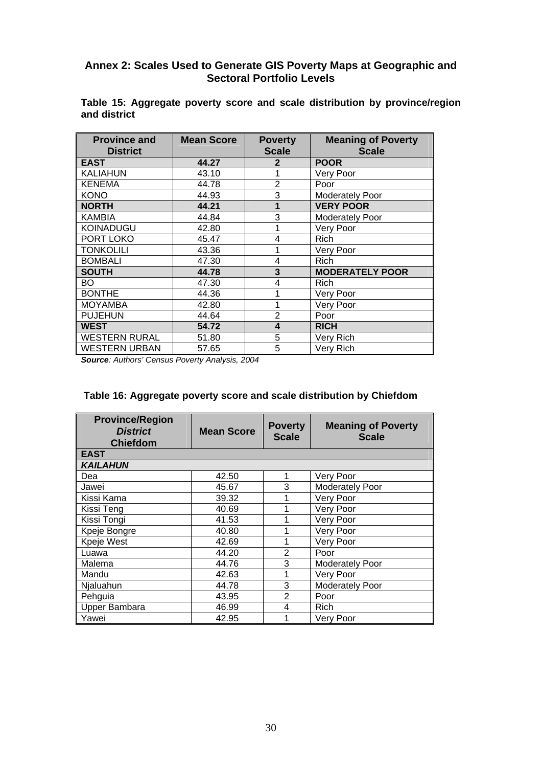## Annex 2: Scales Used to Generate GIS Poverty Maps at Geographic and Sectoral Portfolio Levels

**Table 15: Aggregate poverty score and scale distribution by province/region and district**

| Province and District | Mean Score | Poverty Scale | Meaning of Poverty Scale |
|---|---|---|---|
| **EAST** | **44.27** | **2** | **POOR** |
| KALIAHUN | 43.10 | 1 | Very Poor |
| KENEMA | 44.78 | 2 | Poor |
| KONO | 44.93 | 3 | Moderately Poor |
| **NORTH** | **44.21** | **1** | **VERY POOR** |
| KAMBIA | 44.84 | 3 | Moderately Poor |
| KOINADUGU | 42.80 | 1 | Very Poor |
| PORT LOKO | 45.47 | 4 | Rich |
| TONKOLILI | 43.36 | 1 | Very Poor |
| BOMBALI | 47.30 | 4 | Rich |
| **SOUTH** | **44.78** | **3** | **MODERATELY POOR** |
| BO | 47.30 | 4 | Rich |
| BONTHE | 44.36 | 1 | Very Poor |
| MOYAMBA | 42.80 | 1 | Very Poor |
| PUJEHUN | 44.64 | 2 | Poor |
| **WEST** | **54.72** | **4** | **RICH** |
| WESTERN RURAL | 51.80 | 5 | Very Rich |
| WESTERN URBAN | 57.65 | 5 | Very Rich |

***Source**: Authors' Census Poverty Analysis, 2004*

**Table 16: Aggregate poverty score and scale distribution by Chiefdom**

| Province/Region *District* Chiefdom | Mean Score | Poverty Scale | Meaning of Poverty Scale |
|---|---|---|---|
| **EAST** | | | |
| ***KAILAHUN*** | | | |
| Dea | 42.50 | 1 | Very Poor |
| Jawei | 45.67 | 3 | Moderately Poor |
| Kissi Kama | 39.32 | 1 | Very Poor |
| Kissi Teng | 40.69 | 1 | Very Poor |
| Kissi Tongi | 41.53 | 1 | Very Poor |
| Kpeje Bongre | 40.80 | 1 | Very Poor |
| Kpeje West | 42.69 | 1 | Very Poor |
| Luawa | 44.20 | 2 | Poor |
| Malema | 44.76 | 3 | Moderately Poor |
| Mandu | 42.63 | 1 | Very Poor |
| Njaluahun | 44.78 | 3 | Moderately Poor |
| Pehguia | 43.95 | 2 | Poor |
| Upper Bambara | 46.99 | 4 | Rich |
| Yawei | 42.95 | 1 | Very Poor |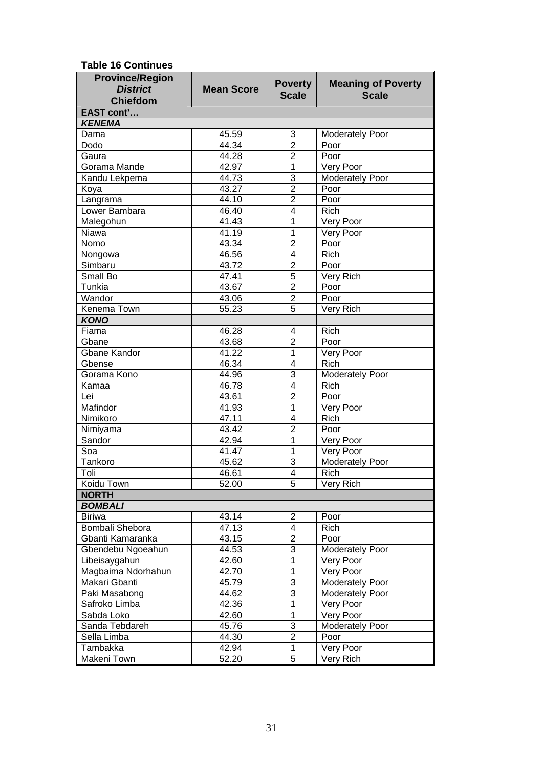**Table 16 Continues**

| Province/Region *District* Chiefdom | Mean Score | Poverty Scale | Meaning of Poverty Scale |
|---|---|---|---|
| **EAST cont'…** | | | |
| ***KENEMA*** | | | |
| Dama | 45.59 | 3 | Moderately Poor |
| Dodo | 44.34 | 2 | Poor |
| Gaura | 44.28 | 2 | Poor |
| Gorama Mande | 42.97 | 1 | Very Poor |
| Kandu Lekpema | 44.73 | 3 | Moderately Poor |
| Koya | 43.27 | 2 | Poor |
| Langrama | 44.10 | 2 | Poor |
| Lower Bambara | 46.40 | 4 | Rich |
| Malegohun | 41.43 | 1 | Very Poor |
| Niawa | 41.19 | 1 | Very Poor |
| Nomo | 43.34 | 2 | Poor |
| Nongowa | 46.56 | 4 | Rich |
| Simbaru | 43.72 | 2 | Poor |
| Small Bo | 47.41 | 5 | Very Rich |
| Tunkia | 43.67 | 2 | Poor |
| Wandor | 43.06 | 2 | Poor |
| Kenema Town | 55.23 | 5 | Very Rich |
| ***KONO*** | | | |
| Fiama | 46.28 | 4 | Rich |
| Gbane | 43.68 | 2 | Poor |
| Gbane Kandor | 41.22 | 1 | Very Poor |
| Gbense | 46.34 | 4 | Rich |
| Gorama Kono | 44.96 | 3 | Moderately Poor |
| Kamaa | 46.78 | 4 | Rich |
| Lei | 43.61 | 2 | Poor |
| Mafindor | 41.93 | 1 | Very Poor |
| Nimikoro | 47.11 | 4 | Rich |
| Nimiyama | 43.42 | 2 | Poor |
| Sandor | 42.94 | 1 | Very Poor |
| Soa | 41.47 | 1 | Very Poor |
| Tankoro | 45.62 | 3 | Moderately Poor |
| Toli | 46.61 | 4 | Rich |
| Koidu Town | 52.00 | 5 | Very Rich |
| **NORTH** | | | |
| ***BOMBALI*** | | | |
| Biriwa | 43.14 | 2 | Poor |
| Bombali Shebora | 47.13 | 4 | Rich |
| Gbanti Kamaranka | 43.15 | 2 | Poor |
| Gbendebu Ngoeahun | 44.53 | 3 | Moderately Poor |
| Libeisaygahun | 42.60 | 1 | Very Poor |
| Magbaima Ndorhahun | 42.70 | 1 | Very Poor |
| Makari Gbanti | 45.79 | 3 | Moderately Poor |
| Paki Masabong | 44.62 | 3 | Moderately Poor |
| Safroko Limba | 42.36 | 1 | Very Poor |
| Sabda Loko | 42.60 | 1 | Very Poor |
| Sanda Tebdareh | 45.76 | 3 | Moderately Poor |
| Sella Limba | 44.30 | 2 | Poor |
| Tambakka | 42.94 | 1 | Very Poor |
| Makeni Town | 52.20 | 5 | Very Rich |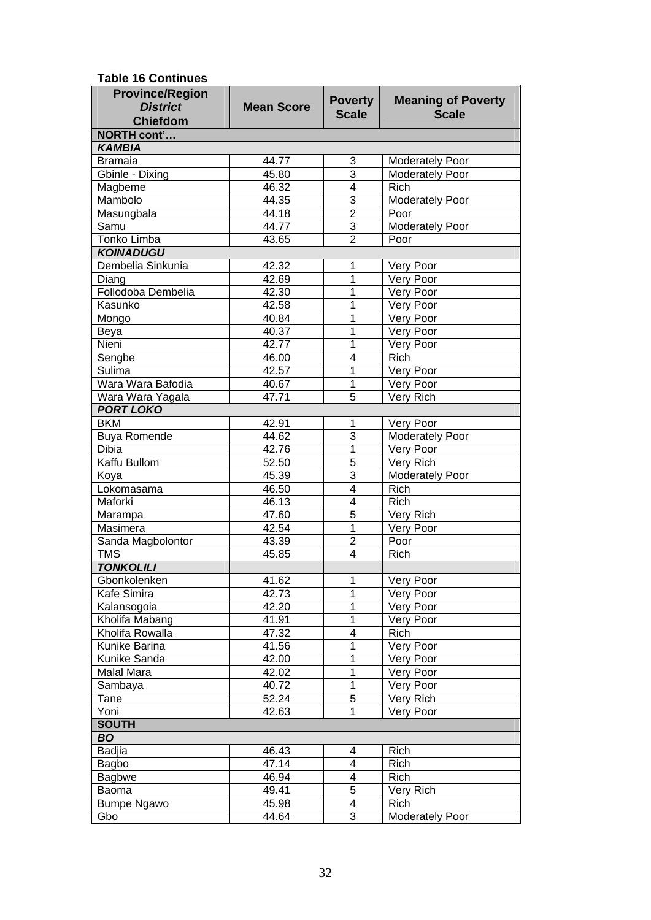**Table 16 Continues**

| Province/Region<br>*District*<br>Chiefdom | Mean Score | Poverty Scale | Meaning of Poverty Scale |
|---|---|---|---|
| **NORTH cont'…** | | | |
| ***KAMBIA*** | | | |
| Bramaia | 44.77 | 3 | Moderately Poor |
| Gbinle - Dixing | 45.80 | 3 | Moderately Poor |
| Magbeme | 46.32 | 4 | Rich |
| Mambolo | 44.35 | 3 | Moderately Poor |
| Masungbala | 44.18 | 2 | Poor |
| Samu | 44.77 | 3 | Moderately Poor |
| Tonko Limba | 43.65 | 2 | Poor |
| ***KOINADUGU*** | | | |
| Dembelia Sinkunia | 42.32 | 1 | Very Poor |
| Diang | 42.69 | 1 | Very Poor |
| Follodoba Dembelia | 42.30 | 1 | Very Poor |
| Kasunko | 42.58 | 1 | Very Poor |
| Mongo | 40.84 | 1 | Very Poor |
| Beya | 40.37 | 1 | Very Poor |
| Nieni | 42.77 | 1 | Very Poor |
| Sengbe | 46.00 | 4 | Rich |
| Sulima | 42.57 | 1 | Very Poor |
| Wara Wara Bafodia | 40.67 | 1 | Very Poor |
| Wara Wara Yagala | 47.71 | 5 | Very Rich |
| ***PORT LOKO*** | | | |
| BKM | 42.91 | 1 | Very Poor |
| Buya Romende | 44.62 | 3 | Moderately Poor |
| Dibia | 42.76 | 1 | Very Poor |
| Kaffu Bullom | 52.50 | 5 | Very Rich |
| Koya | 45.39 | 3 | Moderately Poor |
| Lokomasama | 46.50 | 4 | Rich |
| Maforki | 46.13 | 4 | Rich |
| Marampa | 47.60 | 5 | Very Rich |
| Masimera | 42.54 | 1 | Very Poor |
| Sanda Magbolontor | 43.39 | 2 | Poor |
| TMS | 45.85 | 4 | Rich |
| ***TONKOLILI*** | | | |
| Gbonkolenken | 41.62 | 1 | Very Poor |
| Kafe Simira | 42.73 | 1 | Very Poor |
| Kalansogoia | 42.20 | 1 | Very Poor |
| Kholifa Mabang | 41.91 | 1 | Very Poor |
| Kholifa Rowalla | 47.32 | 4 | Rich |
| Kunike Barina | 41.56 | 1 | Very Poor |
| Kunike Sanda | 42.00 | 1 | Very Poor |
| Malal Mara | 42.02 | 1 | Very Poor |
| Sambaya | 40.72 | 1 | Very Poor |
| Tane | 52.24 | 5 | Very Rich |
| Yoni | 42.63 | 1 | Very Poor |
| **SOUTH** | | | |
| ***BO*** | | | |
| Badjia | 46.43 | 4 | Rich |
| Bagbo | 47.14 | 4 | Rich |
| Bagbwe | 46.94 | 4 | Rich |
| Baoma | 49.41 | 5 | Very Rich |
| Bumpe Ngawo | 45.98 | 4 | Rich |
| Gbo | 44.64 | 3 | Moderately Poor |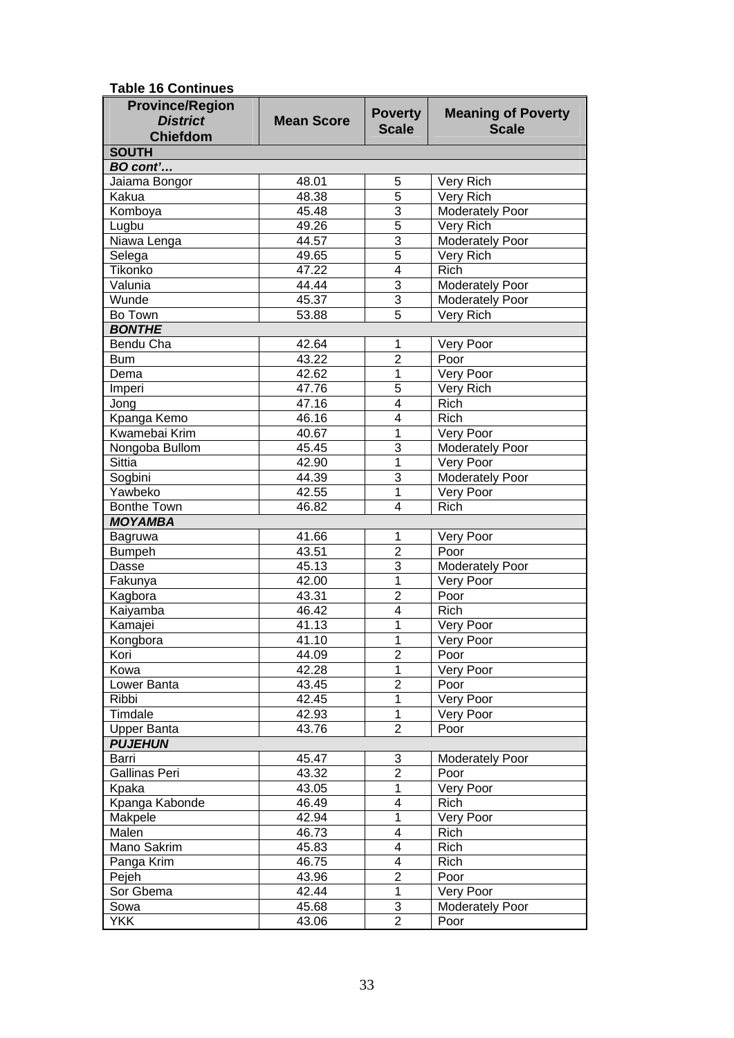**Table 16 Continues**

| Province/Region *District* Chiefdom | Mean Score | Poverty Scale | Meaning of Poverty Scale |
|---|---|---|---|
| **SOUTH** | | | |
| ***BO cont'…*** | | | |
| Jaiama Bongor | 48.01 | 5 | Very Rich |
| Kakua | 48.38 | 5 | Very Rich |
| Komboya | 45.48 | 3 | Moderately Poor |
| Lugbu | 49.26 | 5 | Very Rich |
| Niawa Lenga | 44.57 | 3 | Moderately Poor |
| Selega | 49.65 | 5 | Very Rich |
| Tikonko | 47.22 | 4 | Rich |
| Valunia | 44.44 | 3 | Moderately Poor |
| Wunde | 45.37 | 3 | Moderately Poor |
| Bo Town | 53.88 | 5 | Very Rich |
| ***BONTHE*** | | | |
| Bendu Cha | 42.64 | 1 | Very Poor |
| Bum | 43.22 | 2 | Poor |
| Dema | 42.62 | 1 | Very Poor |
| Imperi | 47.76 | 5 | Very Rich |
| Jong | 47.16 | 4 | Rich |
| Kpanga Kemo | 46.16 | 4 | Rich |
| Kwamebai Krim | 40.67 | 1 | Very Poor |
| Nongoba Bullom | 45.45 | 3 | Moderately Poor |
| Sittia | 42.90 | 1 | Very Poor |
| Sogbini | 44.39 | 3 | Moderately Poor |
| Yawbeko | 42.55 | 1 | Very Poor |
| Bonthe Town | 46.82 | 4 | Rich |
| ***MOYAMBA*** | | | |
| Bagruwa | 41.66 | 1 | Very Poor |
| Bumpeh | 43.51 | 2 | Poor |
| Dasse | 45.13 | 3 | Moderately Poor |
| Fakunya | 42.00 | 1 | Very Poor |
| Kagbora | 43.31 | 2 | Poor |
| Kaiyamba | 46.42 | 4 | Rich |
| Kamajei | 41.13 | 1 | Very Poor |
| Kongbora | 41.10 | 1 | Very Poor |
| Kori | 44.09 | 2 | Poor |
| Kowa | 42.28 | 1 | Very Poor |
| Lower Banta | 43.45 | 2 | Poor |
| Ribbi | 42.45 | 1 | Very Poor |
| Timdale | 42.93 | 1 | Very Poor |
| Upper Banta | 43.76 | 2 | Poor |
| ***PUJEHUN*** | | | |
| Barri | 45.47 | 3 | Moderately Poor |
| Gallinas Peri | 43.32 | 2 | Poor |
| Kpaka | 43.05 | 1 | Very Poor |
| Kpanga Kabonde | 46.49 | 4 | Rich |
| Makpele | 42.94 | 1 | Very Poor |
| Malen | 46.73 | 4 | Rich |
| Mano Sakrim | 45.83 | 4 | Rich |
| Panga Krim | 46.75 | 4 | Rich |
| Pejeh | 43.96 | 2 | Poor |
| Sor Gbema | 42.44 | 1 | Very Poor |
| Sowa | 45.68 | 3 | Moderately Poor |
| YKK | 43.06 | 2 | Poor |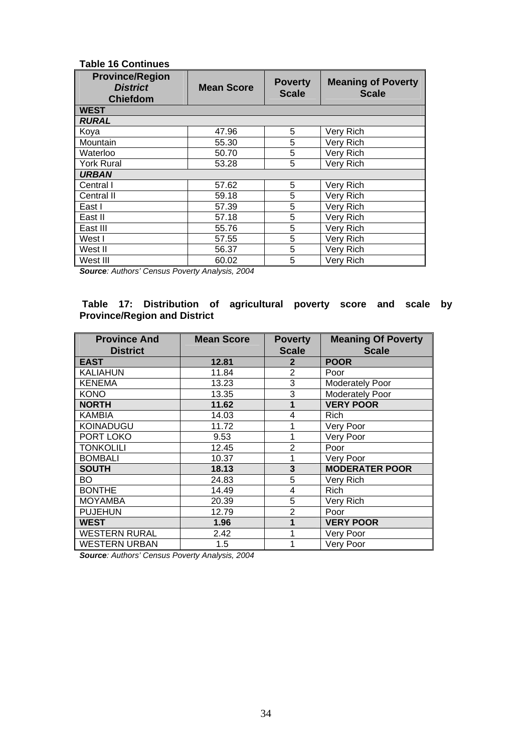**Table 16 Continues**

| Province/Region *District* Chiefdom | Mean Score | Poverty Scale | Meaning of Poverty Scale |
|---|---|---|---|
| **WEST** | | | |
| ***RURAL*** | | | |
| Koya | 47.96 | 5 | Very Rich |
| Mountain | 55.30 | 5 | Very Rich |
| Waterloo | 50.70 | 5 | Very Rich |
| York Rural | 53.28 | 5 | Very Rich |
| ***URBAN*** | | | |
| Central I | 57.62 | 5 | Very Rich |
| Central II | 59.18 | 5 | Very Rich |
| East I | 57.39 | 5 | Very Rich |
| East II | 57.18 | 5 | Very Rich |
| East III | 55.76 | 5 | Very Rich |
| West I | 57.55 | 5 | Very Rich |
| West II | 56.37 | 5 | Very Rich |
| West III | 60.02 | 5 | Very Rich |

***Source**: Authors' Census Poverty Analysis, 2004*

**Table 17: Distribution of agricultural poverty score and scale by Province/Region and District**

| Province And District | Mean Score | Poverty Scale | Meaning Of Poverty Scale |
|---|---|---|---|
| **EAST** | **12.81** | **2** | **POOR** |
| KALIAHUN | 11.84 | 2 | Poor |
| KENEMA | 13.23 | 3 | Moderately Poor |
| KONO | 13.35 | 3 | Moderately Poor |
| **NORTH** | **11.62** | **1** | **VERY POOR** |
| KAMBIA | 14.03 | 4 | Rich |
| KOINADUGU | 11.72 | 1 | Very Poor |
| PORT LOKO | 9.53 | 1 | Very Poor |
| TONKOLILI | 12.45 | 2 | Poor |
| BOMBALI | 10.37 | 1 | Very Poor |
| **SOUTH** | **18.13** | **3** | **MODERATER POOR** |
| BO | 24.83 | 5 | Very Rich |
| BONTHE | 14.49 | 4 | Rich |
| MOYAMBA | 20.39 | 5 | Very Rich |
| PUJEHUN | 12.79 | 2 | Poor |
| **WEST** | **1.96** | **1** | **VERY POOR** |
| WESTERN RURAL | 2.42 | 1 | Very Poor |
| WESTERN URBAN | 1.5 | 1 | Very Poor |

***Source**: Authors' Census Poverty Analysis, 2004*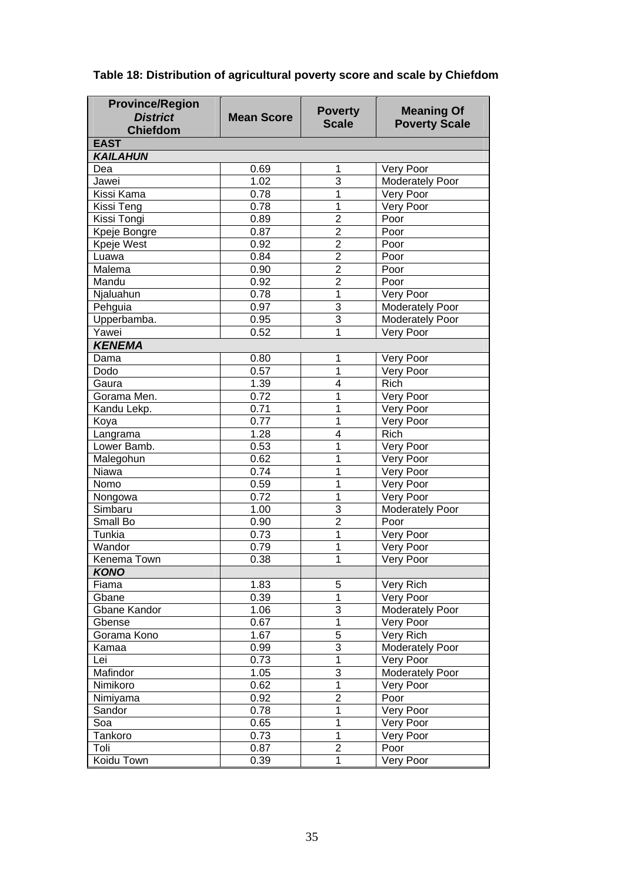**Table 18: Distribution of agricultural poverty score and scale by Chiefdom**

| Province/Region *District* Chiefdom | Mean Score | Poverty Scale | Meaning Of Poverty Scale |
|---|---|---|---|
| **EAST** | | | |
| ***KAILAHUN*** | | | |
| Dea | 0.69 | 1 | Very Poor |
| Jawei | 1.02 | 3 | Moderately Poor |
| Kissi Kama | 0.78 | 1 | Very Poor |
| Kissi Teng | 0.78 | 1 | Very Poor |
| Kissi Tongi | 0.89 | 2 | Poor |
| Kpeje Bongre | 0.87 | 2 | Poor |
| Kpeje West | 0.92 | 2 | Poor |
| Luawa | 0.84 | 2 | Poor |
| Malema | 0.90 | 2 | Poor |
| Mandu | 0.92 | 2 | Poor |
| Njaluahun | 0.78 | 1 | Very Poor |
| Pehguia | 0.97 | 3 | Moderately Poor |
| Upperbamba. | 0.95 | 3 | Moderately Poor |
| Yawei | 0.52 | 1 | Very Poor |
| ***KENEMA*** | | | |
| Dama | 0.80 | 1 | Very Poor |
| Dodo | 0.57 | 1 | Very Poor |
| Gaura | 1.39 | 4 | Rich |
| Gorama Men. | 0.72 | 1 | Very Poor |
| Kandu Lekp. | 0.71 | 1 | Very Poor |
| Koya | 0.77 | 1 | Very Poor |
| Langrama | 1.28 | 4 | Rich |
| Lower Bamb. | 0.53 | 1 | Very Poor |
| Malegohun | 0.62 | 1 | Very Poor |
| Niawa | 0.74 | 1 | Very Poor |
| Nomo | 0.59 | 1 | Very Poor |
| Nongowa | 0.72 | 1 | Very Poor |
| Simbaru | 1.00 | 3 | Moderately Poor |
| Small Bo | 0.90 | 2 | Poor |
| Tunkia | 0.73 | 1 | Very Poor |
| Wandor | 0.79 | 1 | Very Poor |
| Kenema Town | 0.38 | 1 | Very Poor |
| ***KONO*** | | | |
| Fiama | 1.83 | 5 | Very Rich |
| Gbane | 0.39 | 1 | Very Poor |
| Gbane Kandor | 1.06 | 3 | Moderately Poor |
| Gbense | 0.67 | 1 | Very Poor |
| Gorama Kono | 1.67 | 5 | Very Rich |
| Kamaa | 0.99 | 3 | Moderately Poor |
| Lei | 0.73 | 1 | Very Poor |
| Mafindor | 1.05 | 3 | Moderately Poor |
| Nimikoro | 0.62 | 1 | Very Poor |
| Nimiyama | 0.92 | 2 | Poor |
| Sandor | 0.78 | 1 | Very Poor |
| Soa | 0.65 | 1 | Very Poor |
| Tankoro | 0.73 | 1 | Very Poor |
| Toli | 0.87 | 2 | Poor |
| Koidu Town | 0.39 | 1 | Very Poor |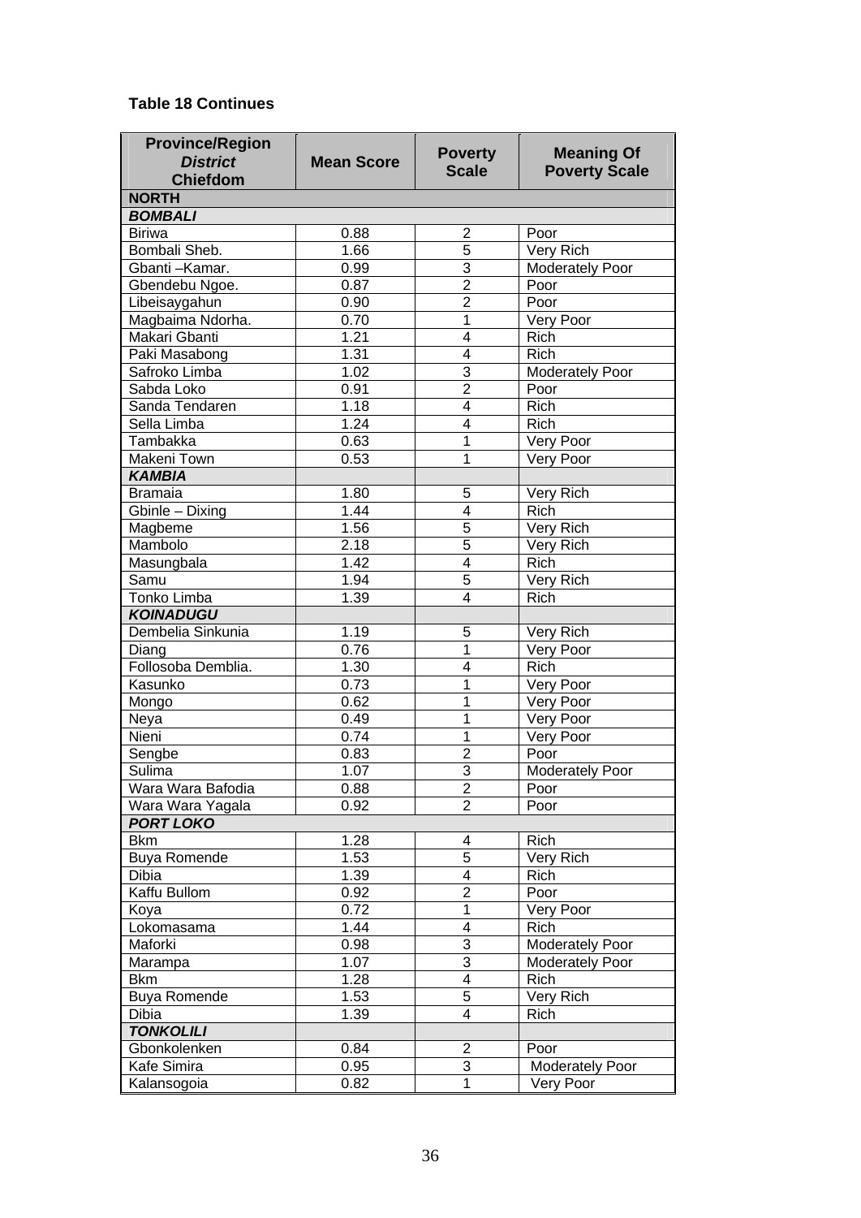**Table 18 Continues**

| Province/Region<br>*District*<br>Chiefdom | Mean Score | Poverty Scale | Meaning Of Poverty Scale |
|---|---|---|---|
| **NORTH** | | | |
| ***BOMBALI*** | | | |
| Biriwa | 0.88 | 2 | Poor |
| Bombali Sheb. | 1.66 | 5 | Very Rich |
| Gbanti –Kamar. | 0.99 | 3 | Moderately Poor |
| Gbendebu Ngoe. | 0.87 | 2 | Poor |
| Libeisaygahun | 0.90 | 2 | Poor |
| Magbaima Ndorha. | 0.70 | 1 | Very Poor |
| Makari Gbanti | 1.21 | 4 | Rich |
| Paki Masabong | 1.31 | 4 | Rich |
| Safroko Limba | 1.02 | 3 | Moderately Poor |
| Sabda Loko | 0.91 | 2 | Poor |
| Sanda Tendaren | 1.18 | 4 | Rich |
| Sella Limba | 1.24 | 4 | Rich |
| Tambakka | 0.63 | 1 | Very Poor |
| Makeni Town | 0.53 | 1 | Very Poor |
| ***KAMBIA*** | | | |
| Bramaia | 1.80 | 5 | Very Rich |
| Gbinle – Dixing | 1.44 | 4 | Rich |
| Magbeme | 1.56 | 5 | Very Rich |
| Mambolo | 2.18 | 5 | Very Rich |
| Masungbala | 1.42 | 4 | Rich |
| Samu | 1.94 | 5 | Very Rich |
| Tonko Limba | 1.39 | 4 | Rich |
| ***KOINADUGU*** | | | |
| Dembelia Sinkunia | 1.19 | 5 | Very Rich |
| Diang | 0.76 | 1 | Very Poor |
| Follosoba Demblia. | 1.30 | 4 | Rich |
| Kasunko | 0.73 | 1 | Very Poor |
| Mongo | 0.62 | 1 | Very Poor |
| Neya | 0.49 | 1 | Very Poor |
| Nieni | 0.74 | 1 | Very Poor |
| Sengbe | 0.83 | 2 | Poor |
| Sulima | 1.07 | 3 | Moderately Poor |
| Wara Wara Bafodia | 0.88 | 2 | Poor |
| Wara Wara Yagala | 0.92 | 2 | Poor |
| ***PORT LOKO*** | | | |
| Bkm | 1.28 | 4 | Rich |
| Buya Romende | 1.53 | 5 | Very Rich |
| Dibia | 1.39 | 4 | Rich |
| Kaffu Bullom | 0.92 | 2 | Poor |
| Koya | 0.72 | 1 | Very Poor |
| Lokomasama | 1.44 | 4 | Rich |
| Maforki | 0.98 | 3 | Moderately Poor |
| Marampa | 1.07 | 3 | Moderately Poor |
| Bkm | 1.28 | 4 | Rich |
| Buya Romende | 1.53 | 5 | Very Rich |
| Dibia | 1.39 | 4 | Rich |
| ***TONKOLILI*** | | | |
| Gbonkolenken | 0.84 | 2 | Poor |
| Kafe Simira | 0.95 | 3 | Moderately Poor |
| Kalansogoia | 0.82 | 1 | Very Poor |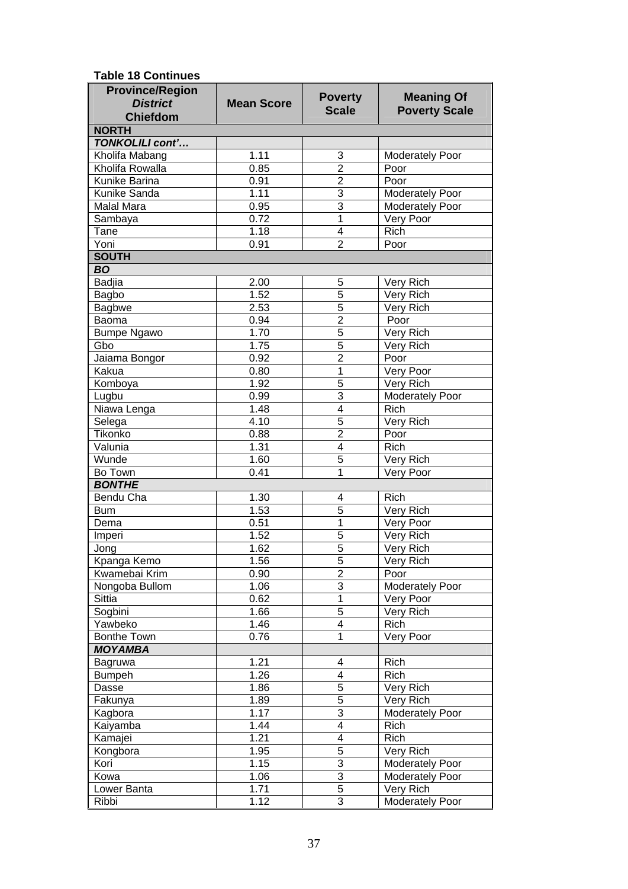**Table 18 Continues**

| Province/Region *District* Chiefdom | Mean Score | Poverty Scale | Meaning Of Poverty Scale |
|---|---|---|---|
| **NORTH** | | | |
| ***TONKOLILI cont'…*** | | | |
| Kholifa Mabang | 1.11 | 3 | Moderately Poor |
| Kholifa Rowalla | 0.85 | 2 | Poor |
| Kunike Barina | 0.91 | 2 | Poor |
| Kunike Sanda | 1.11 | 3 | Moderately Poor |
| Malal Mara | 0.95 | 3 | Moderately Poor |
| Sambaya | 0.72 | 1 | Very Poor |
| Tane | 1.18 | 4 | Rich |
| Yoni | 0.91 | 2 | Poor |
| **SOUTH** | | | |
| ***BO*** | | | |
| Badjia | 2.00 | 5 | Very Rich |
| Bagbo | 1.52 | 5 | Very Rich |
| Bagbwe | 2.53 | 5 | Very Rich |
| Baoma | 0.94 | 2 | Poor |
| Bumpe Ngawo | 1.70 | 5 | Very Rich |
| Gbo | 1.75 | 5 | Very Rich |
| Jaiama Bongor | 0.92 | 2 | Poor |
| Kakua | 0.80 | 1 | Very Poor |
| Komboya | 1.92 | 5 | Very Rich |
| Lugbu | 0.99 | 3 | Moderately Poor |
| Niawa Lenga | 1.48 | 4 | Rich |
| Selega | 4.10 | 5 | Very Rich |
| Tikonko | 0.88 | 2 | Poor |
| Valunia | 1.31 | 4 | Rich |
| Wunde | 1.60 | 5 | Very Rich |
| Bo Town | 0.41 | 1 | Very Poor |
| ***BONTHE*** | | | |
| Bendu Cha | 1.30 | 4 | Rich |
| Bum | 1.53 | 5 | Very Rich |
| Dema | 0.51 | 1 | Very Poor |
| Imperi | 1.52 | 5 | Very Rich |
| Jong | 1.62 | 5 | Very Rich |
| Kpanga Kemo | 1.56 | 5 | Very Rich |
| Kwamebai Krim | 0.90 | 2 | Poor |
| Nongoba Bullom | 1.06 | 3 | Moderately Poor |
| Sittia | 0.62 | 1 | Very Poor |
| Sogbini | 1.66 | 5 | Very Rich |
| Yawbeko | 1.46 | 4 | Rich |
| Bonthe Town | 0.76 | 1 | Very Poor |
| ***MOYAMBA*** | | | |
| Bagruwa | 1.21 | 4 | Rich |
| Bumpeh | 1.26 | 4 | Rich |
| Dasse | 1.86 | 5 | Very Rich |
| Fakunya | 1.89 | 5 | Very Rich |
| Kagbora | 1.17 | 3 | Moderately Poor |
| Kaiyamba | 1.44 | 4 | Rich |
| Kamajei | 1.21 | 4 | Rich |
| Kongbora | 1.95 | 5 | Very Rich |
| Kori | 1.15 | 3 | Moderately Poor |
| Kowa | 1.06 | 3 | Moderately Poor |
| Lower Banta | 1.71 | 5 | Very Rich |
| Ribbi | 1.12 | 3 | Moderately Poor |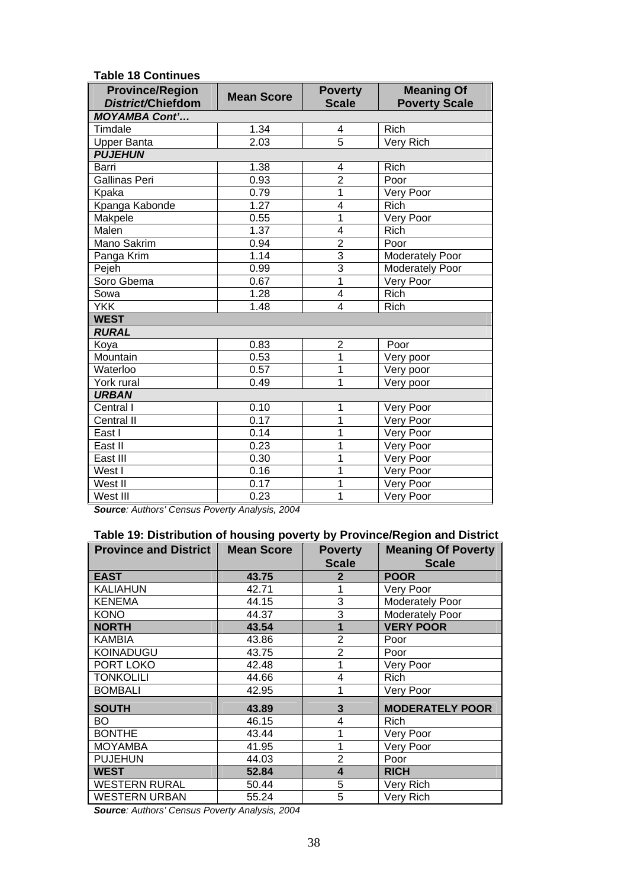**Table 18 Continues**

| Province/Region *District*/Chiefdom | Mean Score | Poverty Scale | Meaning Of Poverty Scale |
|---|---|---|---|
| ***MOYAMBA Cont'…*** | | | |
| Timdale | 1.34 | 4 | Rich |
| Upper Banta | 2.03 | 5 | Very Rich |
| ***PUJEHUN*** | | | |
| Barri | 1.38 | 4 | Rich |
| Gallinas Peri | 0.93 | 2 | Poor |
| Kpaka | 0.79 | 1 | Very Poor |
| Kpanga Kabonde | 1.27 | 4 | Rich |
| Makpele | 0.55 | 1 | Very Poor |
| Malen | 1.37 | 4 | Rich |
| Mano Sakrim | 0.94 | 2 | Poor |
| Panga Krim | 1.14 | 3 | Moderately Poor |
| Pejeh | 0.99 | 3 | Moderately Poor |
| Soro Gbema | 0.67 | 1 | Very Poor |
| Sowa | 1.28 | 4 | Rich |
| YKK | 1.48 | 4 | Rich |
| **WEST** | | | |
| ***RURAL*** | | | |
| Koya | 0.83 | 2 | Poor |
| Mountain | 0.53 | 1 | Very poor |
| Waterloo | 0.57 | 1 | Very poor |
| York rural | 0.49 | 1 | Very poor |
| ***URBAN*** | | | |
| Central I | 0.10 | 1 | Very Poor |
| Central II | 0.17 | 1 | Very Poor |
| East I | 0.14 | 1 | Very Poor |
| East II | 0.23 | 1 | Very Poor |
| East III | 0.30 | 1 | Very Poor |
| West I | 0.16 | 1 | Very Poor |
| West II | 0.17 | 1 | Very Poor |
| West III | 0.23 | 1 | Very Poor |

***Source**: Authors' Census Poverty Analysis, 2004*

**Table 19: Distribution of housing poverty by Province/Region and District**

| Province and District | Mean Score | Poverty Scale | Meaning Of Poverty Scale |
|---|---|---|---|
| **EAST** | **43.75** | **2** | **POOR** |
| KALIAHUN | 42.71 | 1 | Very Poor |
| KENEMA | 44.15 | 3 | Moderately Poor |
| KONO | 44.37 | 3 | Moderately Poor |
| **NORTH** | **43.54** | **1** | **VERY POOR** |
| KAMBIA | 43.86 | 2 | Poor |
| KOINADUGU | 43.75 | 2 | Poor |
| PORT LOKO | 42.48 | 1 | Very Poor |
| TONKOLILI | 44.66 | 4 | Rich |
| BOMBALI | 42.95 | 1 | Very Poor |
| **SOUTH** | **43.89** | **3** | **MODERATELY POOR** |
| BO | 46.15 | 4 | Rich |
| BONTHE | 43.44 | 1 | Very Poor |
| MOYAMBA | 41.95 | 1 | Very Poor |
| PUJEHUN | 44.03 | 2 | Poor |
| **WEST** | **52.84** | **4** | **RICH** |
| WESTERN RURAL | 50.44 | 5 | Very Rich |
| WESTERN URBAN | 55.24 | 5 | Very Rich |

***Source**: Authors' Census Poverty Analysis, 2004*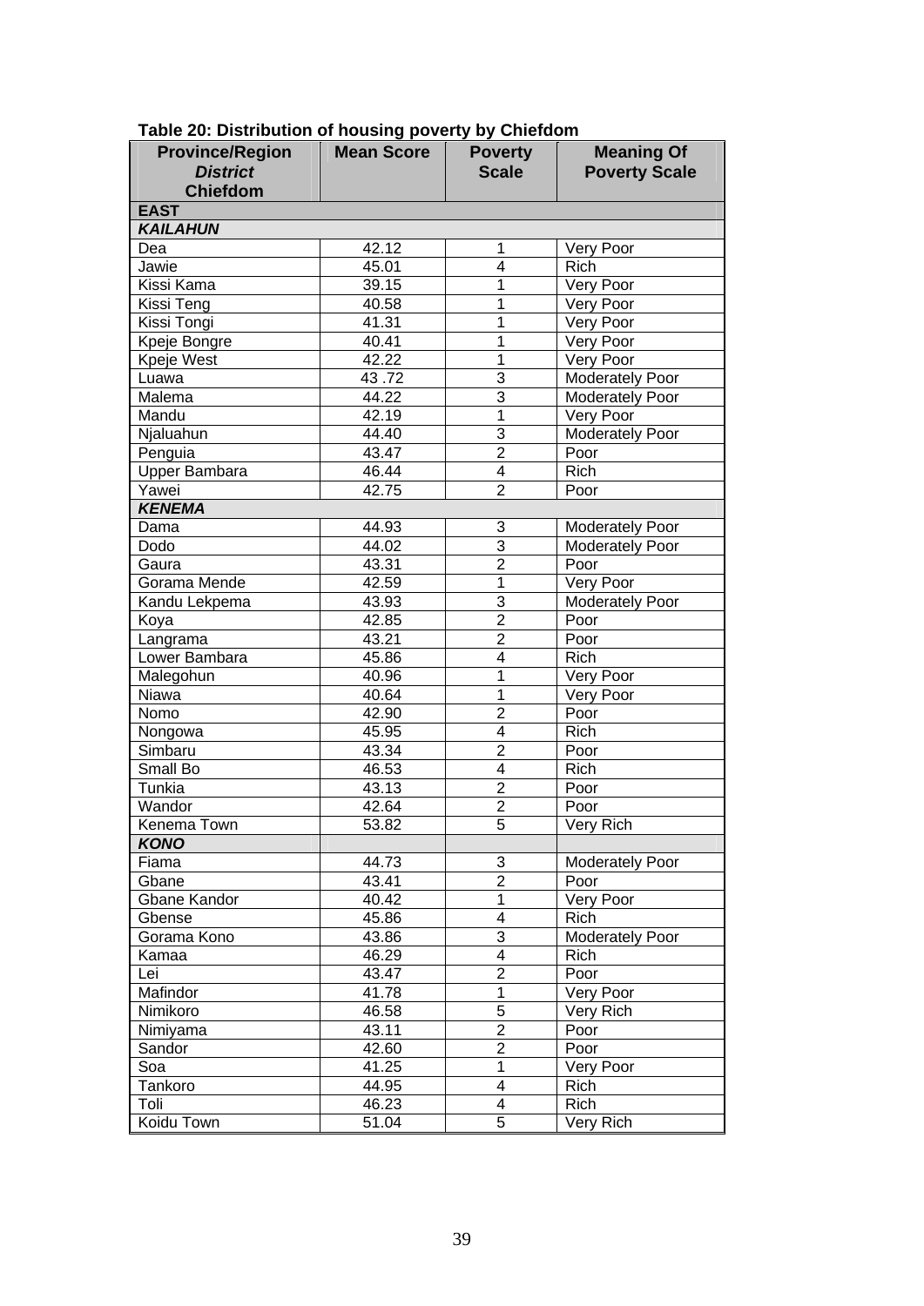**Table 20: Distribution of housing poverty by Chiefdom**

| Province/Region *District* Chiefdom | Mean Score | Poverty Scale | Meaning Of Poverty Scale |
|---|---|---|---|
| **EAST** | | | |
| ***KAILAHUN*** | | | |
| Dea | 42.12 | 1 | Very Poor |
| Jawie | 45.01 | 4 | Rich |
| Kissi Kama | 39.15 | 1 | Very Poor |
| Kissi Teng | 40.58 | 1 | Very Poor |
| Kissi Tongi | 41.31 | 1 | Very Poor |
| Kpeje Bongre | 40.41 | 1 | Very Poor |
| Kpeje West | 42.22 | 1 | Very Poor |
| Luawa | 43 .72 | 3 | Moderately Poor |
| Malema | 44.22 | 3 | Moderately Poor |
| Mandu | 42.19 | 1 | Very Poor |
| Njaluahun | 44.40 | 3 | Moderately Poor |
| Penguia | 43.47 | 2 | Poor |
| Upper Bambara | 46.44 | 4 | Rich |
| Yawei | 42.75 | 2 | Poor |
| ***KENEMA*** | | | |
| Dama | 44.93 | 3 | Moderately Poor |
| Dodo | 44.02 | 3 | Moderately Poor |
| Gaura | 43.31 | 2 | Poor |
| Gorama Mende | 42.59 | 1 | Very Poor |
| Kandu Lekpema | 43.93 | 3 | Moderately Poor |
| Koya | 42.85 | 2 | Poor |
| Langrama | 43.21 | 2 | Poor |
| Lower Bambara | 45.86 | 4 | Rich |
| Malegohun | 40.96 | 1 | Very Poor |
| Niawa | 40.64 | 1 | Very Poor |
| Nomo | 42.90 | 2 | Poor |
| Nongowa | 45.95 | 4 | Rich |
| Simbaru | 43.34 | 2 | Poor |
| Small Bo | 46.53 | 4 | Rich |
| Tunkia | 43.13 | 2 | Poor |
| Wandor | 42.64 | 2 | Poor |
| Kenema Town | 53.82 | 5 | Very Rich |
| ***KONO*** | | | |
| Fiama | 44.73 | 3 | Moderately Poor |
| Gbane | 43.41 | 2 | Poor |
| Gbane Kandor | 40.42 | 1 | Very Poor |
| Gbense | 45.86 | 4 | Rich |
| Gorama Kono | 43.86 | 3 | Moderately Poor |
| Kamaa | 46.29 | 4 | Rich |
| Lei | 43.47 | 2 | Poor |
| Mafindor | 41.78 | 1 | Very Poor |
| Nimikoro | 46.58 | 5 | Very Rich |
| Nimiyama | 43.11 | 2 | Poor |
| Sandor | 42.60 | 2 | Poor |
| Soa | 41.25 | 1 | Very Poor |
| Tankoro | 44.95 | 4 | Rich |
| Toli | 46.23 | 4 | Rich |
| Koidu Town | 51.04 | 5 | Very Rich |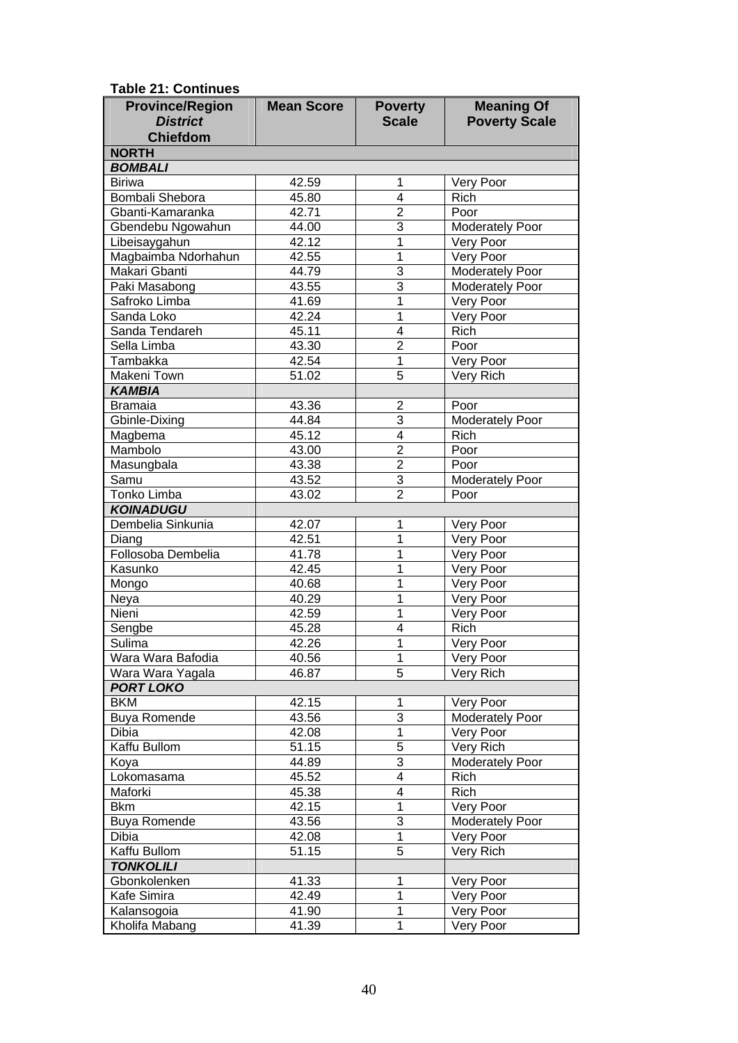**Table 21: Continues**

| Province/Region<br>*District*<br>Chiefdom | Mean Score | Poverty Scale | Meaning Of Poverty Scale |
|---|---|---|---|
| **NORTH** | | | |
| ***BOMBALI*** | | | |
| Biriwa | 42.59 | 1 | Very Poor |
| Bombali Shebora | 45.80 | 4 | Rich |
| Gbanti-Kamaranka | 42.71 | 2 | Poor |
| Gbendebu Ngowahun | 44.00 | 3 | Moderately Poor |
| Libeisaygahun | 42.12 | 1 | Very Poor |
| Magbaimba Ndorhahun | 42.55 | 1 | Very Poor |
| Makari Gbanti | 44.79 | 3 | Moderately Poor |
| Paki Masabong | 43.55 | 3 | Moderately Poor |
| Safroko Limba | 41.69 | 1 | Very Poor |
| Sanda Loko | 42.24 | 1 | Very Poor |
| Sanda Tendareh | 45.11 | 4 | Rich |
| Sella Limba | 43.30 | 2 | Poor |
| Tambakka | 42.54 | 1 | Very Poor |
| Makeni Town | 51.02 | 5 | Very Rich |
| ***KAMBIA*** | | | |
| Bramaia | 43.36 | 2 | Poor |
| Gbinle-Dixing | 44.84 | 3 | Moderately Poor |
| Magbema | 45.12 | 4 | Rich |
| Mambolo | 43.00 | 2 | Poor |
| Masungbala | 43.38 | 2 | Poor |
| Samu | 43.52 | 3 | Moderately Poor |
| Tonko Limba | 43.02 | 2 | Poor |
| ***KOINADUGU*** | | | |
| Dembelia Sinkunia | 42.07 | 1 | Very Poor |
| Diang | 42.51 | 1 | Very Poor |
| Follosoba Dembelia | 41.78 | 1 | Very Poor |
| Kasunko | 42.45 | 1 | Very Poor |
| Mongo | 40.68 | 1 | Very Poor |
| Neya | 40.29 | 1 | Very Poor |
| Nieni | 42.59 | 1 | Very Poor |
| Sengbe | 45.28 | 4 | Rich |
| Sulima | 42.26 | 1 | Very Poor |
| Wara Wara Bafodia | 40.56 | 1 | Very Poor |
| Wara Wara Yagala | 46.87 | 5 | Very Rich |
| ***PORT LOKO*** | | | |
| BKM | 42.15 | 1 | Very Poor |
| Buya Romende | 43.56 | 3 | Moderately Poor |
| Dibia | 42.08 | 1 | Very Poor |
| Kaffu Bullom | 51.15 | 5 | Very Rich |
| Koya | 44.89 | 3 | Moderately Poor |
| Lokomasama | 45.52 | 4 | Rich |
| Maforki | 45.38 | 4 | Rich |
| Bkm | 42.15 | 1 | Very Poor |
| Buya Romende | 43.56 | 3 | Moderately Poor |
| Dibia | 42.08 | 1 | Very Poor |
| Kaffu Bullom | 51.15 | 5 | Very Rich |
| ***TONKOLILI*** | | | |
| Gbonkolenken | 41.33 | 1 | Very Poor |
| Kafe Simira | 42.49 | 1 | Very Poor |
| Kalansogoia | 41.90 | 1 | Very Poor |
| Kholifa Mabang | 41.39 | 1 | Very Poor |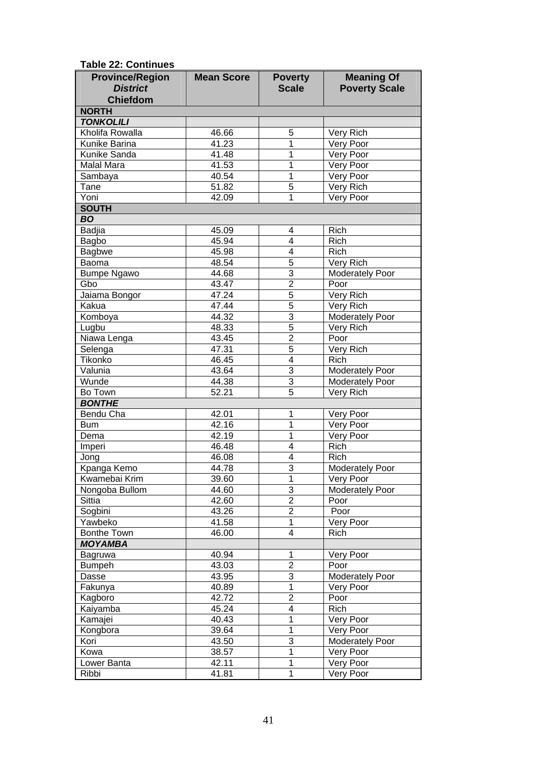**Table 22: Continues**

| Province/Region *District* Chiefdom | Mean Score | Poverty Scale | Meaning Of Poverty Scale |
|---|---|---|---|
| **NORTH** | | | |
| ***TONKOLILI*** | | | |
| Kholifa Rowalla | 46.66 | 5 | Very Rich |
| Kunike Barina | 41.23 | 1 | Very Poor |
| Kunike Sanda | 41.48 | 1 | Very Poor |
| Malal Mara | 41.53 | 1 | Very Poor |
| Sambaya | 40.54 | 1 | Very Poor |
| Tane | 51.82 | 5 | Very Rich |
| Yoni | 42.09 | 1 | Very Poor |
| **SOUTH** | | | |
| ***BO*** | | | |
| Badjia | 45.09 | 4 | Rich |
| Bagbo | 45.94 | 4 | Rich |
| Bagbwe | 45.98 | 4 | Rich |
| Baoma | 48.54 | 5 | Very Rich |
| Bumpe Ngawo | 44.68 | 3 | Moderately Poor |
| Gbo | 43.47 | 2 | Poor |
| Jaiama Bongor | 47.24 | 5 | Very Rich |
| Kakua | 47.44 | 5 | Very Rich |
| Komboya | 44.32 | 3 | Moderately Poor |
| Lugbu | 48.33 | 5 | Very Rich |
| Niawa Lenga | 43.45 | 2 | Poor |
| Selenga | 47.31 | 5 | Very Rich |
| Tikonko | 46.45 | 4 | Rich |
| Valunia | 43.64 | 3 | Moderately Poor |
| Wunde | 44.38 | 3 | Moderately Poor |
| Bo Town | 52.21 | 5 | Very Rich |
| ***BONTHE*** | | | |
| Bendu Cha | 42.01 | 1 | Very Poor |
| Bum | 42.16 | 1 | Very Poor |
| Dema | 42.19 | 1 | Very Poor |
| Imperi | 46.48 | 4 | Rich |
| Jong | 46.08 | 4 | Rich |
| Kpanga Kemo | 44.78 | 3 | Moderately Poor |
| Kwamebai Krim | 39.60 | 1 | Very Poor |
| Nongoba Bullom | 44.60 | 3 | Moderately Poor |
| Sittia | 42.60 | 2 | Poor |
| Sogbini | 43.26 | 2 | Poor |
| Yawbeko | 41.58 | 1 | Very Poor |
| Bonthe Town | 46.00 | 4 | Rich |
| ***MOYAMBA*** | | | |
| Bagruwa | 40.94 | 1 | Very Poor |
| Bumpeh | 43.03 | 2 | Poor |
| Dasse | 43.95 | 3 | Moderately Poor |
| Fakunya | 40.89 | 1 | Very Poor |
| Kagboro | 42.72 | 2 | Poor |
| Kaiyamba | 45.24 | 4 | Rich |
| Kamajei | 40.43 | 1 | Very Poor |
| Kongbora | 39.64 | 1 | Very Poor |
| Kori | 43.50 | 3 | Moderately Poor |
| Kowa | 38.57 | 1 | Very Poor |
| Lower Banta | 42.11 | 1 | Very Poor |
| Ribbi | 41.81 | 1 | Very Poor |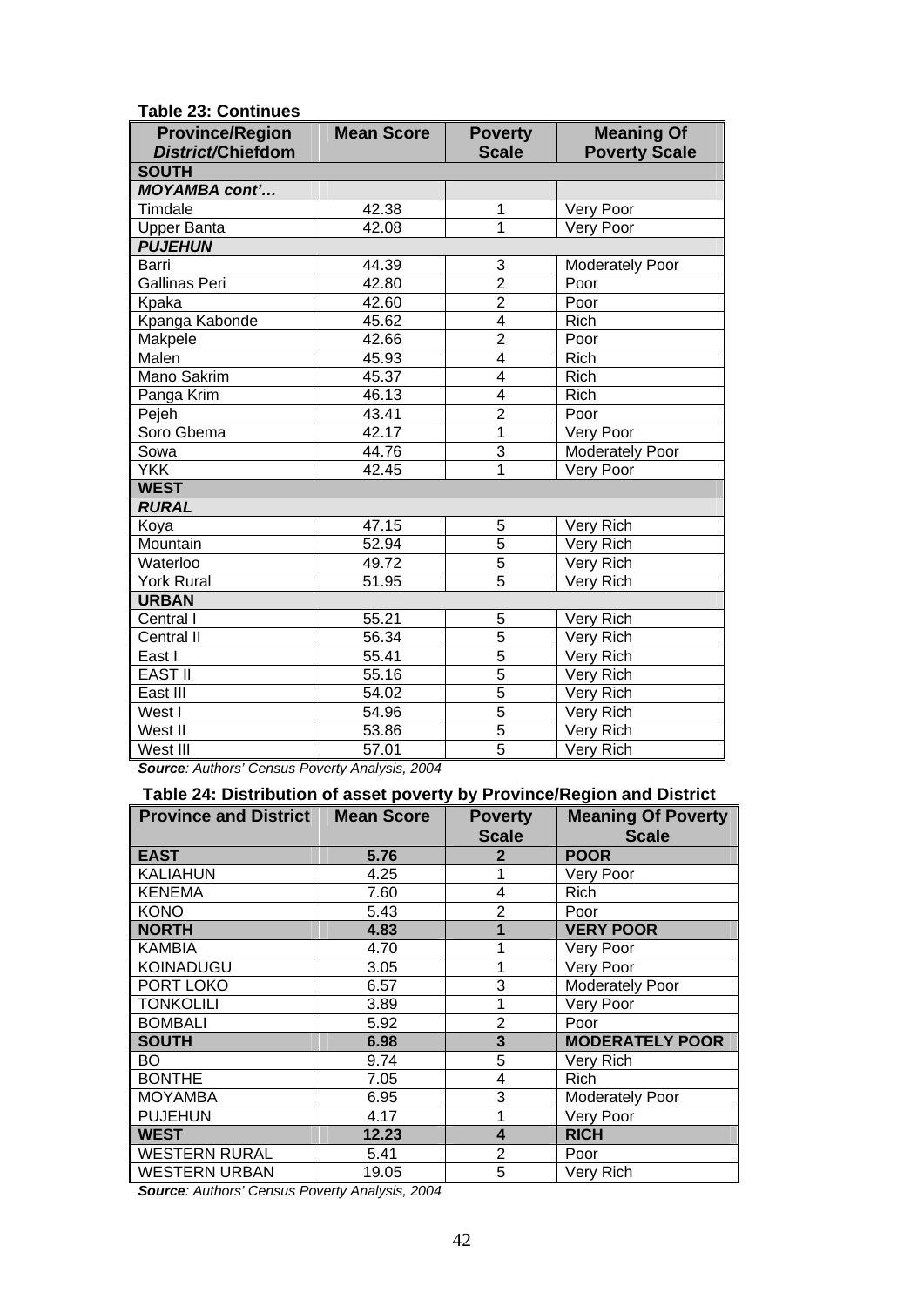**Table 23: Continues**

| Province/Region *District*/Chiefdom | Mean Score | Poverty Scale | Meaning Of Poverty Scale |
|---|---|---|---|
| **SOUTH** | | | |
| ***MOYAMBA cont'…*** | | | |
| Timdale | 42.38 | 1 | Very Poor |
| Upper Banta | 42.08 | 1 | Very Poor |
| ***PUJEHUN*** | | | |
| Barri | 44.39 | 3 | Moderately Poor |
| Gallinas Peri | 42.80 | 2 | Poor |
| Kpaka | 42.60 | 2 | Poor |
| Kpanga Kabonde | 45.62 | 4 | Rich |
| Makpele | 42.66 | 2 | Poor |
| Malen | 45.93 | 4 | Rich |
| Mano Sakrim | 45.37 | 4 | Rich |
| Panga Krim | 46.13 | 4 | Rich |
| Pejeh | 43.41 | 2 | Poor |
| Soro Gbema | 42.17 | 1 | Very Poor |
| Sowa | 44.76 | 3 | Moderately Poor |
| YKK | 42.45 | 1 | Very Poor |
| **WEST** | | | |
| ***RURAL*** | | | |
| Koya | 47.15 | 5 | Very Rich |
| Mountain | 52.94 | 5 | Very Rich |
| Waterloo | 49.72 | 5 | Very Rich |
| York Rural | 51.95 | 5 | Very Rich |
| **URBAN** | | | |
| Central I | 55.21 | 5 | Very Rich |
| Central II | 56.34 | 5 | Very Rich |
| East I | 55.41 | 5 | Very Rich |
| EAST II | 55.16 | 5 | Very Rich |
| East III | 54.02 | 5 | Very Rich |
| West I | 54.96 | 5 | Very Rich |
| West II | 53.86 | 5 | Very Rich |
| West III | 57.01 | 5 | Very Rich |

***Source**: Authors' Census Poverty Analysis, 2004*

**Table 24: Distribution of asset poverty by Province/Region and District**

| Province and District | Mean Score | Poverty Scale | Meaning Of Poverty Scale |
|---|---|---|---|
| **EAST** | **5.76** | **2** | **POOR** |
| KALIAHUN | 4.25 | 1 | Very Poor |
| KENEMA | 7.60 | 4 | Rich |
| KONO | 5.43 | 2 | Poor |
| **NORTH** | **4.83** | **1** | **VERY POOR** |
| KAMBIA | 4.70 | 1 | Very Poor |
| KOINADUGU | 3.05 | 1 | Very Poor |
| PORT LOKO | 6.57 | 3 | Moderately Poor |
| TONKOLILI | 3.89 | 1 | Very Poor |
| BOMBALI | 5.92 | 2 | Poor |
| **SOUTH** | **6.98** | **3** | **MODERATELY POOR** |
| BO | 9.74 | 5 | Very Rich |
| BONTHE | 7.05 | 4 | Rich |
| MOYAMBA | 6.95 | 3 | Moderately Poor |
| PUJEHUN | 4.17 | 1 | Very Poor |
| **WEST** | **12.23** | **4** | **RICH** |
| WESTERN RURAL | 5.41 | 2 | Poor |
| WESTERN URBAN | 19.05 | 5 | Very Rich |

***Source**: Authors' Census Poverty Analysis, 2004*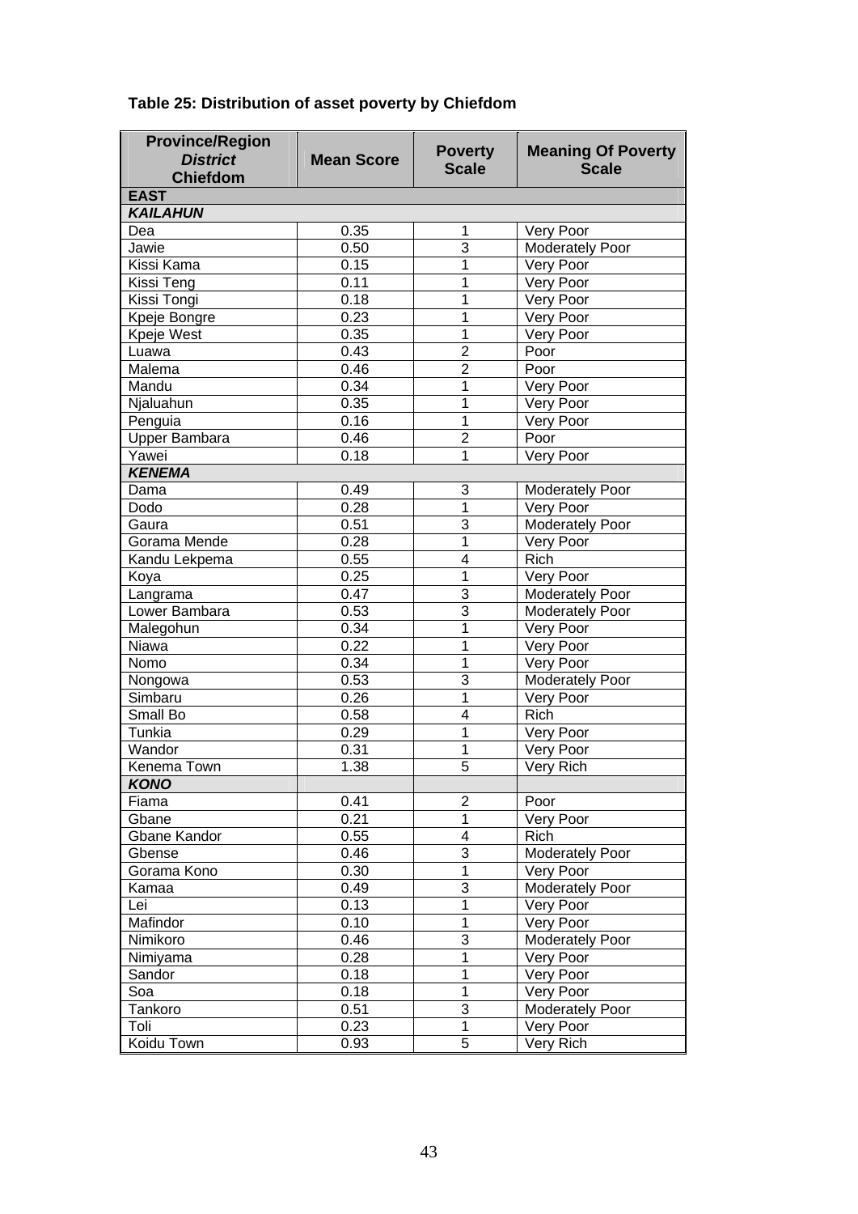**Table 25: Distribution of asset poverty by Chiefdom**

| Province/Region *District* Chiefdom | Mean Score | Poverty Scale | Meaning Of Poverty Scale |
|---|---|---|---|
| **EAST** | | | |
| ***KAILAHUN*** | | | |
| Dea | 0.35 | 1 | Very Poor |
| Jawie | 0.50 | 3 | Moderately Poor |
| Kissi Kama | 0.15 | 1 | Very Poor |
| Kissi Teng | 0.11 | 1 | Very Poor |
| Kissi Tongi | 0.18 | 1 | Very Poor |
| Kpeje Bongre | 0.23 | 1 | Very Poor |
| Kpeje West | 0.35 | 1 | Very Poor |
| Luawa | 0.43 | 2 | Poor |
| Malema | 0.46 | 2 | Poor |
| Mandu | 0.34 | 1 | Very Poor |
| Njaluahun | 0.35 | 1 | Very Poor |
| Penguia | 0.16 | 1 | Very Poor |
| Upper Bambara | 0.46 | 2 | Poor |
| Yawei | 0.18 | 1 | Very Poor |
| ***KENEMA*** | | | |
| Dama | 0.49 | 3 | Moderately Poor |
| Dodo | 0.28 | 1 | Very Poor |
| Gaura | 0.51 | 3 | Moderately Poor |
| Gorama Mende | 0.28 | 1 | Very Poor |
| Kandu Lekpema | 0.55 | 4 | Rich |
| Koya | 0.25 | 1 | Very Poor |
| Langrama | 0.47 | 3 | Moderately Poor |
| Lower Bambara | 0.53 | 3 | Moderately Poor |
| Malegohun | 0.34 | 1 | Very Poor |
| Niawa | 0.22 | 1 | Very Poor |
| Nomo | 0.34 | 1 | Very Poor |
| Nongowa | 0.53 | 3 | Moderately Poor |
| Simbaru | 0.26 | 1 | Very Poor |
| Small Bo | 0.58 | 4 | Rich |
| Tunkia | 0.29 | 1 | Very Poor |
| Wandor | 0.31 | 1 | Very Poor |
| Kenema Town | 1.38 | 5 | Very Rich |
| ***KONO*** | | | |
| Fiama | 0.41 | 2 | Poor |
| Gbane | 0.21 | 1 | Very Poor |
| Gbane Kandor | 0.55 | 4 | Rich |
| Gbense | 0.46 | 3 | Moderately Poor |
| Gorama Kono | 0.30 | 1 | Very Poor |
| Kamaa | 0.49 | 3 | Moderately Poor |
| Lei | 0.13 | 1 | Very Poor |
| Mafindor | 0.10 | 1 | Very Poor |
| Nimikoro | 0.46 | 3 | Moderately Poor |
| Nimiyama | 0.28 | 1 | Very Poor |
| Sandor | 0.18 | 1 | Very Poor |
| Soa | 0.18 | 1 | Very Poor |
| Tankoro | 0.51 | 3 | Moderately Poor |
| Toli | 0.23 | 1 | Very Poor |
| Koidu Town | 0.93 | 5 | Very Rich |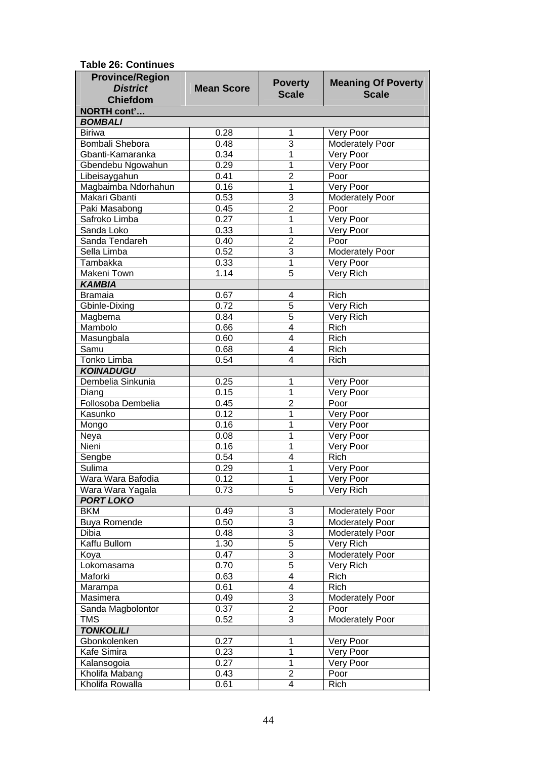**Table 26: Continues**

| Province/Region *District* Chiefdom | Mean Score | Poverty Scale | Meaning Of Poverty Scale |
|---|---|---|---|
| **NORTH cont'…** | | | |
| ***BOMBALI*** | | | |
| Biriwa | 0.28 | 1 | Very Poor |
| Bombali Shebora | 0.48 | 3 | Moderately Poor |
| Gbanti-Kamaranka | 0.34 | 1 | Very Poor |
| Gbendebu Ngowahun | 0.29 | 1 | Very Poor |
| Libeisaygahun | 0.41 | 2 | Poor |
| Magbaimba Ndorhahun | 0.16 | 1 | Very Poor |
| Makari Gbanti | 0.53 | 3 | Moderately Poor |
| Paki Masabong | 0.45 | 2 | Poor |
| Safroko Limba | 0.27 | 1 | Very Poor |
| Sanda Loko | 0.33 | 1 | Very Poor |
| Sanda Tendareh | 0.40 | 2 | Poor |
| Sella Limba | 0.52 | 3 | Moderately Poor |
| Tambakka | 0.33 | 1 | Very Poor |
| Makeni Town | 1.14 | 5 | Very Rich |
| ***KAMBIA*** | | | |
| Bramaia | 0.67 | 4 | Rich |
| Gbinle-Dixing | 0.72 | 5 | Very Rich |
| Magbema | 0.84 | 5 | Very Rich |
| Mambolo | 0.66 | 4 | Rich |
| Masungbala | 0.60 | 4 | Rich |
| Samu | 0.68 | 4 | Rich |
| Tonko Limba | 0.54 | 4 | Rich |
| ***KOINADUGU*** | | | |
| Dembelia Sinkunia | 0.25 | 1 | Very Poor |
| Diang | 0.15 | 1 | Very Poor |
| Follosoba Dembelia | 0.45 | 2 | Poor |
| Kasunko | 0.12 | 1 | Very Poor |
| Mongo | 0.16 | 1 | Very Poor |
| Neya | 0.08 | 1 | Very Poor |
| Nieni | 0.16 | 1 | Very Poor |
| Sengbe | 0.54 | 4 | Rich |
| Sulima | 0.29 | 1 | Very Poor |
| Wara Wara Bafodia | 0.12 | 1 | Very Poor |
| Wara Wara Yagala | 0.73 | 5 | Very Rich |
| ***PORT LOKO*** | | | |
| BKM | 0.49 | 3 | Moderately Poor |
| Buya Romende | 0.50 | 3 | Moderately Poor |
| Dibia | 0.48 | 3 | Moderately Poor |
| Kaffu Bullom | 1.30 | 5 | Very Rich |
| Koya | 0.47 | 3 | Moderately Poor |
| Lokomasama | 0.70 | 5 | Very Rich |
| Maforki | 0.63 | 4 | Rich |
| Marampa | 0.61 | 4 | Rich |
| Masimera | 0.49 | 3 | Moderately Poor |
| Sanda Magbolontor | 0.37 | 2 | Poor |
| TMS | 0.52 | 3 | Moderately Poor |
| ***TONKOLILI*** | | | |
| Gbonkolenken | 0.27 | 1 | Very Poor |
| Kafe Simira | 0.23 | 1 | Very Poor |
| Kalansogoia | 0.27 | 1 | Very Poor |
| Kholifa Mabang | 0.43 | 2 | Poor |
| Kholifa Rowalla | 0.61 | 4 | Rich |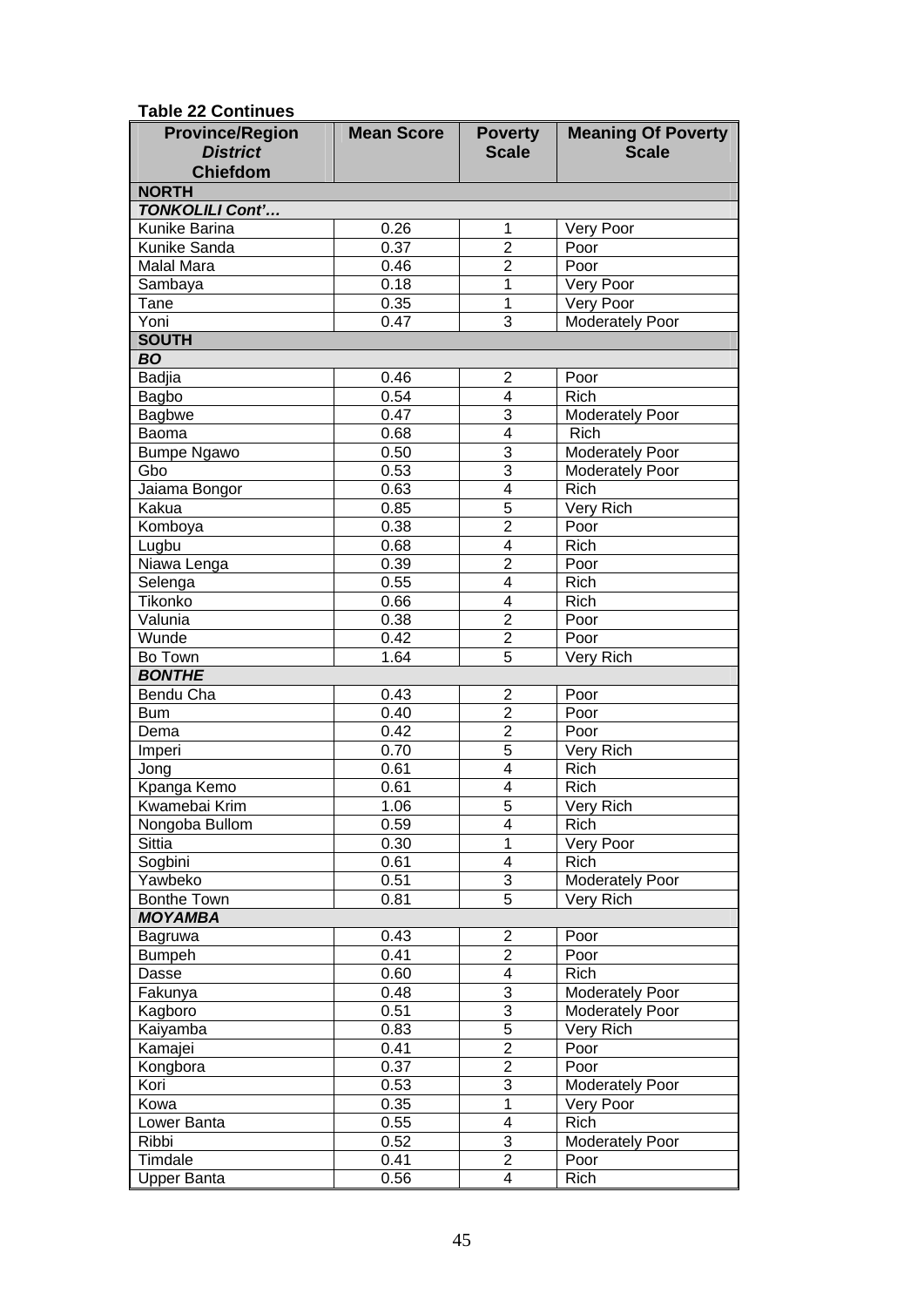**Table 22 Continues**

| Province/Region<br>*District*<br>Chiefdom | Mean Score | Poverty Scale | Meaning Of Poverty Scale |
|---|---|---|---|
| **NORTH** | | | |
| ***TONKOLILI Cont'…*** | | | |
| Kunike Barina | 0.26 | 1 | Very Poor |
| Kunike Sanda | 0.37 | 2 | Poor |
| Malal Mara | 0.46 | 2 | Poor |
| Sambaya | 0.18 | 1 | Very Poor |
| Tane | 0.35 | 1 | Very Poor |
| Yoni | 0.47 | 3 | Moderately Poor |
| **SOUTH** | | | |
| ***BO*** | | | |
| Badjia | 0.46 | 2 | Poor |
| Bagbo | 0.54 | 4 | Rich |
| Bagbwe | 0.47 | 3 | Moderately Poor |
| Baoma | 0.68 | 4 | Rich |
| Bumpe Ngawo | 0.50 | 3 | Moderately Poor |
| Gbo | 0.53 | 3 | Moderately Poor |
| Jaiama Bongor | 0.63 | 4 | Rich |
| Kakua | 0.85 | 5 | Very Rich |
| Komboya | 0.38 | 2 | Poor |
| Lugbu | 0.68 | 4 | Rich |
| Niawa Lenga | 0.39 | 2 | Poor |
| Selenga | 0.55 | 4 | Rich |
| Tikonko | 0.66 | 4 | Rich |
| Valunia | 0.38 | 2 | Poor |
| Wunde | 0.42 | 2 | Poor |
| Bo Town | 1.64 | 5 | Very Rich |
| ***BONTHE*** | | | |
| Bendu Cha | 0.43 | 2 | Poor |
| Bum | 0.40 | 2 | Poor |
| Dema | 0.42 | 2 | Poor |
| Imperi | 0.70 | 5 | Very Rich |
| Jong | 0.61 | 4 | Rich |
| Kpanga Kemo | 0.61 | 4 | Rich |
| Kwamebai Krim | 1.06 | 5 | Very Rich |
| Nongoba Bullom | 0.59 | 4 | Rich |
| Sittia | 0.30 | 1 | Very Poor |
| Sogbini | 0.61 | 4 | Rich |
| Yawbeko | 0.51 | 3 | Moderately Poor |
| Bonthe Town | 0.81 | 5 | Very Rich |
| ***MOYAMBA*** | | | |
| Bagruwa | 0.43 | 2 | Poor |
| Bumpeh | 0.41 | 2 | Poor |
| Dasse | 0.60 | 4 | Rich |
| Fakunya | 0.48 | 3 | Moderately Poor |
| Kagboro | 0.51 | 3 | Moderately Poor |
| Kaiyamba | 0.83 | 5 | Very Rich |
| Kamajei | 0.41 | 2 | Poor |
| Kongbora | 0.37 | 2 | Poor |
| Kori | 0.53 | 3 | Moderately Poor |
| Kowa | 0.35 | 1 | Very Poor |
| Lower Banta | 0.55 | 4 | Rich |
| Ribbi | 0.52 | 3 | Moderately Poor |
| Timdale | 0.41 | 2 | Poor |
| Upper Banta | 0.56 | 4 | Rich |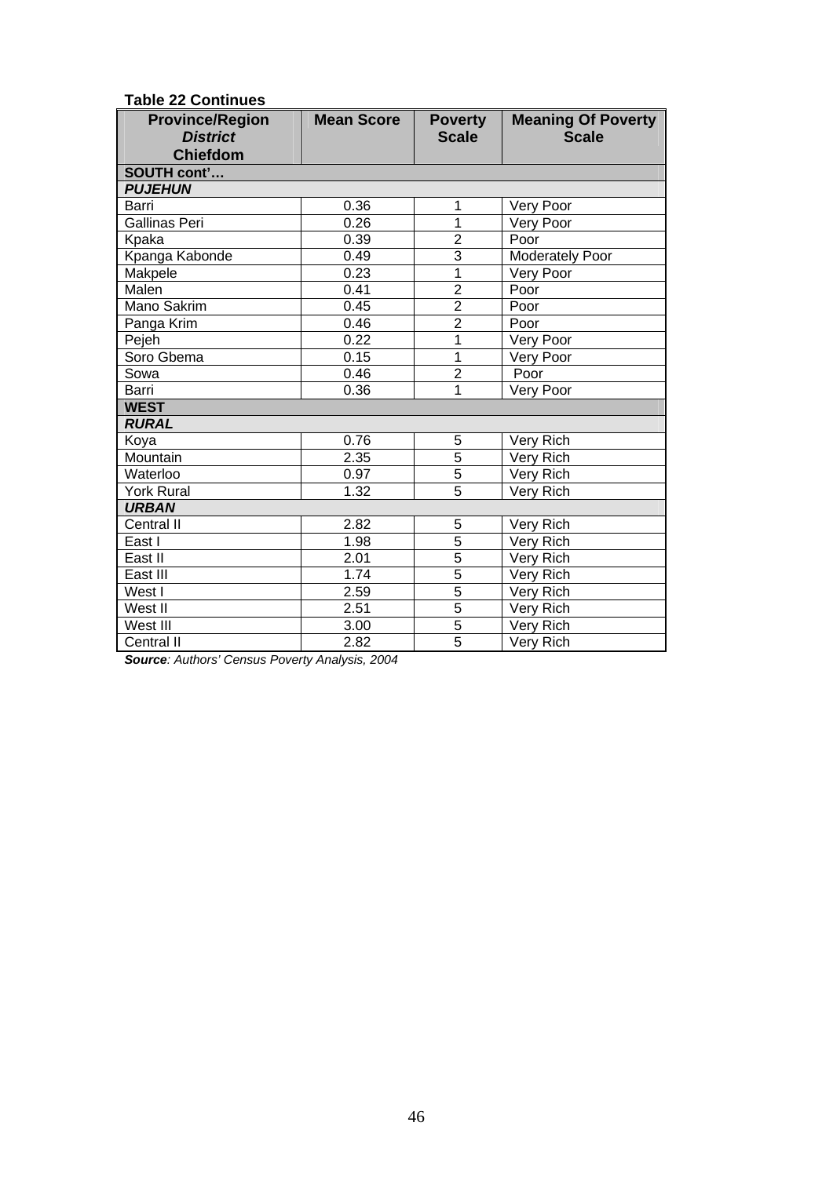**Table 22 Continues**

| Province/Region *District* Chiefdom | Mean Score | Poverty Scale | Meaning Of Poverty Scale |
|---|---|---|---|
| **SOUTH cont'…** | | | |
| ***PUJEHUN*** | | | |
| Barri | 0.36 | 1 | Very Poor |
| Gallinas Peri | 0.26 | 1 | Very Poor |
| Kpaka | 0.39 | 2 | Poor |
| Kpanga Kabonde | 0.49 | 3 | Moderately Poor |
| Makpele | 0.23 | 1 | Very Poor |
| Malen | 0.41 | 2 | Poor |
| Mano Sakrim | 0.45 | 2 | Poor |
| Panga Krim | 0.46 | 2 | Poor |
| Pejeh | 0.22 | 1 | Very Poor |
| Soro Gbema | 0.15 | 1 | Very Poor |
| Sowa | 0.46 | 2 | Poor |
| Barri | 0.36 | 1 | Very Poor |
| **WEST** | | | |
| ***RURAL*** | | | |
| Koya | 0.76 | 5 | Very Rich |
| Mountain | 2.35 | 5 | Very Rich |
| Waterloo | 0.97 | 5 | Very Rich |
| York Rural | 1.32 | 5 | Very Rich |
| ***URBAN*** | | | |
| Central II | 2.82 | 5 | Very Rich |
| East I | 1.98 | 5 | Very Rich |
| East II | 2.01 | 5 | Very Rich |
| East III | 1.74 | 5 | Very Rich |
| West I | 2.59 | 5 | Very Rich |
| West II | 2.51 | 5 | Very Rich |
| West III | 3.00 | 5 | Very Rich |
| Central II | 2.82 | 5 | Very Rich |

***Source**: Authors' Census Poverty Analysis, 2004*